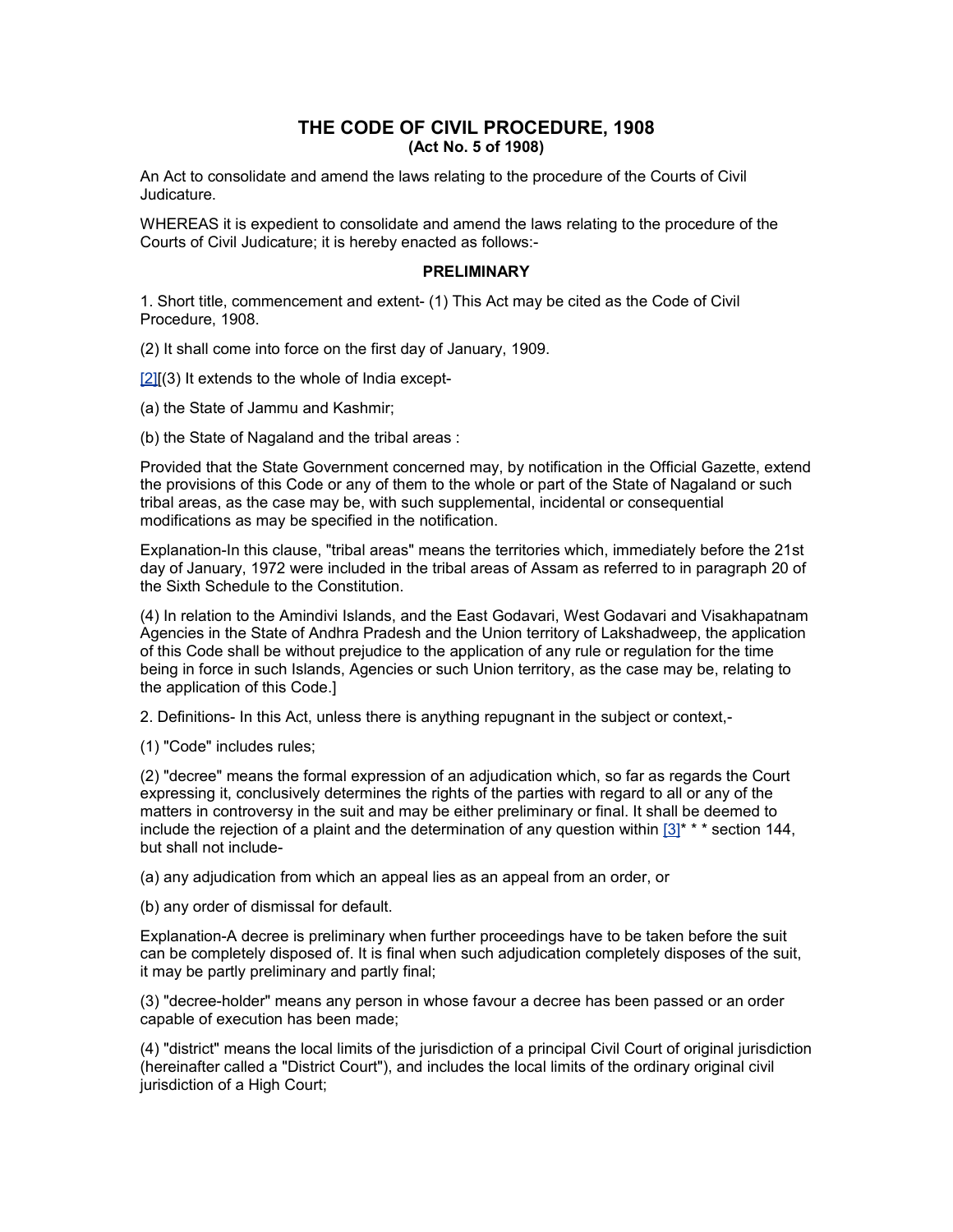# THE CODE OF CIVIL PROCEDURE, 1908
**(Act No. 5 of 1908)**

An Act to consolidate and amend the laws relating to the procedure of the Courts of Civil Judicature.

WHEREAS it is expedient to consolidate and amend the laws relating to the procedure of the Courts of Civil Judicature; it is hereby enacted as follows:-

## PRELIMINARY

1. Short title, commencement and extent- (1) This Act may be cited as the Code of Civil Procedure, 1908.

(2) It shall come into force on the first day of January, 1909.

[2][(3) It extends to the whole of India except-

(a) the State of Jammu and Kashmir;

(b) the State of Nagaland and the tribal areas :

Provided that the State Government concerned may, by notification in the Official Gazette, extend the provisions of this Code or any of them to the whole or part of the State of Nagaland or such tribal areas, as the case may be, with such supplemental, incidental or consequential modifications as may be specified in the notification.

Explanation-In this clause, "tribal areas" means the territories which, immediately before the 21st day of January, 1972 were included in the tribal areas of Assam as referred to in paragraph 20 of the Sixth Schedule to the Constitution.

(4) In relation to the Amindivi Islands, and the East Godavari, West Godavari and Visakhapatnam Agencies in the State of Andhra Pradesh and the Union territory of Lakshadweep, the application of this Code shall be without prejudice to the application of any rule or regulation for the time being in force in such Islands, Agencies or such Union territory, as the case may be, relating to the application of this Code.]

2. Definitions- In this Act, unless there is anything repugnant in the subject or context,-

(1) "Code" includes rules;

(2) "decree" means the formal expression of an adjudication which, so far as regards the Court expressing it, conclusively determines the rights of the parties with regard to all or any of the matters in controversy in the suit and may be either preliminary or final. It shall be deemed to include the rejection of a plaint and the determination of any question within [3]* * * section 144, but shall not include-

(a) any adjudication from which an appeal lies as an appeal from an order, or

(b) any order of dismissal for default.

Explanation-A decree is preliminary when further proceedings have to be taken before the suit can be completely disposed of. It is final when such adjudication completely disposes of the suit, it may be partly preliminary and partly final;

(3) "decree-holder" means any person in whose favour a decree has been passed or an order capable of execution has been made;

(4) "district" means the local limits of the jurisdiction of a principal Civil Court of original jurisdiction (hereinafter called a "District Court"), and includes the local limits of the ordinary original civil jurisdiction of a High Court;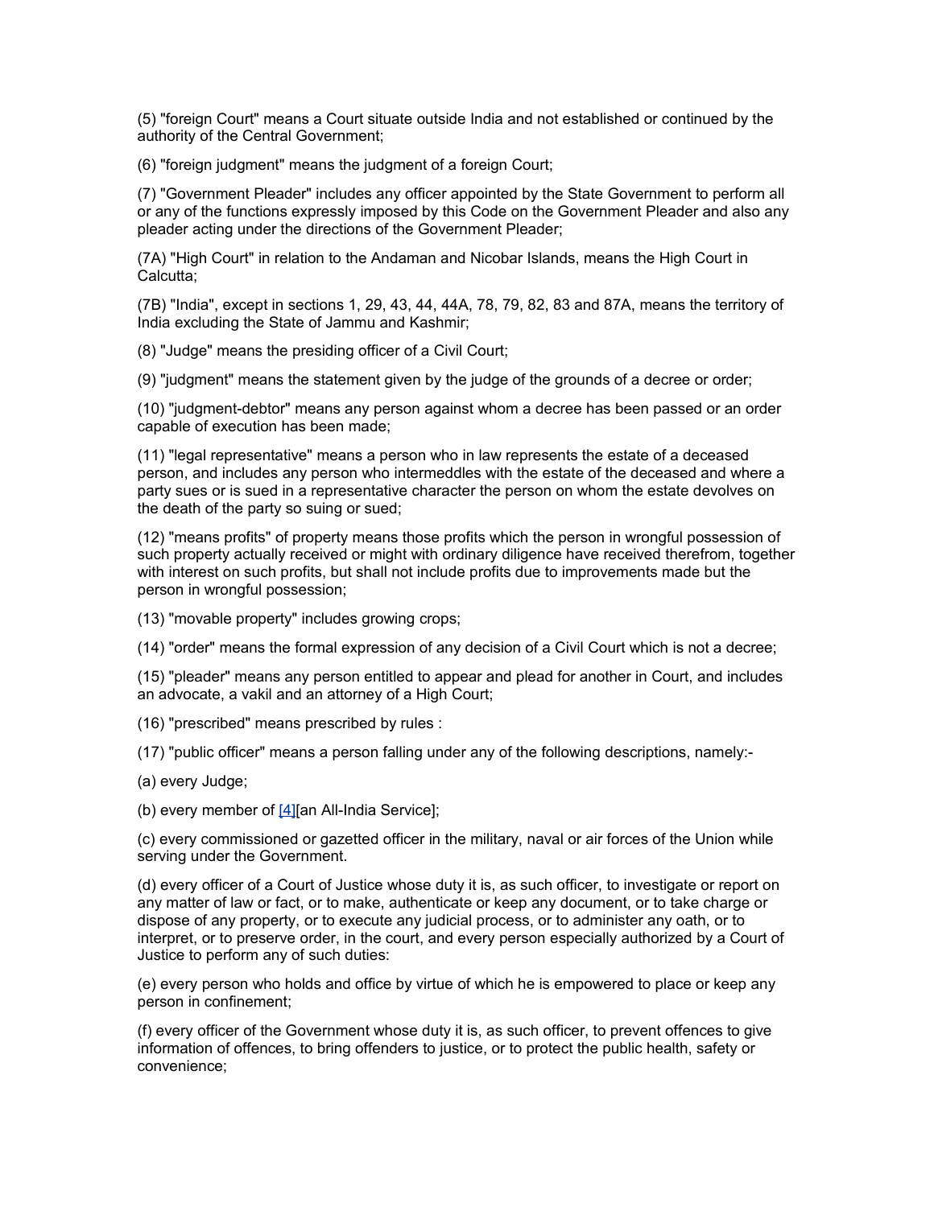(5) "foreign Court" means a Court situate outside India and not established or continued by the authority of the Central Government;

(6) "foreign judgment" means the judgment of a foreign Court;

(7) "Government Pleader" includes any officer appointed by the State Government to perform all or any of the functions expressly imposed by this Code on the Government Pleader and also any pleader acting under the directions of the Government Pleader;

(7A) "High Court" in relation to the Andaman and Nicobar Islands, means the High Court in Calcutta;

(7B) "India", except in sections 1, 29, 43, 44, 44A, 78, 79, 82, 83 and 87A, means the territory of India excluding the State of Jammu and Kashmir;

(8) "Judge" means the presiding officer of a Civil Court;

(9) "judgment" means the statement given by the judge of the grounds of a decree or order;

(10) "judgment-debtor" means any person against whom a decree has been passed or an order capable of execution has been made;

(11) "legal representative" means a person who in law represents the estate of a deceased person, and includes any person who intermeddles with the estate of the deceased and where a party sues or is sued in a representative character the person on whom the estate devolves on the death of the party so suing or sued;

(12) "means profits" of property means those profits which the person in wrongful possession of such property actually received or might with ordinary diligence have received therefrom, together with interest on such profits, but shall not include profits due to improvements made but the person in wrongful possession;

(13) "movable property" includes growing crops;

(14) "order" means the formal expression of any decision of a Civil Court which is not a decree;

(15) "pleader" means any person entitled to appear and plead for another in Court, and includes an advocate, a vakil and an attorney of a High Court;

(16) "prescribed" means prescribed by rules :

(17) "public officer" means a person falling under any of the following descriptions, namely:-

(a) every Judge;

(b) every member of [4][an All-India Service];

(c) every commissioned or gazetted officer in the military, naval or air forces of the Union while serving under the Government.

(d) every officer of a Court of Justice whose duty it is, as such officer, to investigate or report on any matter of law or fact, or to make, authenticate or keep any document, or to take charge or dispose of any property, or to execute any judicial process, or to administer any oath, or to interpret, or to preserve order, in the court, and every person especially authorized by a Court of Justice to perform any of such duties:

(e) every person who holds and office by virtue of which he is empowered to place or keep any person in confinement;

(f) every officer of the Government whose duty it is, as such officer, to prevent offences to give information of offences, to bring offenders to justice, or to protect the public health, safety or convenience;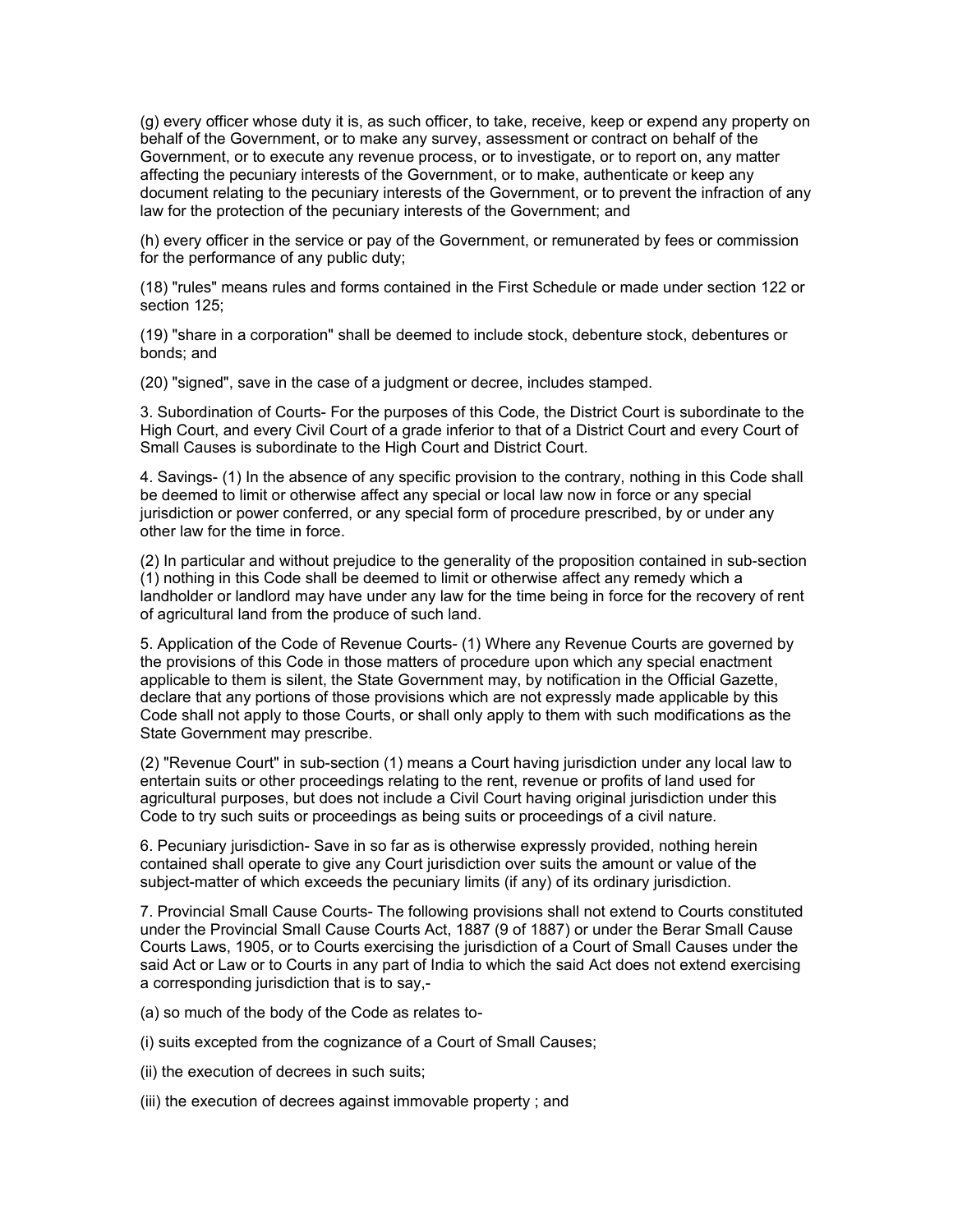(g) every officer whose duty it is, as such officer, to take, receive, keep or expend any property on behalf of the Government, or to make any survey, assessment or contract on behalf of the Government, or to execute any revenue process, or to investigate, or to report on, any matter affecting the pecuniary interests of the Government, or to make, authenticate or keep any document relating to the pecuniary interests of the Government, or to prevent the infraction of any law for the protection of the pecuniary interests of the Government; and

(h) every officer in the service or pay of the Government, or remunerated by fees or commission for the performance of any public duty;

(18) "rules" means rules and forms contained in the First Schedule or made under section 122 or section 125;

(19) "share in a corporation" shall be deemed to include stock, debenture stock, debentures or bonds; and

(20) "signed", save in the case of a judgment or decree, includes stamped.

3. Subordination of Courts- For the purposes of this Code, the District Court is subordinate to the High Court, and every Civil Court of a grade inferior to that of a District Court and every Court of Small Causes is subordinate to the High Court and District Court.

4. Savings- (1) In the absence of any specific provision to the contrary, nothing in this Code shall be deemed to limit or otherwise affect any special or local law now in force or any special jurisdiction or power conferred, or any special form of procedure prescribed, by or under any other law for the time in force.

(2) In particular and without prejudice to the generality of the proposition contained in sub-section (1) nothing in this Code shall be deemed to limit or otherwise affect any remedy which a landholder or landlord may have under any law for the time being in force for the recovery of rent of agricultural land from the produce of such land.

5. Application of the Code of Revenue Courts- (1) Where any Revenue Courts are governed by the provisions of this Code in those matters of procedure upon which any special enactment applicable to them is silent, the State Government may, by notification in the Official Gazette, declare that any portions of those provisions which are not expressly made applicable by this Code shall not apply to those Courts, or shall only apply to them with such modifications as the State Government may prescribe.

(2) "Revenue Court" in sub-section (1) means a Court having jurisdiction under any local law to entertain suits or other proceedings relating to the rent, revenue or profits of land used for agricultural purposes, but does not include a Civil Court having original jurisdiction under this Code to try such suits or proceedings as being suits or proceedings of a civil nature.

6. Pecuniary jurisdiction- Save in so far as is otherwise expressly provided, nothing herein contained shall operate to give any Court jurisdiction over suits the amount or value of the subject-matter of which exceeds the pecuniary limits (if any) of its ordinary jurisdiction.

7. Provincial Small Cause Courts- The following provisions shall not extend to Courts constituted under the Provincial Small Cause Courts Act, 1887 (9 of 1887) or under the Berar Small Cause Courts Laws, 1905, or to Courts exercising the jurisdiction of a Court of Small Causes under the said Act or Law or to Courts in any part of India to which the said Act does not extend exercising a corresponding jurisdiction that is to say,-

(a) so much of the body of the Code as relates to-

(i) suits excepted from the cognizance of a Court of Small Causes;

(ii) the execution of decrees in such suits;

(iii) the execution of decrees against immovable property ; and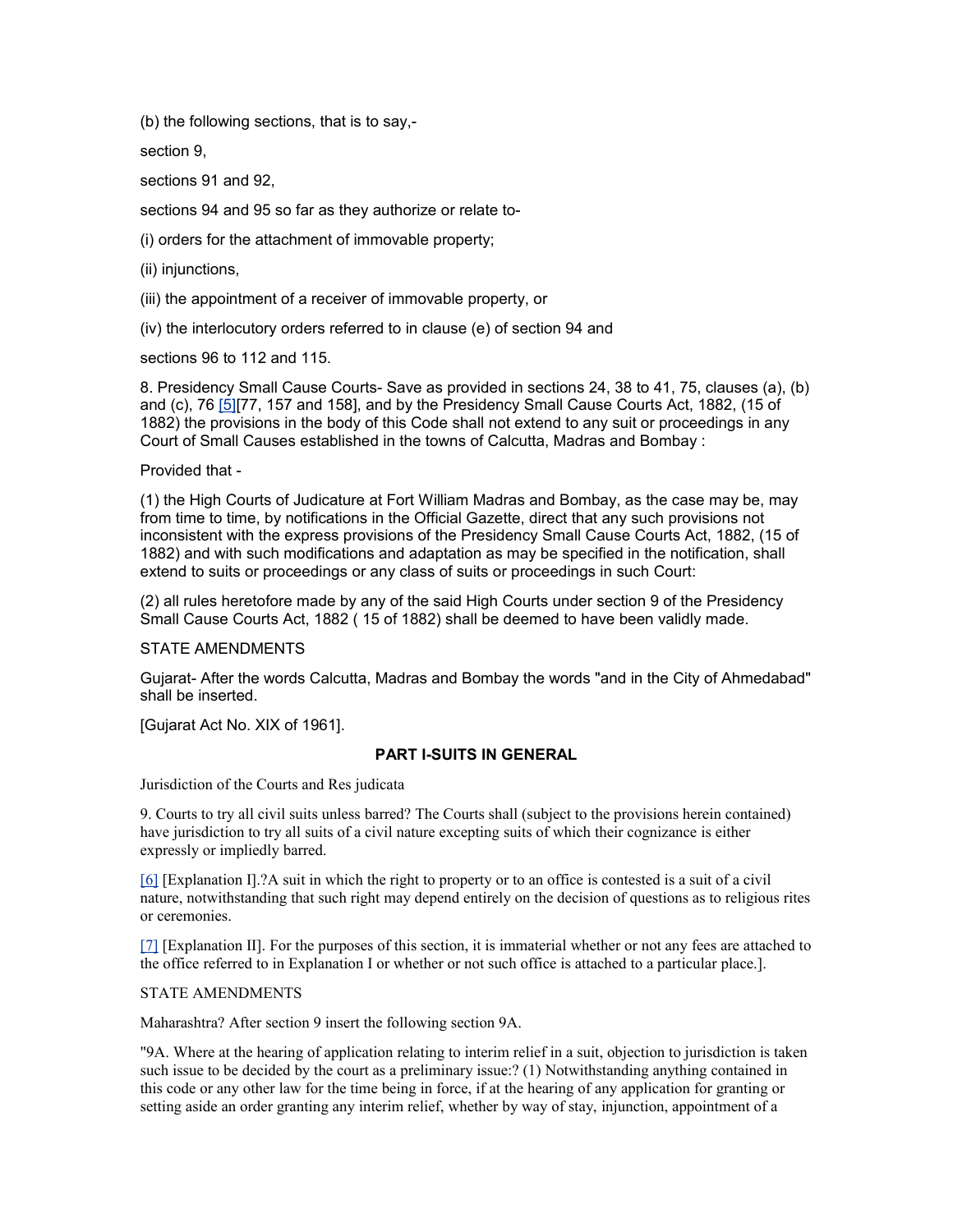(b) the following sections, that is to say,-

section 9,

sections 91 and 92,

sections 94 and 95 so far as they authorize or relate to-

(i) orders for the attachment of immovable property;

(ii) injunctions,

(iii) the appointment of a receiver of immovable property, or

(iv) the interlocutory orders referred to in clause (e) of section 94 and

sections 96 to 112 and 115.

8. Presidency Small Cause Courts- Save as provided in sections 24, 38 to 41, 75, clauses (a), (b) and (c), 76 [5][77, 157 and 158], and by the Presidency Small Cause Courts Act, 1882, (15 of 1882) the provisions in the body of this Code shall not extend to any suit or proceedings in any Court of Small Causes established in the towns of Calcutta, Madras and Bombay :

Provided that -

(1) the High Courts of Judicature at Fort William Madras and Bombay, as the case may be, may from time to time, by notifications in the Official Gazette, direct that any such provisions not inconsistent with the express provisions of the Presidency Small Cause Courts Act, 1882, (15 of 1882) and with such modifications and adaptation as may be specified in the notification, shall extend to suits or proceedings or any class of suits or proceedings in such Court:

(2) all rules heretofore made by any of the said High Courts under section 9 of the Presidency Small Cause Courts Act, 1882 ( 15 of 1882) shall be deemed to have been validly made.

STATE AMENDMENTS

Gujarat- After the words Calcutta, Madras and Bombay the words "and in the City of Ahmedabad" shall be inserted.

[Gujarat Act No. XIX of 1961].

## PART I-SUITS IN GENERAL

Jurisdiction of the Courts and Res judicata

9. Courts to try all civil suits unless barred? The Courts shall (subject to the provisions herein contained) have jurisdiction to try all suits of a civil nature excepting suits of which their cognizance is either expressly or impliedly barred.

[6] [Explanation I].?A suit in which the right to property or to an office is contested is a suit of a civil nature, notwithstanding that such right may depend entirely on the decision of questions as to religious rites or ceremonies.

[7] [Explanation II]. For the purposes of this section, it is immaterial whether or not any fees are attached to the office referred to in Explanation I or whether or not such office is attached to a particular place.].

STATE AMENDMENTS

Maharashtra? After section 9 insert the following section 9A.

"9A. Where at the hearing of application relating to interim relief in a suit, objection to jurisdiction is taken such issue to be decided by the court as a preliminary issue:? (1) Notwithstanding anything contained in this code or any other law for the time being in force, if at the hearing of any application for granting or setting aside an order granting any interim relief, whether by way of stay, injunction, appointment of a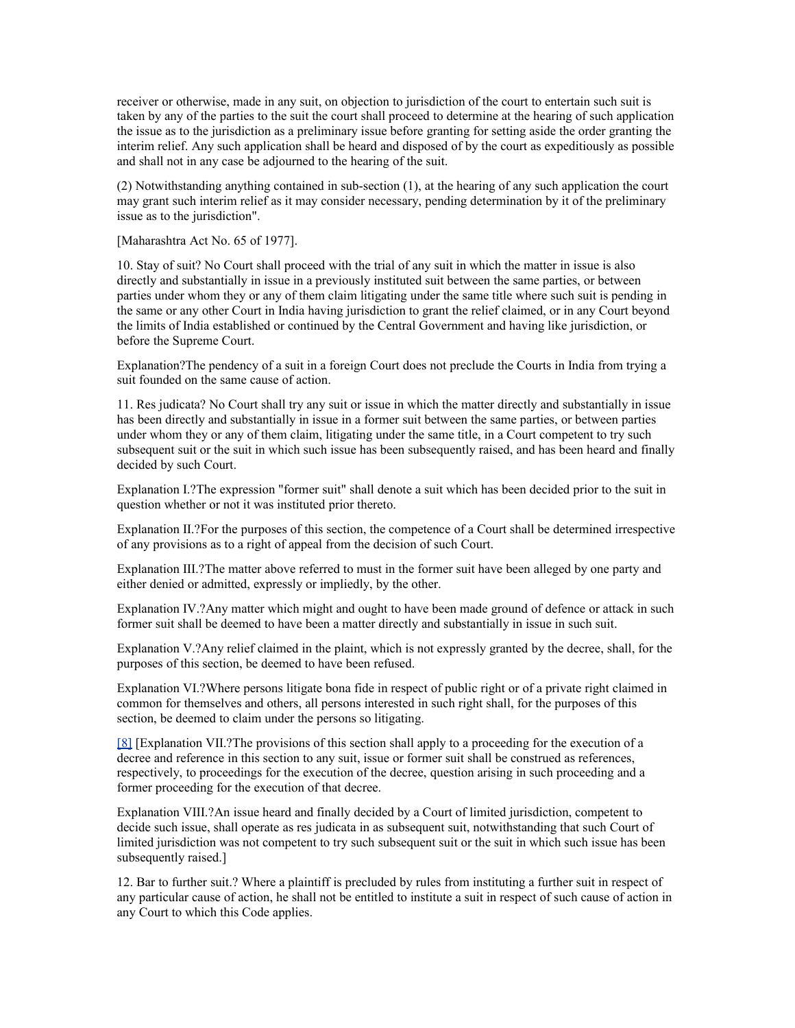receiver or otherwise, made in any suit, on objection to jurisdiction of the court to entertain such suit is taken by any of the parties to the suit the court shall proceed to determine at the hearing of such application the issue as to the jurisdiction as a preliminary issue before granting for setting aside the order granting the interim relief. Any such application shall be heard and disposed of by the court as expeditiously as possible and shall not in any case be adjourned to the hearing of the suit.

(2) Notwithstanding anything contained in sub-section (1), at the hearing of any such application the court may grant such interim relief as it may consider necessary, pending determination by it of the preliminary issue as to the jurisdiction".

[Maharashtra Act No. 65 of 1977].

10. Stay of suit? No Court shall proceed with the trial of any suit in which the matter in issue is also directly and substantially in issue in a previously instituted suit between the same parties, or between parties under whom they or any of them claim litigating under the same title where such suit is pending in the same or any other Court in India having jurisdiction to grant the relief claimed, or in any Court beyond the limits of India established or continued by the Central Government and having like jurisdiction, or before the Supreme Court.

Explanation?The pendency of a suit in a foreign Court does not preclude the Courts in India from trying a suit founded on the same cause of action.

11. Res judicata? No Court shall try any suit or issue in which the matter directly and substantially in issue has been directly and substantially in issue in a former suit between the same parties, or between parties under whom they or any of them claim, litigating under the same title, in a Court competent to try such subsequent suit or the suit in which such issue has been subsequently raised, and has been heard and finally decided by such Court.

Explanation I.?The expression "former suit" shall denote a suit which has been decided prior to the suit in question whether or not it was instituted prior thereto.

Explanation II.?For the purposes of this section, the competence of a Court shall be determined irrespective of any provisions as to a right of appeal from the decision of such Court.

Explanation III.?The matter above referred to must in the former suit have been alleged by one party and either denied or admitted, expressly or impliedly, by the other.

Explanation IV.?Any matter which might and ought to have been made ground of defence or attack in such former suit shall be deemed to have been a matter directly and substantially in issue in such suit.

Explanation V.?Any relief claimed in the plaint, which is not expressly granted by the decree, shall, for the purposes of this section, be deemed to have been refused.

Explanation VI.?Where persons litigate bona fide in respect of public right or of a private right claimed in common for themselves and others, all persons interested in such right shall, for the purposes of this section, be deemed to claim under the persons so litigating.

[8] [Explanation VII.?The provisions of this section shall apply to a proceeding for the execution of a decree and reference in this section to any suit, issue or former suit shall be construed as references, respectively, to proceedings for the execution of the decree, question arising in such proceeding and a former proceeding for the execution of that decree.

Explanation VIII.?An issue heard and finally decided by a Court of limited jurisdiction, competent to decide such issue, shall operate as res judicata in as subsequent suit, notwithstanding that such Court of limited jurisdiction was not competent to try such subsequent suit or the suit in which such issue has been subsequently raised.]

12. Bar to further suit.? Where a plaintiff is precluded by rules from instituting a further suit in respect of any particular cause of action, he shall not be entitled to institute a suit in respect of such cause of action in any Court to which this Code applies.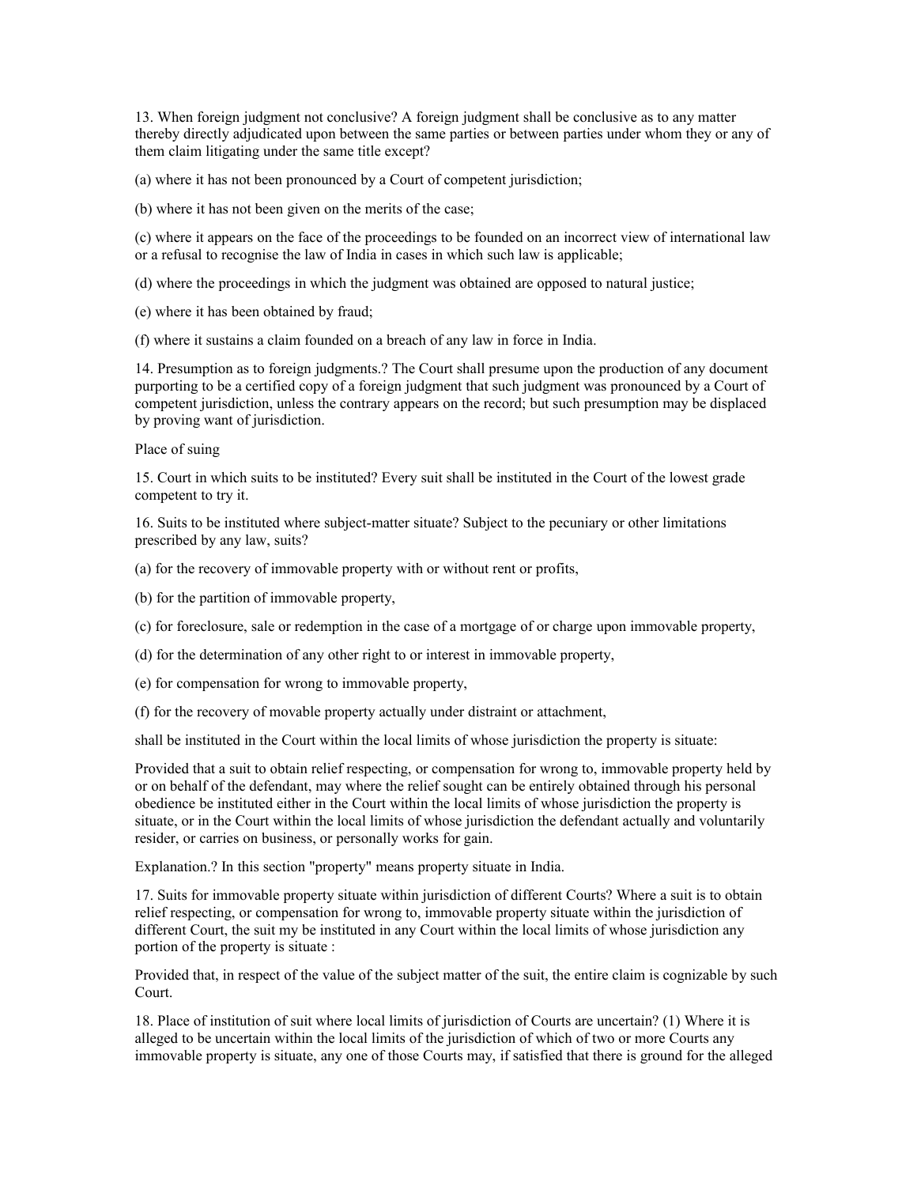13. When foreign judgment not conclusive? A foreign judgment shall be conclusive as to any matter thereby directly adjudicated upon between the same parties or between parties under whom they or any of them claim litigating under the same title except?

(a) where it has not been pronounced by a Court of competent jurisdiction;

(b) where it has not been given on the merits of the case;

(c) where it appears on the face of the proceedings to be founded on an incorrect view of international law or a refusal to recognise the law of India in cases in which such law is applicable;

(d) where the proceedings in which the judgment was obtained are opposed to natural justice;

(e) where it has been obtained by fraud;

(f) where it sustains a claim founded on a breach of any law in force in India.

14. Presumption as to foreign judgments.? The Court shall presume upon the production of any document purporting to be a certified copy of a foreign judgment that such judgment was pronounced by a Court of competent jurisdiction, unless the contrary appears on the record; but such presumption may be displaced by proving want of jurisdiction.

Place of suing

15. Court in which suits to be instituted? Every suit shall be instituted in the Court of the lowest grade competent to try it.

16. Suits to be instituted where subject-matter situate? Subject to the pecuniary or other limitations prescribed by any law, suits?

(a) for the recovery of immovable property with or without rent or profits,

(b) for the partition of immovable property,

(c) for foreclosure, sale or redemption in the case of a mortgage of or charge upon immovable property,

(d) for the determination of any other right to or interest in immovable property,

(e) for compensation for wrong to immovable property,

(f) for the recovery of movable property actually under distraint or attachment,

shall be instituted in the Court within the local limits of whose jurisdiction the property is situate:

Provided that a suit to obtain relief respecting, or compensation for wrong to, immovable property held by or on behalf of the defendant, may where the relief sought can be entirely obtained through his personal obedience be instituted either in the Court within the local limits of whose jurisdiction the property is situate, or in the Court within the local limits of whose jurisdiction the defendant actually and voluntarily resider, or carries on business, or personally works for gain.

Explanation.? In this section "property" means property situate in India.

17. Suits for immovable property situate within jurisdiction of different Courts? Where a suit is to obtain relief respecting, or compensation for wrong to, immovable property situate within the jurisdiction of different Court, the suit my be instituted in any Court within the local limits of whose jurisdiction any portion of the property is situate :

Provided that, in respect of the value of the subject matter of the suit, the entire claim is cognizable by such Court.

18. Place of institution of suit where local limits of jurisdiction of Courts are uncertain? (1) Where it is alleged to be uncertain within the local limits of the jurisdiction of which of two or more Courts any immovable property is situate, any one of those Courts may, if satisfied that there is ground for the alleged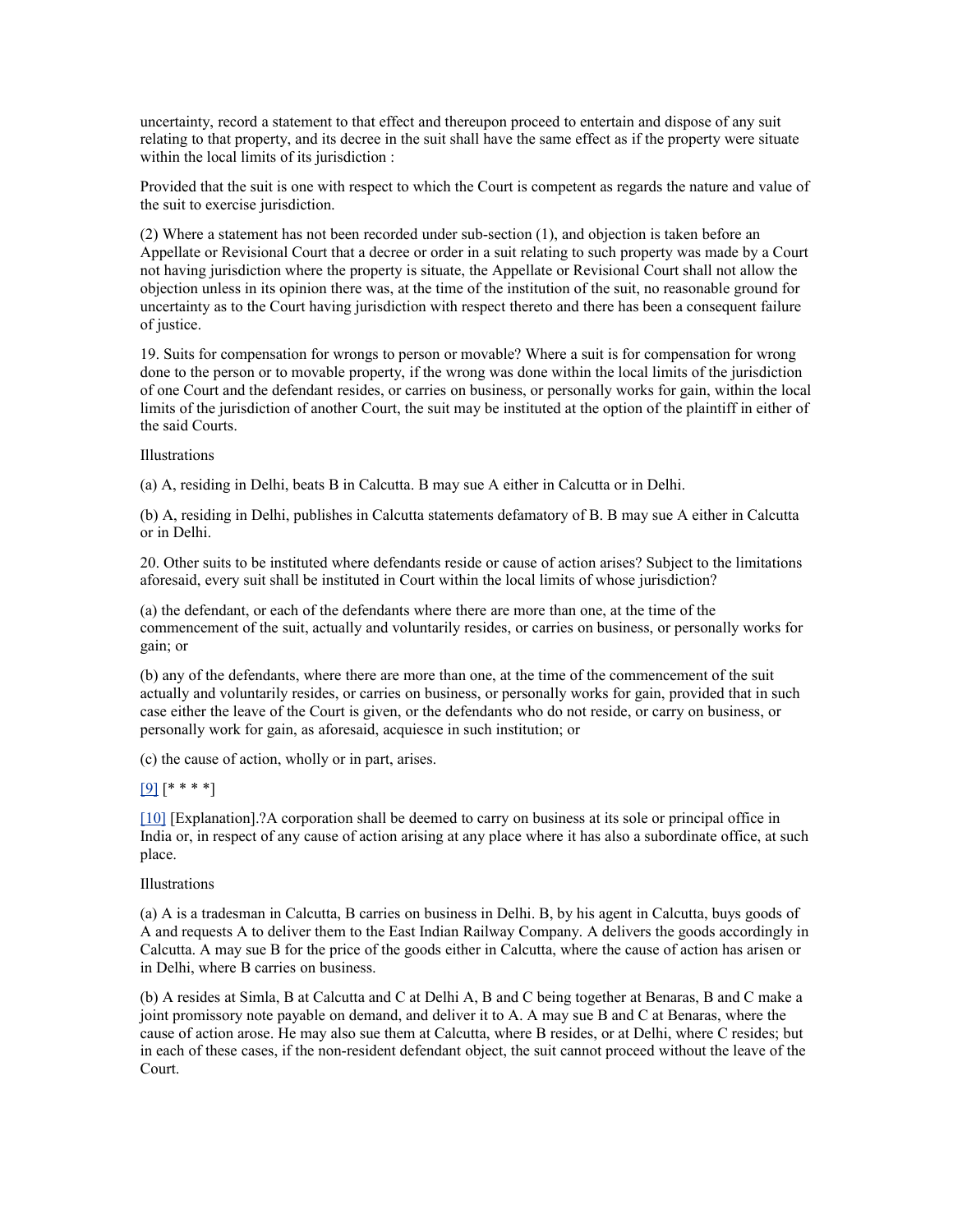uncertainty, record a statement to that effect and thereupon proceed to entertain and dispose of any suit relating to that property, and its decree in the suit shall have the same effect as if the property were situate within the local limits of its jurisdiction :

Provided that the suit is one with respect to which the Court is competent as regards the nature and value of the suit to exercise jurisdiction.

(2) Where a statement has not been recorded under sub-section (1), and objection is taken before an Appellate or Revisional Court that a decree or order in a suit relating to such property was made by a Court not having jurisdiction where the property is situate, the Appellate or Revisional Court shall not allow the objection unless in its opinion there was, at the time of the institution of the suit, no reasonable ground for uncertainty as to the Court having jurisdiction with respect thereto and there has been a consequent failure of justice.

19. Suits for compensation for wrongs to person or movable? Where a suit is for compensation for wrong done to the person or to movable property, if the wrong was done within the local limits of the jurisdiction of one Court and the defendant resides, or carries on business, or personally works for gain, within the local limits of the jurisdiction of another Court, the suit may be instituted at the option of the plaintiff in either of the said Courts.

Illustrations

(a) A, residing in Delhi, beats B in Calcutta. B may sue A either in Calcutta or in Delhi.

(b) A, residing in Delhi, publishes in Calcutta statements defamatory of B. B may sue A either in Calcutta or in Delhi.

20. Other suits to be instituted where defendants reside or cause of action arises? Subject to the limitations aforesaid, every suit shall be instituted in Court within the local limits of whose jurisdiction?

(a) the defendant, or each of the defendants where there are more than one, at the time of the commencement of the suit, actually and voluntarily resides, or carries on business, or personally works for gain; or

(b) any of the defendants, where there are more than one, at the time of the commencement of the suit actually and voluntarily resides, or carries on business, or personally works for gain, provided that in such case either the leave of the Court is given, or the defendants who do not reside, or carry on business, or personally work for gain, as aforesaid, acquiesce in such institution; or

(c) the cause of action, wholly or in part, arises.

[9] [* * * *]

[10] [Explanation].?A corporation shall be deemed to carry on business at its sole or principal office in India or, in respect of any cause of action arising at any place where it has also a subordinate office, at such place.

Illustrations

(a) A is a tradesman in Calcutta, B carries on business in Delhi. B, by his agent in Calcutta, buys goods of A and requests A to deliver them to the East Indian Railway Company. A delivers the goods accordingly in Calcutta. A may sue B for the price of the goods either in Calcutta, where the cause of action has arisen or in Delhi, where B carries on business.

(b) A resides at Simla, B at Calcutta and C at Delhi A, B and C being together at Benaras, B and C make a joint promissory note payable on demand, and deliver it to A. A may sue B and C at Benaras, where the cause of action arose. He may also sue them at Calcutta, where B resides, or at Delhi, where C resides; but in each of these cases, if the non-resident defendant object, the suit cannot proceed without the leave of the Court.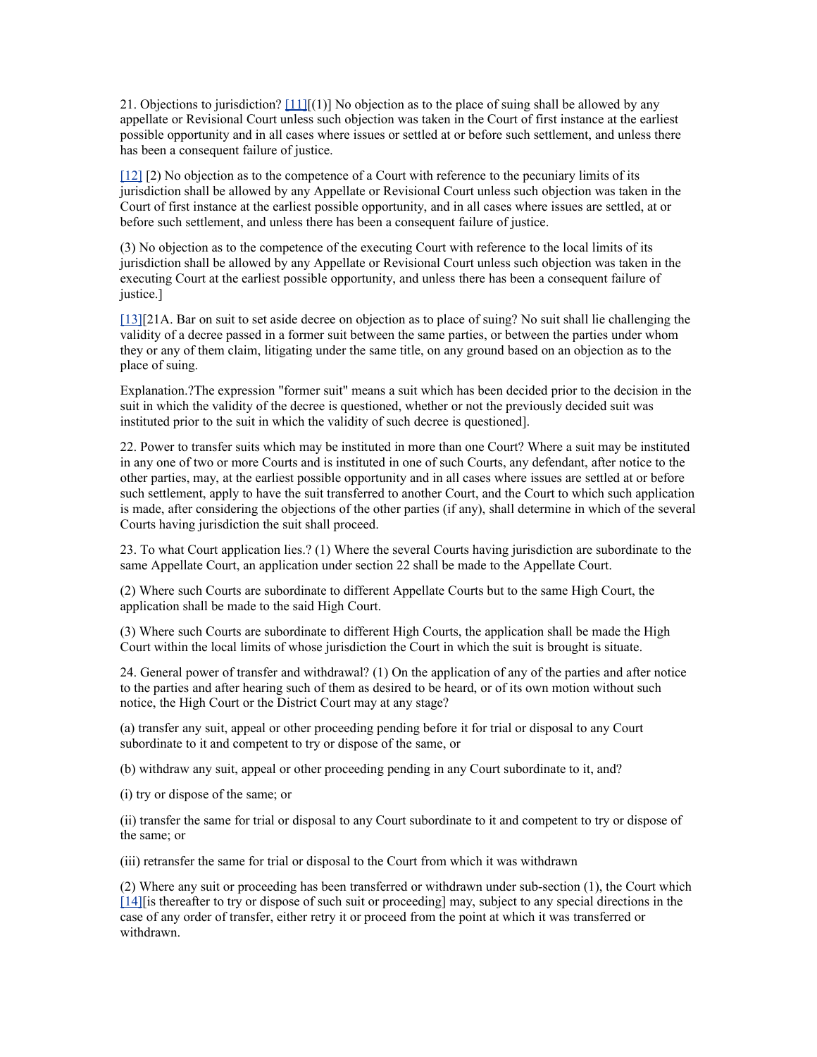21. Objections to jurisdiction? [11][(1)] No objection as to the place of suing shall be allowed by any appellate or Revisional Court unless such objection was taken in the Court of first instance at the earliest possible opportunity and in all cases where issues or settled at or before such settlement, and unless there has been a consequent failure of justice.

[12] [2) No objection as to the competence of a Court with reference to the pecuniary limits of its jurisdiction shall be allowed by any Appellate or Revisional Court unless such objection was taken in the Court of first instance at the earliest possible opportunity, and in all cases where issues are settled, at or before such settlement, and unless there has been a consequent failure of justice.

(3) No objection as to the competence of the executing Court with reference to the local limits of its jurisdiction shall be allowed by any Appellate or Revisional Court unless such objection was taken in the executing Court at the earliest possible opportunity, and unless there has been a consequent failure of justice.]

[13][21A. Bar on suit to set aside decree on objection as to place of suing? No suit shall lie challenging the validity of a decree passed in a former suit between the same parties, or between the parties under whom they or any of them claim, litigating under the same title, on any ground based on an objection as to the place of suing.

Explanation.?The expression "former suit" means a suit which has been decided prior to the decision in the suit in which the validity of the decree is questioned, whether or not the previously decided suit was instituted prior to the suit in which the validity of such decree is questioned].

22. Power to transfer suits which may be instituted in more than one Court? Where a suit may be instituted in any one of two or more Courts and is instituted in one of such Courts, any defendant, after notice to the other parties, may, at the earliest possible opportunity and in all cases where issues are settled at or before such settlement, apply to have the suit transferred to another Court, and the Court to which such application is made, after considering the objections of the other parties (if any), shall determine in which of the several Courts having jurisdiction the suit shall proceed.

23. To what Court application lies.? (1) Where the several Courts having jurisdiction are subordinate to the same Appellate Court, an application under section 22 shall be made to the Appellate Court.

(2) Where such Courts are subordinate to different Appellate Courts but to the same High Court, the application shall be made to the said High Court.

(3) Where such Courts are subordinate to different High Courts, the application shall be made the High Court within the local limits of whose jurisdiction the Court in which the suit is brought is situate.

24. General power of transfer and withdrawal? (1) On the application of any of the parties and after notice to the parties and after hearing such of them as desired to be heard, or of its own motion without such notice, the High Court or the District Court may at any stage?

(a) transfer any suit, appeal or other proceeding pending before it for trial or disposal to any Court subordinate to it and competent to try or dispose of the same, or

(b) withdraw any suit, appeal or other proceeding pending in any Court subordinate to it, and?

(i) try or dispose of the same; or

(ii) transfer the same for trial or disposal to any Court subordinate to it and competent to try or dispose of the same; or

(iii) retransfer the same for trial or disposal to the Court from which it was withdrawn

(2) Where any suit or proceeding has been transferred or withdrawn under sub-section (1), the Court which [14][is thereafter to try or dispose of such suit or proceeding] may, subject to any special directions in the case of any order of transfer, either retry it or proceed from the point at which it was transferred or withdrawn.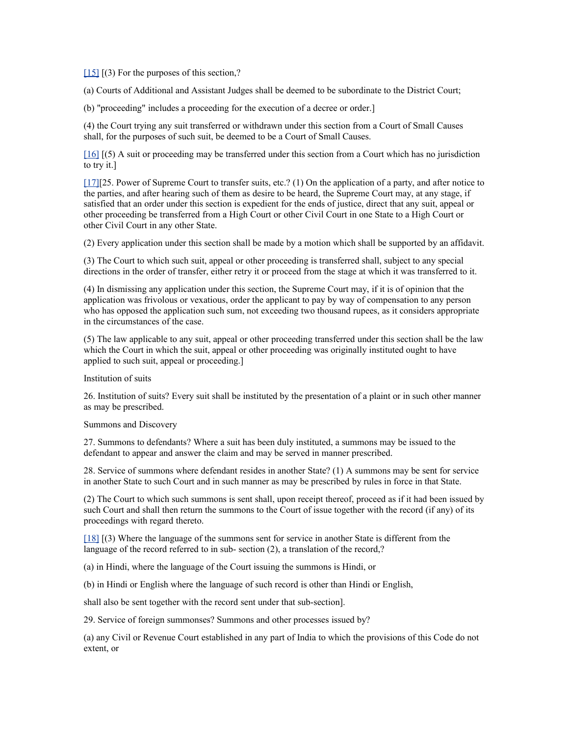[15] [(3) For the purposes of this section,?

(a) Courts of Additional and Assistant Judges shall be deemed to be subordinate to the District Court;

(b) "proceeding" includes a proceeding for the execution of a decree or order.]

(4) the Court trying any suit transferred or withdrawn under this section from a Court of Small Causes shall, for the purposes of such suit, be deemed to be a Court of Small Causes.

[16] [(5) A suit or proceeding may be transferred under this section from a Court which has no jurisdiction to try it.]

[17][25. Power of Supreme Court to transfer suits, etc.? (1) On the application of a party, and after notice to the parties, and after hearing such of them as desire to be heard, the Supreme Court may, at any stage, if satisfied that an order under this section is expedient for the ends of justice, direct that any suit, appeal or other proceeding be transferred from a High Court or other Civil Court in one State to a High Court or other Civil Court in any other State.

(2) Every application under this section shall be made by a motion which shall be supported by an affidavit.

(3) The Court to which such suit, appeal or other proceeding is transferred shall, subject to any special directions in the order of transfer, either retry it or proceed from the stage at which it was transferred to it.

(4) In dismissing any application under this section, the Supreme Court may, if it is of opinion that the application was frivolous or vexatious, order the applicant to pay by way of compensation to any person who has opposed the application such sum, not exceeding two thousand rupees, as it considers appropriate in the circumstances of the case.

(5) The law applicable to any suit, appeal or other proceeding transferred under this section shall be the law which the Court in which the suit, appeal or other proceeding was originally instituted ought to have applied to such suit, appeal or proceeding.]

Institution of suits

26. Institution of suits? Every suit shall be instituted by the presentation of a plaint or in such other manner as may be prescribed.

Summons and Discovery

27. Summons to defendants? Where a suit has been duly instituted, a summons may be issued to the defendant to appear and answer the claim and may be served in manner prescribed.

28. Service of summons where defendant resides in another State? (1) A summons may be sent for service in another State to such Court and in such manner as may be prescribed by rules in force in that State.

(2) The Court to which such summons is sent shall, upon receipt thereof, proceed as if it had been issued by such Court and shall then return the summons to the Court of issue together with the record (if any) of its proceedings with regard thereto.

[18] [(3) Where the language of the summons sent for service in another State is different from the language of the record referred to in sub- section (2), a translation of the record,?

(a) in Hindi, where the language of the Court issuing the summons is Hindi, or

(b) in Hindi or English where the language of such record is other than Hindi or English,

shall also be sent together with the record sent under that sub-section].

29. Service of foreign summonses? Summons and other processes issued by?

(a) any Civil or Revenue Court established in any part of India to which the provisions of this Code do not extent, or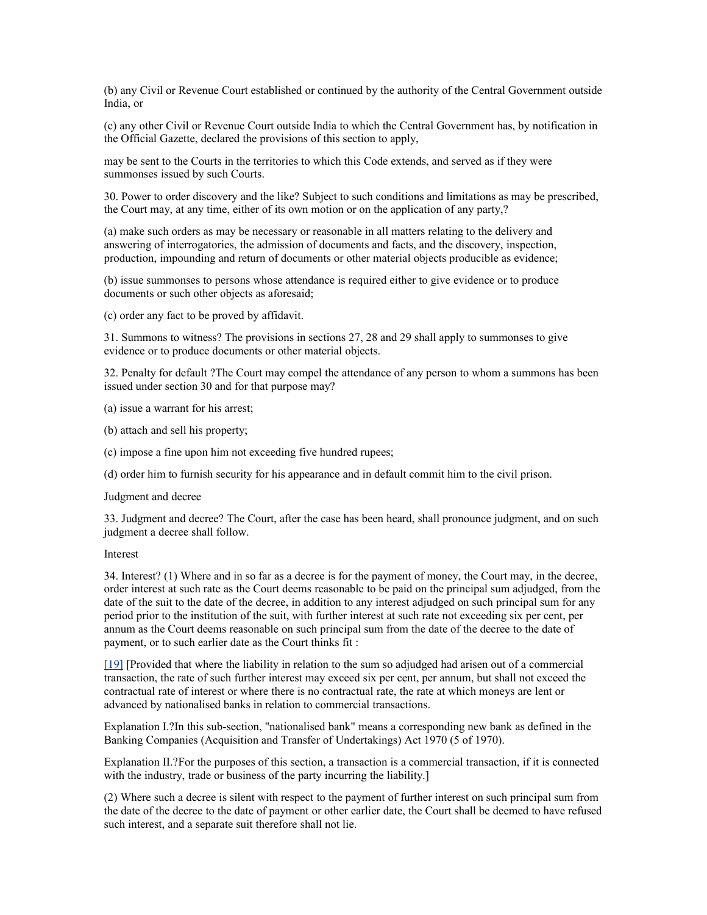(b) any Civil or Revenue Court established or continued by the authority of the Central Government outside India, or

(c) any other Civil or Revenue Court outside India to which the Central Government has, by notification in the Official Gazette, declared the provisions of this section to apply,

may be sent to the Courts in the territories to which this Code extends, and served as if they were summonses issued by such Courts.

30. Power to order discovery and the like? Subject to such conditions and limitations as may be prescribed, the Court may, at any time, either of its own motion or on the application of any party,?

(a) make such orders as may be necessary or reasonable in all matters relating to the delivery and answering of interrogatories, the admission of documents and facts, and the discovery, inspection, production, impounding and return of documents or other material objects producible as evidence;

(b) issue summonses to persons whose attendance is required either to give evidence or to produce documents or such other objects as aforesaid;

(c) order any fact to be proved by affidavit.

31. Summons to witness? The provisions in sections 27, 28 and 29 shall apply to summonses to give evidence or to produce documents or other material objects.

32. Penalty for default ?The Court may compel the attendance of any person to whom a summons has been issued under section 30 and for that purpose may?

(a) issue a warrant for his arrest;

(b) attach and sell his property;

(c) impose a fine upon him not exceeding five hundred rupees;

(d) order him to furnish security for his appearance and in default commit him to the civil prison.

Judgment and decree

33. Judgment and decree? The Court, after the case has been heard, shall pronounce judgment, and on such judgment a decree shall follow.

Interest

34. Interest? (1) Where and in so far as a decree is for the payment of money, the Court may, in the decree, order interest at such rate as the Court deems reasonable to be paid on the principal sum adjudged, from the date of the suit to the date of the decree, in addition to any interest adjudged on such principal sum for any period prior to the institution of the suit, with further interest at such rate not exceeding six per cent, per annum as the Court deems reasonable on such principal sum from the date of the decree to the date of payment, or to such earlier date as the Court thinks fit :

[19] [Provided that where the liability in relation to the sum so adjudged had arisen out of a commercial transaction, the rate of such further interest may exceed six per cent, per annum, but shall not exceed the contractual rate of interest or where there is no contractual rate, the rate at which moneys are lent or advanced by nationalised banks in relation to commercial transactions.

Explanation I.?In this sub-section, "nationalised bank" means a corresponding new bank as defined in the Banking Companies (Acquisition and Transfer of Undertakings) Act 1970 (5 of 1970).

Explanation II.?For the purposes of this section, a transaction is a commercial transaction, if it is connected with the industry, trade or business of the party incurring the liability.]

(2) Where such a decree is silent with respect to the payment of further interest on such principal sum from the date of the decree to the date of payment or other earlier date, the Court shall be deemed to have refused such interest, and a separate suit therefore shall not lie.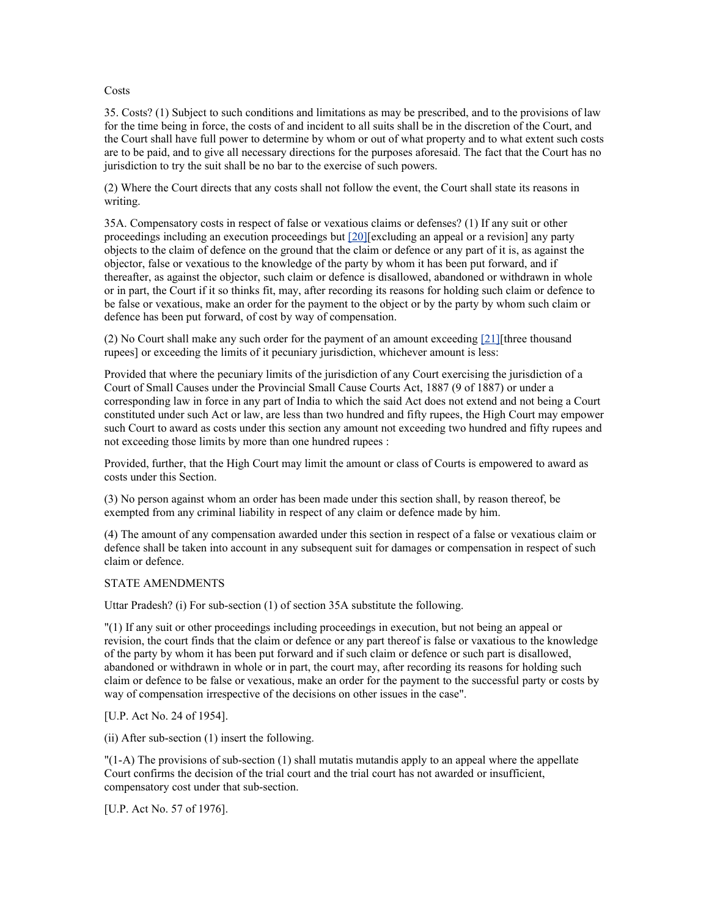Costs

35. Costs? (1) Subject to such conditions and limitations as may be prescribed, and to the provisions of law for the time being in force, the costs of and incident to all suits shall be in the discretion of the Court, and the Court shall have full power to determine by whom or out of what property and to what extent such costs are to be paid, and to give all necessary directions for the purposes aforesaid. The fact that the Court has no jurisdiction to try the suit shall be no bar to the exercise of such powers.

(2) Where the Court directs that any costs shall not follow the event, the Court shall state its reasons in writing.

35A. Compensatory costs in respect of false or vexatious claims or defenses? (1) If any suit or other proceedings including an execution proceedings but [20][excluding an appeal or a revision] any party objects to the claim of defence on the ground that the claim or defence or any part of it is, as against the objector, false or vexatious to the knowledge of the party by whom it has been put forward, and if thereafter, as against the objector, such claim or defence is disallowed, abandoned or withdrawn in whole or in part, the Court if it so thinks fit, may, after recording its reasons for holding such claim or defence to be false or vexatious, make an order for the payment to the object or by the party by whom such claim or defence has been put forward, of cost by way of compensation.

(2) No Court shall make any such order for the payment of an amount exceeding [21][three thousand rupees] or exceeding the limits of it pecuniary jurisdiction, whichever amount is less:

Provided that where the pecuniary limits of the jurisdiction of any Court exercising the jurisdiction of a Court of Small Causes under the Provincial Small Cause Courts Act, 1887 (9 of 1887) or under a corresponding law in force in any part of India to which the said Act does not extend and not being a Court constituted under such Act or law, are less than two hundred and fifty rupees, the High Court may empower such Court to award as costs under this section any amount not exceeding two hundred and fifty rupees and not exceeding those limits by more than one hundred rupees :

Provided, further, that the High Court may limit the amount or class of Courts is empowered to award as costs under this Section.

(3) No person against whom an order has been made under this section shall, by reason thereof, be exempted from any criminal liability in respect of any claim or defence made by him.

(4) The amount of any compensation awarded under this section in respect of a false or vexatious claim or defence shall be taken into account in any subsequent suit for damages or compensation in respect of such claim or defence.

STATE AMENDMENTS

Uttar Pradesh? (i) For sub-section (1) of section 35A substitute the following.

"(1) If any suit or other proceedings including proceedings in execution, but not being an appeal or revision, the court finds that the claim or defence or any part thereof is false or vaxatious to the knowledge of the party by whom it has been put forward and if such claim or defence or such part is disallowed, abandoned or withdrawn in whole or in part, the court may, after recording its reasons for holding such claim or defence to be false or vexatious, make an order for the payment to the successful party or costs by way of compensation irrespective of the decisions on other issues in the case".

[U.P. Act No. 24 of 1954].

(ii) After sub-section (1) insert the following.

"(1-A) The provisions of sub-section (1) shall mutatis mutandis apply to an appeal where the appellate Court confirms the decision of the trial court and the trial court has not awarded or insufficient, compensatory cost under that sub-section.

[U.P. Act No. 57 of 1976].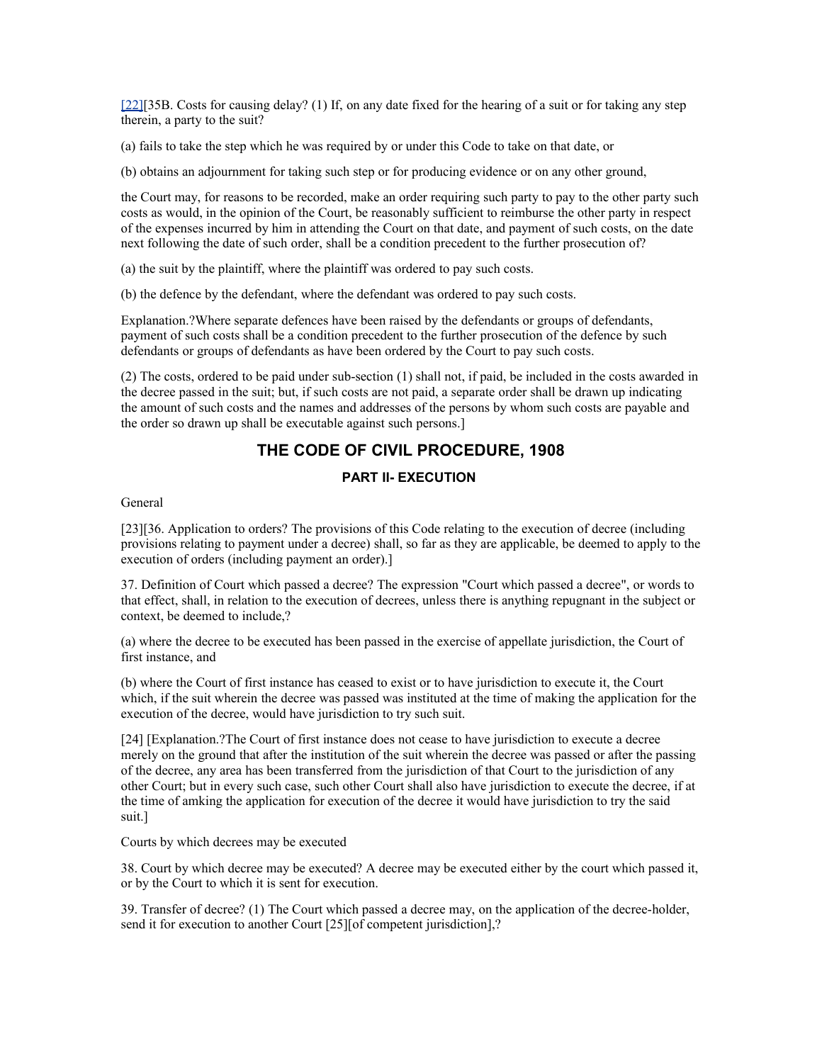[22][35B. Costs for causing delay? (1) If, on any date fixed for the hearing of a suit or for taking any step therein, a party to the suit?

(a) fails to take the step which he was required by or under this Code to take on that date, or

(b) obtains an adjournment for taking such step or for producing evidence or on any other ground,

the Court may, for reasons to be recorded, make an order requiring such party to pay to the other party such costs as would, in the opinion of the Court, be reasonably sufficient to reimburse the other party in respect of the expenses incurred by him in attending the Court on that date, and payment of such costs, on the date next following the date of such order, shall be a condition precedent to the further prosecution of?

(a) the suit by the plaintiff, where the plaintiff was ordered to pay such costs.

(b) the defence by the defendant, where the defendant was ordered to pay such costs.

Explanation.?Where separate defences have been raised by the defendants or groups of defendants, payment of such costs shall be a condition precedent to the further prosecution of the defence by such defendants or groups of defendants as have been ordered by the Court to pay such costs.

(2) The costs, ordered to be paid under sub-section (1) shall not, if paid, be included in the costs awarded in the decree passed in the suit; but, if such costs are not paid, a separate order shall be drawn up indicating the amount of such costs and the names and addresses of the persons by whom such costs are payable and the order so drawn up shall be executable against such persons.]

## THE CODE OF CIVIL PROCEDURE, 1908

### PART II- EXECUTION

General

[23][36. Application to orders? The provisions of this Code relating to the execution of decree (including provisions relating to payment under a decree) shall, so far as they are applicable, be deemed to apply to the execution of orders (including payment an order).]

37. Definition of Court which passed a decree? The expression "Court which passed a decree", or words to that effect, shall, in relation to the execution of decrees, unless there is anything repugnant in the subject or context, be deemed to include,?

(a) where the decree to be executed has been passed in the exercise of appellate jurisdiction, the Court of first instance, and

(b) where the Court of first instance has ceased to exist or to have jurisdiction to execute it, the Court which, if the suit wherein the decree was passed was instituted at the time of making the application for the execution of the decree, would have jurisdiction to try such suit.

[24] [Explanation.?The Court of first instance does not cease to have jurisdiction to execute a decree merely on the ground that after the institution of the suit wherein the decree was passed or after the passing of the decree, any area has been transferred from the jurisdiction of that Court to the jurisdiction of any other Court; but in every such case, such other Court shall also have jurisdiction to execute the decree, if at the time of amking the application for execution of the decree it would have jurisdiction to try the said suit.]

Courts by which decrees may be executed

38. Court by which decree may be executed? A decree may be executed either by the court which passed it, or by the Court to which it is sent for execution.

39. Transfer of decree? (1) The Court which passed a decree may, on the application of the decree-holder, send it for execution to another Court [25][of competent jurisdiction],?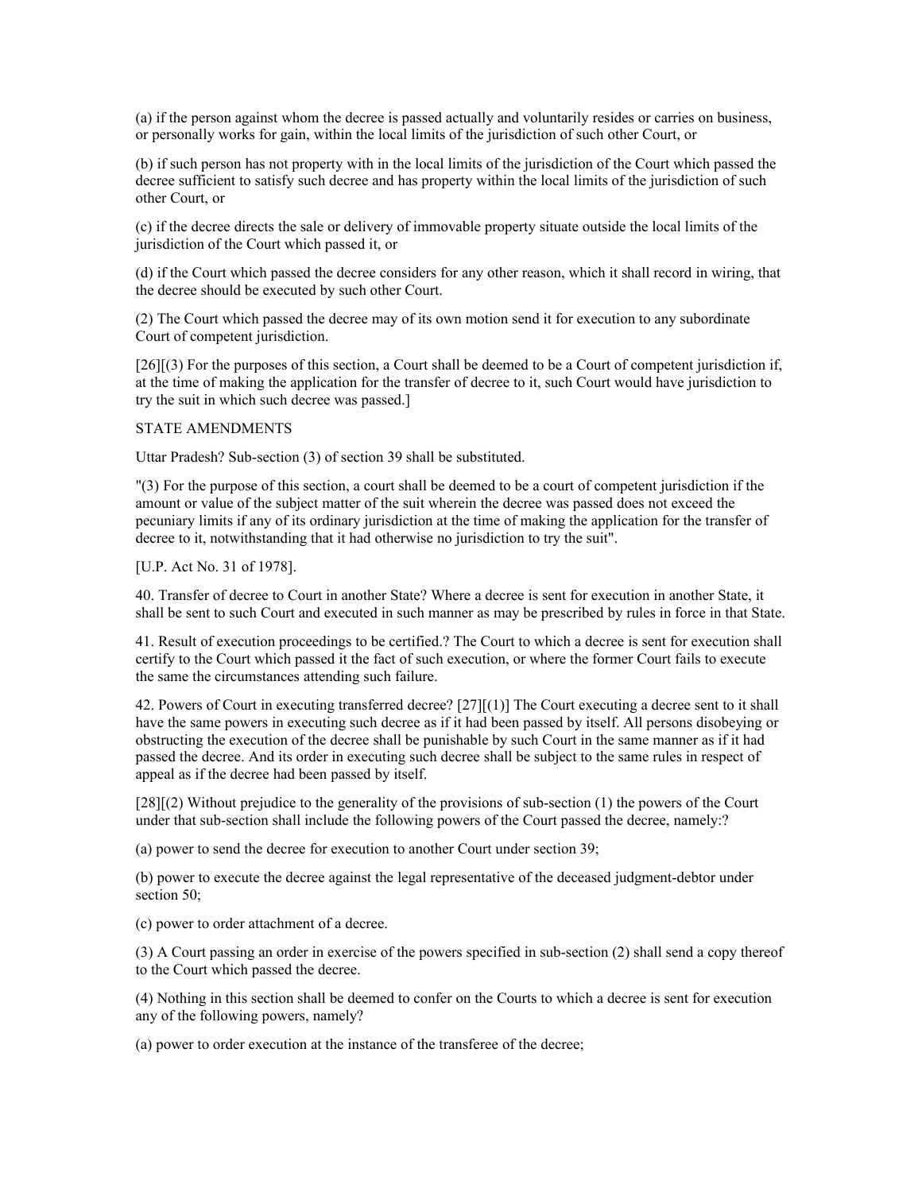(a) if the person against whom the decree is passed actually and voluntarily resides or carries on business, or personally works for gain, within the local limits of the jurisdiction of such other Court, or

(b) if such person has not property with in the local limits of the jurisdiction of the Court which passed the decree sufficient to satisfy such decree and has property within the local limits of the jurisdiction of such other Court, or

(c) if the decree directs the sale or delivery of immovable property situate outside the local limits of the jurisdiction of the Court which passed it, or

(d) if the Court which passed the decree considers for any other reason, which it shall record in wiring, that the decree should be executed by such other Court.

(2) The Court which passed the decree may of its own motion send it for execution to any subordinate Court of competent jurisdiction.

[26][(3) For the purposes of this section, a Court shall be deemed to be a Court of competent jurisdiction if, at the time of making the application for the transfer of decree to it, such Court would have jurisdiction to try the suit in which such decree was passed.]

STATE AMENDMENTS

Uttar Pradesh? Sub-section (3) of section 39 shall be substituted.

"(3) For the purpose of this section, a court shall be deemed to be a court of competent jurisdiction if the amount or value of the subject matter of the suit wherein the decree was passed does not exceed the pecuniary limits if any of its ordinary jurisdiction at the time of making the application for the transfer of decree to it, notwithstanding that it had otherwise no jurisdiction to try the suit".

[U.P. Act No. 31 of 1978].

40. Transfer of decree to Court in another State? Where a decree is sent for execution in another State, it shall be sent to such Court and executed in such manner as may be prescribed by rules in force in that State.

41. Result of execution proceedings to be certified.? The Court to which a decree is sent for execution shall certify to the Court which passed it the fact of such execution, or where the former Court fails to execute the same the circumstances attending such failure.

42. Powers of Court in executing transferred decree? [27][(1)] The Court executing a decree sent to it shall have the same powers in executing such decree as if it had been passed by itself. All persons disobeying or obstructing the execution of the decree shall be punishable by such Court in the same manner as if it had passed the decree. And its order in executing such decree shall be subject to the same rules in respect of appeal as if the decree had been passed by itself.

[28][(2) Without prejudice to the generality of the provisions of sub-section (1) the powers of the Court under that sub-section shall include the following powers of the Court passed the decree, namely:?

(a) power to send the decree for execution to another Court under section 39;

(b) power to execute the decree against the legal representative of the deceased judgment-debtor under section 50;

(c) power to order attachment of a decree.

(3) A Court passing an order in exercise of the powers specified in sub-section (2) shall send a copy thereof to the Court which passed the decree.

(4) Nothing in this section shall be deemed to confer on the Courts to which a decree is sent for execution any of the following powers, namely?

(a) power to order execution at the instance of the transferee of the decree;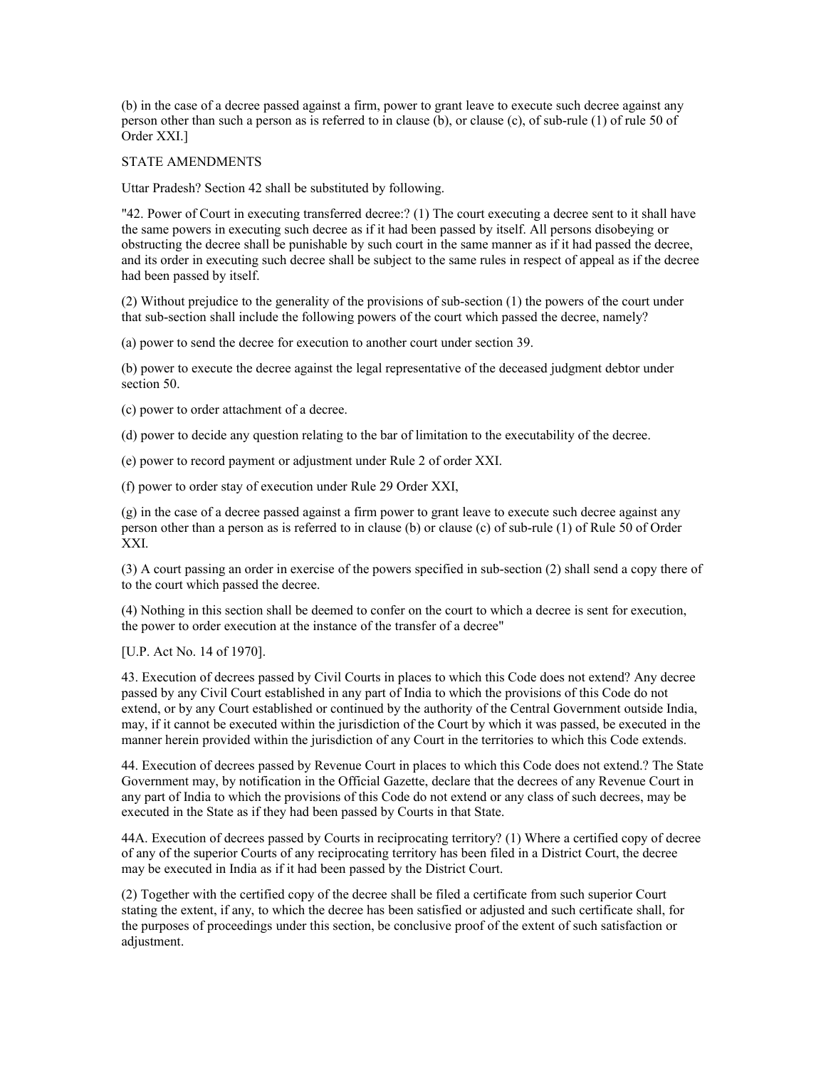(b) in the case of a decree passed against a firm, power to grant leave to execute such decree against any person other than such a person as is referred to in clause (b), or clause (c), of sub-rule (1) of rule 50 of Order XXI.]

STATE AMENDMENTS

Uttar Pradesh? Section 42 shall be substituted by following.

"42. Power of Court in executing transferred decree:? (1) The court executing a decree sent to it shall have the same powers in executing such decree as if it had been passed by itself. All persons disobeying or obstructing the decree shall be punishable by such court in the same manner as if it had passed the decree, and its order in executing such decree shall be subject to the same rules in respect of appeal as if the decree had been passed by itself.

(2) Without prejudice to the generality of the provisions of sub-section (1) the powers of the court under that sub-section shall include the following powers of the court which passed the decree, namely?

(a) power to send the decree for execution to another court under section 39.

(b) power to execute the decree against the legal representative of the deceased judgment debtor under section 50.

(c) power to order attachment of a decree.

(d) power to decide any question relating to the bar of limitation to the executability of the decree.

(e) power to record payment or adjustment under Rule 2 of order XXI.

(f) power to order stay of execution under Rule 29 Order XXI,

(g) in the case of a decree passed against a firm power to grant leave to execute such decree against any person other than a person as is referred to in clause (b) or clause (c) of sub-rule (1) of Rule 50 of Order XXI.

(3) A court passing an order in exercise of the powers specified in sub-section (2) shall send a copy there of to the court which passed the decree.

(4) Nothing in this section shall be deemed to confer on the court to which a decree is sent for execution, the power to order execution at the instance of the transfer of a decree"

[U.P. Act No. 14 of 1970].

43. Execution of decrees passed by Civil Courts in places to which this Code does not extend? Any decree passed by any Civil Court established in any part of India to which the provisions of this Code do not extend, or by any Court established or continued by the authority of the Central Government outside India, may, if it cannot be executed within the jurisdiction of the Court by which it was passed, be executed in the manner herein provided within the jurisdiction of any Court in the territories to which this Code extends.

44. Execution of decrees passed by Revenue Court in places to which this Code does not extend.? The State Government may, by notification in the Official Gazette, declare that the decrees of any Revenue Court in any part of India to which the provisions of this Code do not extend or any class of such decrees, may be executed in the State as if they had been passed by Courts in that State.

44A. Execution of decrees passed by Courts in reciprocating territory? (1) Where a certified copy of decree of any of the superior Courts of any reciprocating territory has been filed in a District Court, the decree may be executed in India as if it had been passed by the District Court.

(2) Together with the certified copy of the decree shall be filed a certificate from such superior Court stating the extent, if any, to which the decree has been satisfied or adjusted and such certificate shall, for the purposes of proceedings under this section, be conclusive proof of the extent of such satisfaction or adjustment.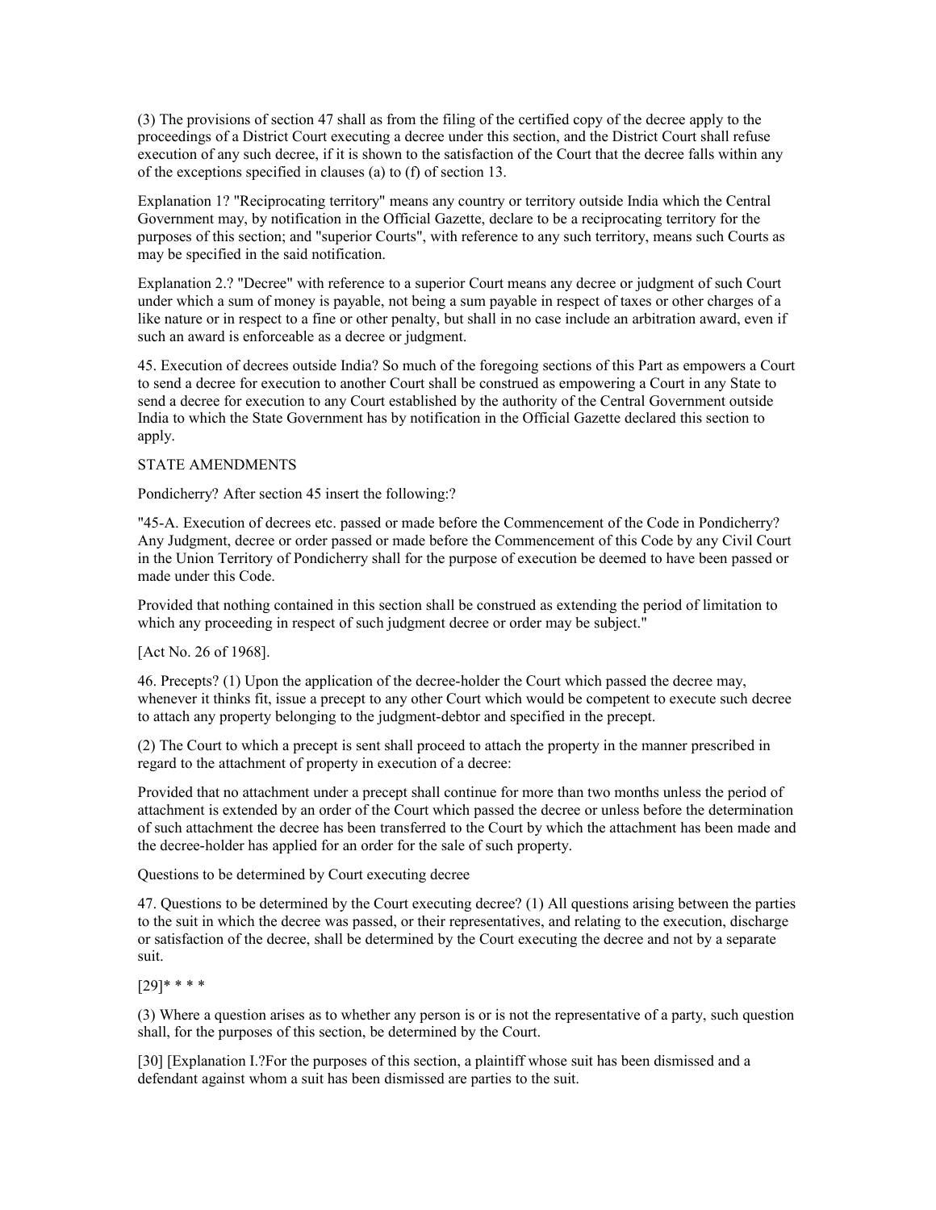(3) The provisions of section 47 shall as from the filing of the certified copy of the decree apply to the proceedings of a District Court executing a decree under this section, and the District Court shall refuse execution of any such decree, if it is shown to the satisfaction of the Court that the decree falls within any of the exceptions specified in clauses (a) to (f) of section 13.

Explanation 1? "Reciprocating territory" means any country or territory outside India which the Central Government may, by notification in the Official Gazette, declare to be a reciprocating territory for the purposes of this section; and "superior Courts", with reference to any such territory, means such Courts as may be specified in the said notification.

Explanation 2.? "Decree" with reference to a superior Court means any decree or judgment of such Court under which a sum of money is payable, not being a sum payable in respect of taxes or other charges of a like nature or in respect to a fine or other penalty, but shall in no case include an arbitration award, even if such an award is enforceable as a decree or judgment.

45. Execution of decrees outside India? So much of the foregoing sections of this Part as empowers a Court to send a decree for execution to another Court shall be construed as empowering a Court in any State to send a decree for execution to any Court established by the authority of the Central Government outside India to which the State Government has by notification in the Official Gazette declared this section to apply.

STATE AMENDMENTS

Pondicherry? After section 45 insert the following:?

"45-A. Execution of decrees etc. passed or made before the Commencement of the Code in Pondicherry? Any Judgment, decree or order passed or made before the Commencement of this Code by any Civil Court in the Union Territory of Pondicherry shall for the purpose of execution be deemed to have been passed or made under this Code.

Provided that nothing contained in this section shall be construed as extending the period of limitation to which any proceeding in respect of such judgment decree or order may be subject."

[Act No. 26 of 1968].

46. Precepts? (1) Upon the application of the decree-holder the Court which passed the decree may, whenever it thinks fit, issue a precept to any other Court which would be competent to execute such decree to attach any property belonging to the judgment-debtor and specified in the precept.

(2) The Court to which a precept is sent shall proceed to attach the property in the manner prescribed in regard to the attachment of property in execution of a decree:

Provided that no attachment under a precept shall continue for more than two months unless the period of attachment is extended by an order of the Court which passed the decree or unless before the determination of such attachment the decree has been transferred to the Court by which the attachment has been made and the decree-holder has applied for an order for the sale of such property.

Questions to be determined by Court executing decree

47. Questions to be determined by the Court executing decree? (1) All questions arising between the parties to the suit in which the decree was passed, or their representatives, and relating to the execution, discharge or satisfaction of the decree, shall be determined by the Court executing the decree and not by a separate suit.

[29]* * * *

(3) Where a question arises as to whether any person is or is not the representative of a party, such question shall, for the purposes of this section, be determined by the Court.

[30] [Explanation I.?For the purposes of this section, a plaintiff whose suit has been dismissed and a defendant against whom a suit has been dismissed are parties to the suit.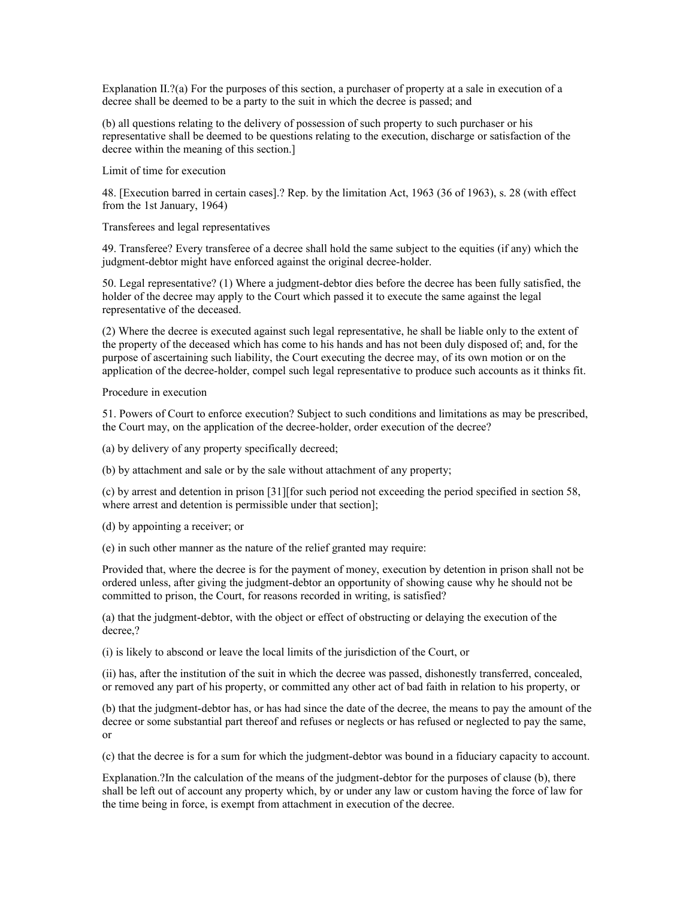Explanation II.?(a) For the purposes of this section, a purchaser of property at a sale in execution of a decree shall be deemed to be a party to the suit in which the decree is passed; and

(b) all questions relating to the delivery of possession of such property to such purchaser or his representative shall be deemed to be questions relating to the execution, discharge or satisfaction of the decree within the meaning of this section.]

Limit of time for execution

48. [Execution barred in certain cases].? Rep. by the limitation Act, 1963 (36 of 1963), s. 28 (with effect from the 1st January, 1964)

Transferees and legal representatives

49. Transferee? Every transferee of a decree shall hold the same subject to the equities (if any) which the judgment-debtor might have enforced against the original decree-holder.

50. Legal representative? (1) Where a judgment-debtor dies before the decree has been fully satisfied, the holder of the decree may apply to the Court which passed it to execute the same against the legal representative of the deceased.

(2) Where the decree is executed against such legal representative, he shall be liable only to the extent of the property of the deceased which has come to his hands and has not been duly disposed of; and, for the purpose of ascertaining such liability, the Court executing the decree may, of its own motion or on the application of the decree-holder, compel such legal representative to produce such accounts as it thinks fit.

Procedure in execution

51. Powers of Court to enforce execution? Subject to such conditions and limitations as may be prescribed, the Court may, on the application of the decree-holder, order execution of the decree?

(a) by delivery of any property specifically decreed;

(b) by attachment and sale or by the sale without attachment of any property;

(c) by arrest and detention in prison [31][for such period not exceeding the period specified in section 58, where arrest and detention is permissible under that section];

(d) by appointing a receiver; or

(e) in such other manner as the nature of the relief granted may require:

Provided that, where the decree is for the payment of money, execution by detention in prison shall not be ordered unless, after giving the judgment-debtor an opportunity of showing cause why he should not be committed to prison, the Court, for reasons recorded in writing, is satisfied?

(a) that the judgment-debtor, with the object or effect of obstructing or delaying the execution of the decree,?

(i) is likely to abscond or leave the local limits of the jurisdiction of the Court, or

(ii) has, after the institution of the suit in which the decree was passed, dishonestly transferred, concealed, or removed any part of his property, or committed any other act of bad faith in relation to his property, or

(b) that the judgment-debtor has, or has had since the date of the decree, the means to pay the amount of the decree or some substantial part thereof and refuses or neglects or has refused or neglected to pay the same, or

(c) that the decree is for a sum for which the judgment-debtor was bound in a fiduciary capacity to account.

Explanation.?In the calculation of the means of the judgment-debtor for the purposes of clause (b), there shall be left out of account any property which, by or under any law or custom having the force of law for the time being in force, is exempt from attachment in execution of the decree.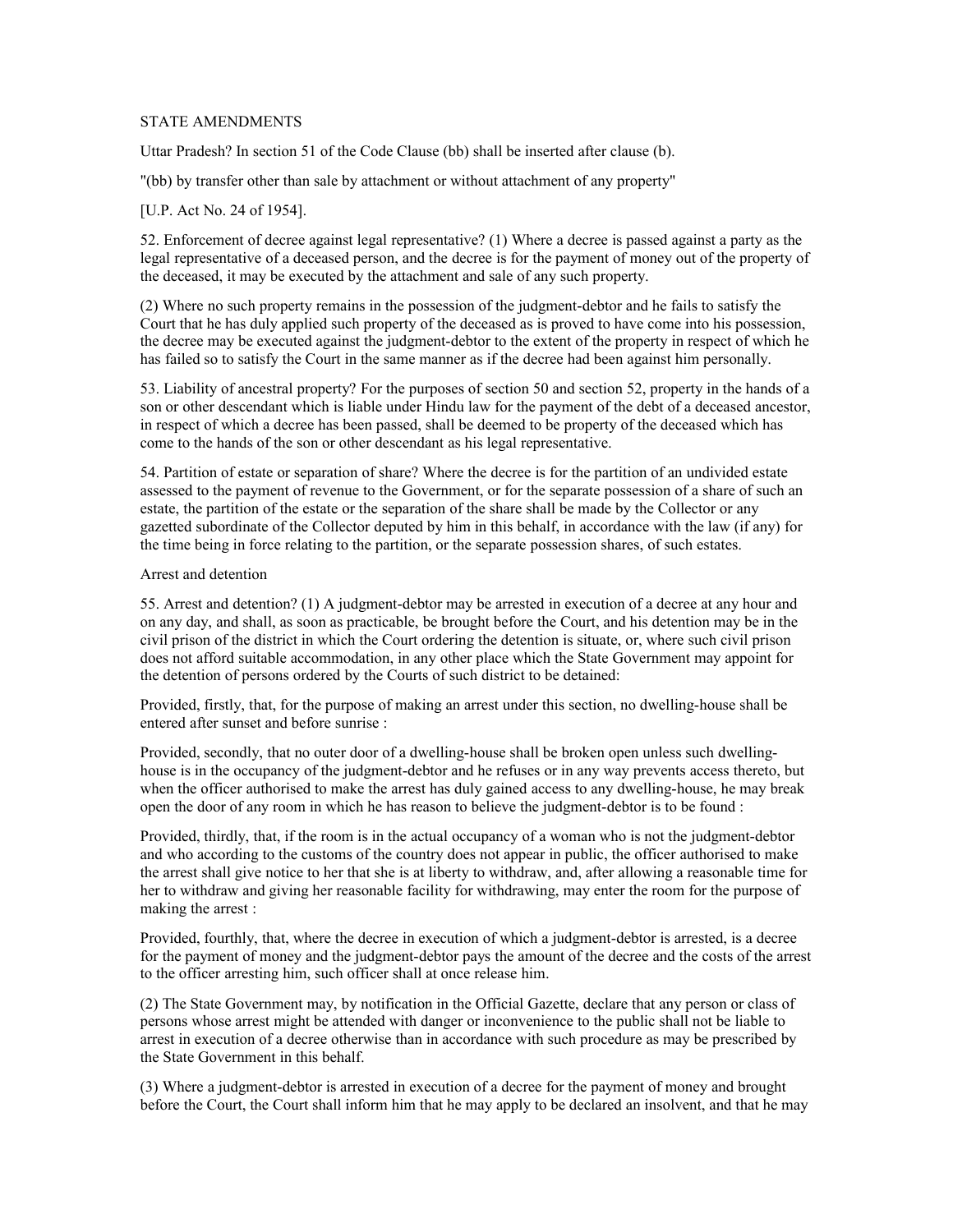STATE AMENDMENTS

Uttar Pradesh? In section 51 of the Code Clause (bb) shall be inserted after clause (b).

"(bb) by transfer other than sale by attachment or without attachment of any property"

[U.P. Act No. 24 of 1954].

52. Enforcement of decree against legal representative? (1) Where a decree is passed against a party as the legal representative of a deceased person, and the decree is for the payment of money out of the property of the deceased, it may be executed by the attachment and sale of any such property.

(2) Where no such property remains in the possession of the judgment-debtor and he fails to satisfy the Court that he has duly applied such property of the deceased as is proved to have come into his possession, the decree may be executed against the judgment-debtor to the extent of the property in respect of which he has failed so to satisfy the Court in the same manner as if the decree had been against him personally.

53. Liability of ancestral property? For the purposes of section 50 and section 52, property in the hands of a son or other descendant which is liable under Hindu law for the payment of the debt of a deceased ancestor, in respect of which a decree has been passed, shall be deemed to be property of the deceased which has come to the hands of the son or other descendant as his legal representative.

54. Partition of estate or separation of share? Where the decree is for the partition of an undivided estate assessed to the payment of revenue to the Government, or for the separate possession of a share of such an estate, the partition of the estate or the separation of the share shall be made by the Collector or any gazetted subordinate of the Collector deputed by him in this behalf, in accordance with the law (if any) for the time being in force relating to the partition, or the separate possession shares, of such estates.

Arrest and detention

55. Arrest and detention? (1) A judgment-debtor may be arrested in execution of a decree at any hour and on any day, and shall, as soon as practicable, be brought before the Court, and his detention may be in the civil prison of the district in which the Court ordering the detention is situate, or, where such civil prison does not afford suitable accommodation, in any other place which the State Government may appoint for the detention of persons ordered by the Courts of such district to be detained:

Provided, firstly, that, for the purpose of making an arrest under this section, no dwelling-house shall be entered after sunset and before sunrise :

Provided, secondly, that no outer door of a dwelling-house shall be broken open unless such dwelling-house is in the occupancy of the judgment-debtor and he refuses or in any way prevents access thereto, but when the officer authorised to make the arrest has duly gained access to any dwelling-house, he may break open the door of any room in which he has reason to believe the judgment-debtor is to be found :

Provided, thirdly, that, if the room is in the actual occupancy of a woman who is not the judgment-debtor and who according to the customs of the country does not appear in public, the officer authorised to make the arrest shall give notice to her that she is at liberty to withdraw, and, after allowing a reasonable time for her to withdraw and giving her reasonable facility for withdrawing, may enter the room for the purpose of making the arrest :

Provided, fourthly, that, where the decree in execution of which a judgment-debtor is arrested, is a decree for the payment of money and the judgment-debtor pays the amount of the decree and the costs of the arrest to the officer arresting him, such officer shall at once release him.

(2) The State Government may, by notification in the Official Gazette, declare that any person or class of persons whose arrest might be attended with danger or inconvenience to the public shall not be liable to arrest in execution of a decree otherwise than in accordance with such procedure as may be prescribed by the State Government in this behalf.

(3) Where a judgment-debtor is arrested in execution of a decree for the payment of money and brought before the Court, the Court shall inform him that he may apply to be declared an insolvent, and that he may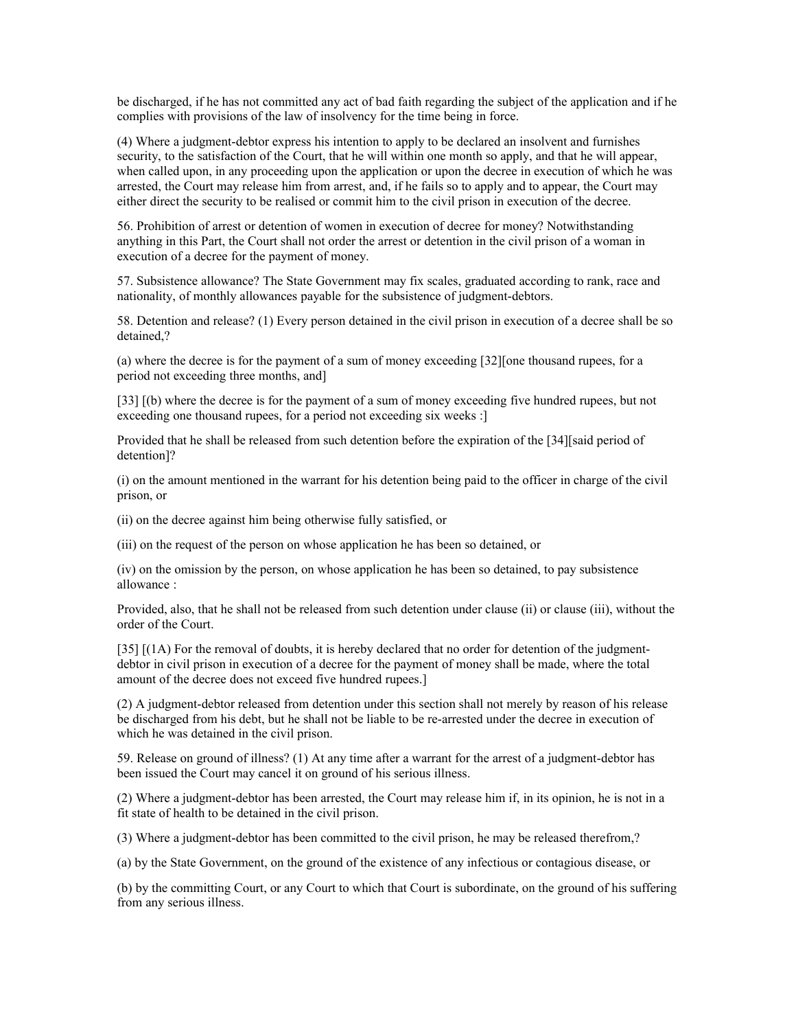be discharged, if he has not committed any act of bad faith regarding the subject of the application and if he complies with provisions of the law of insolvency for the time being in force.

(4) Where a judgment-debtor express his intention to apply to be declared an insolvent and furnishes security, to the satisfaction of the Court, that he will within one month so apply, and that he will appear, when called upon, in any proceeding upon the application or upon the decree in execution of which he was arrested, the Court may release him from arrest, and, if he fails so to apply and to appear, the Court may either direct the security to be realised or commit him to the civil prison in execution of the decree.

56. Prohibition of arrest or detention of women in execution of decree for money? Notwithstanding anything in this Part, the Court shall not order the arrest or detention in the civil prison of a woman in execution of a decree for the payment of money.

57. Subsistence allowance? The State Government may fix scales, graduated according to rank, race and nationality, of monthly allowances payable for the subsistence of judgment-debtors.

58. Detention and release? (1) Every person detained in the civil prison in execution of a decree shall be so detained,?

(a) where the decree is for the payment of a sum of money exceeding [32][one thousand rupees, for a period not exceeding three months, and]

[33] [(b) where the decree is for the payment of a sum of money exceeding five hundred rupees, but not exceeding one thousand rupees, for a period not exceeding six weeks :]

Provided that he shall be released from such detention before the expiration of the [34][said period of detention]?

(i) on the amount mentioned in the warrant for his detention being paid to the officer in charge of the civil prison, or

(ii) on the decree against him being otherwise fully satisfied, or

(iii) on the request of the person on whose application he has been so detained, or

(iv) on the omission by the person, on whose application he has been so detained, to pay subsistence allowance :

Provided, also, that he shall not be released from such detention under clause (ii) or clause (iii), without the order of the Court.

[35] [(1A) For the removal of doubts, it is hereby declared that no order for detention of the judgment-debtor in civil prison in execution of a decree for the payment of money shall be made, where the total amount of the decree does not exceed five hundred rupees.]

(2) A judgment-debtor released from detention under this section shall not merely by reason of his release be discharged from his debt, but he shall not be liable to be re-arrested under the decree in execution of which he was detained in the civil prison.

59. Release on ground of illness? (1) At any time after a warrant for the arrest of a judgment-debtor has been issued the Court may cancel it on ground of his serious illness.

(2) Where a judgment-debtor has been arrested, the Court may release him if, in its opinion, he is not in a fit state of health to be detained in the civil prison.

(3) Where a judgment-debtor has been committed to the civil prison, he may be released therefrom,?

(a) by the State Government, on the ground of the existence of any infectious or contagious disease, or

(b) by the committing Court, or any Court to which that Court is subordinate, on the ground of his suffering from any serious illness.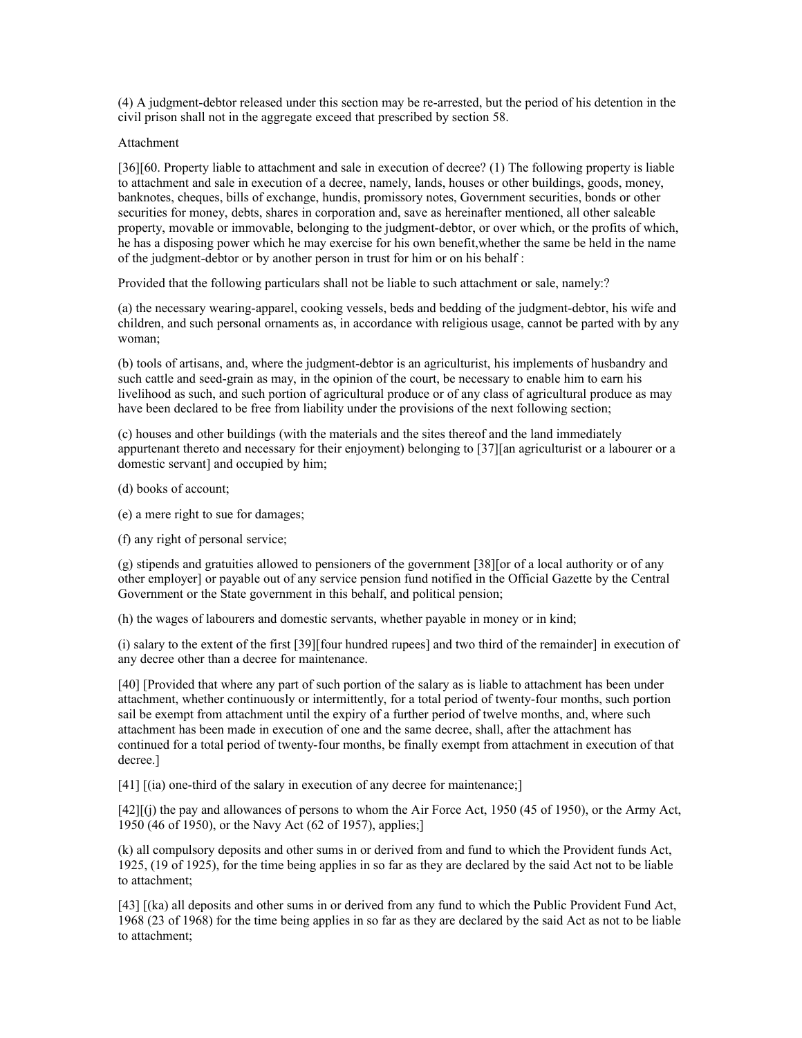(4) A judgment-debtor released under this section may be re-arrested, but the period of his detention in the civil prison shall not in the aggregate exceed that prescribed by section 58.

Attachment

[36][60. Property liable to attachment and sale in execution of decree? (1) The following property is liable to attachment and sale in execution of a decree, namely, lands, houses or other buildings, goods, money, banknotes, cheques, bills of exchange, hundis, promissory notes, Government securities, bonds or other securities for money, debts, shares in corporation and, save as hereinafter mentioned, all other saleable property, movable or immovable, belonging to the judgment-debtor, or over which, or the profits of which, he has a disposing power which he may exercise for his own benefit,whether the same be held in the name of the judgment-debtor or by another person in trust for him or on his behalf :

Provided that the following particulars shall not be liable to such attachment or sale, namely:?

(a) the necessary wearing-apparel, cooking vessels, beds and bedding of the judgment-debtor, his wife and children, and such personal ornaments as, in accordance with religious usage, cannot be parted with by any woman;

(b) tools of artisans, and, where the judgment-debtor is an agriculturist, his implements of husbandry and such cattle and seed-grain as may, in the opinion of the court, be necessary to enable him to earn his livelihood as such, and such portion of agricultural produce or of any class of agricultural produce as may have been declared to be free from liability under the provisions of the next following section;

(c) houses and other buildings (with the materials and the sites thereof and the land immediately appurtenant thereto and necessary for their enjoyment) belonging to [37][an agriculturist or a labourer or a domestic servant] and occupied by him;

(d) books of account;

(e) a mere right to sue for damages;

(f) any right of personal service;

(g) stipends and gratuities allowed to pensioners of the government [38][or of a local authority or of any other employer] or payable out of any service pension fund notified in the Official Gazette by the Central Government or the State government in this behalf, and political pension;

(h) the wages of labourers and domestic servants, whether payable in money or in kind;

(i) salary to the extent of the first [39][four hundred rupees] and two third of the remainder] in execution of any decree other than a decree for maintenance.

[40] [Provided that where any part of such portion of the salary as is liable to attachment has been under attachment, whether continuously or intermittently, for a total period of twenty-four months, such portion sail be exempt from attachment until the expiry of a further period of twelve months, and, where such attachment has been made in execution of one and the same decree, shall, after the attachment has continued for a total period of twenty-four months, be finally exempt from attachment in execution of that decree.]

[41] [(ia) one-third of the salary in execution of any decree for maintenance;]

[42][(j) the pay and allowances of persons to whom the Air Force Act, 1950 (45 of 1950), or the Army Act, 1950 (46 of 1950), or the Navy Act (62 of 1957), applies;]

(k) all compulsory deposits and other sums in or derived from and fund to which the Provident funds Act, 1925, (19 of 1925), for the time being applies in so far as they are declared by the said Act not to be liable to attachment;

[43] [(ka) all deposits and other sums in or derived from any fund to which the Public Provident Fund Act, 1968 (23 of 1968) for the time being applies in so far as they are declared by the said Act as not to be liable to attachment;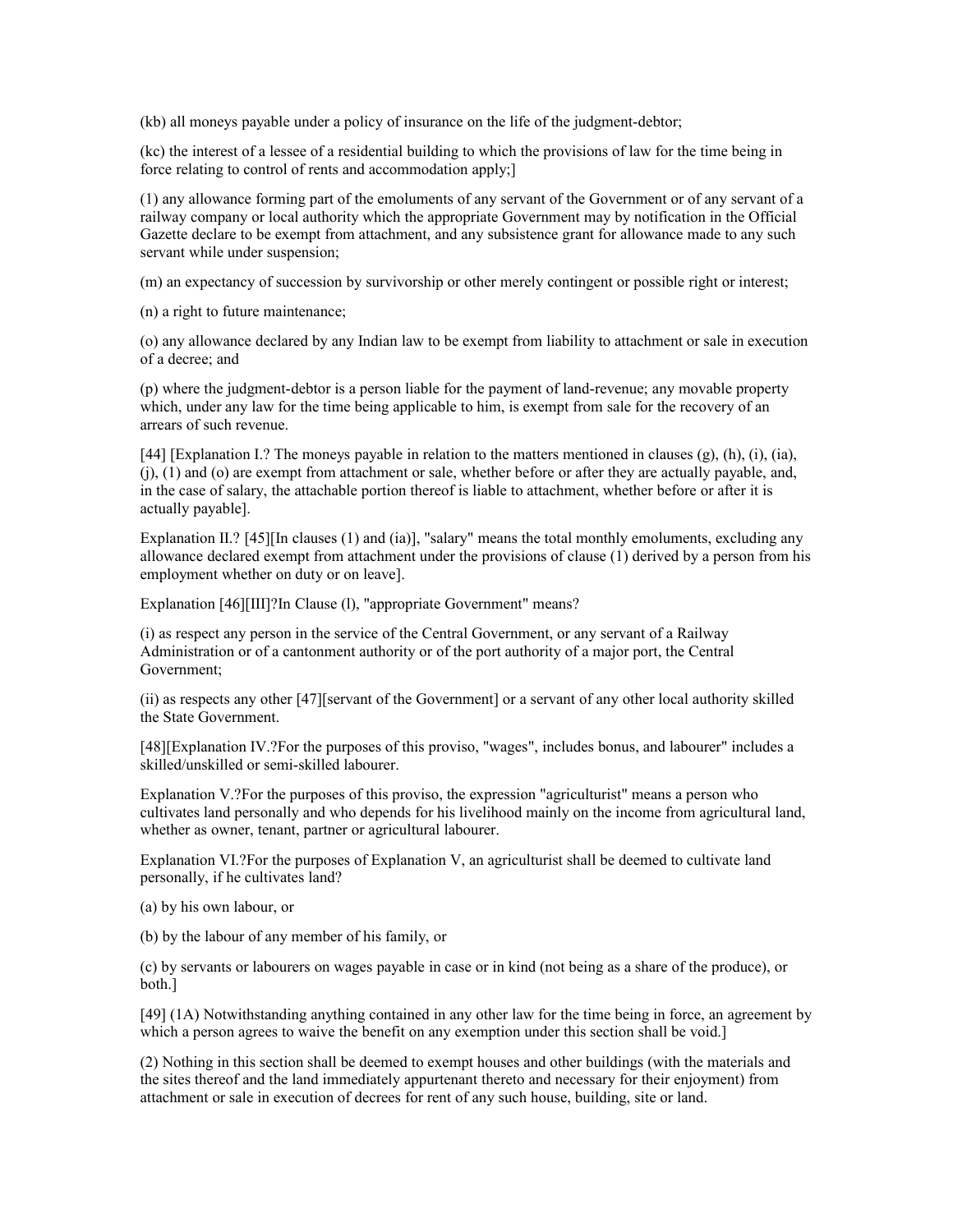(kb) all moneys payable under a policy of insurance on the life of the judgment-debtor;

(kc) the interest of a lessee of a residential building to which the provisions of law for the time being in force relating to control of rents and accommodation apply;]

(1) any allowance forming part of the emoluments of any servant of the Government or of any servant of a railway company or local authority which the appropriate Government may by notification in the Official Gazette declare to be exempt from attachment, and any subsistence grant for allowance made to any such servant while under suspension;

(m) an expectancy of succession by survivorship or other merely contingent or possible right or interest;

(n) a right to future maintenance;

(o) any allowance declared by any Indian law to be exempt from liability to attachment or sale in execution of a decree; and

(p) where the judgment-debtor is a person liable for the payment of land-revenue; any movable property which, under any law for the time being applicable to him, is exempt from sale for the recovery of an arrears of such revenue.

[44] [Explanation I.? The moneys payable in relation to the matters mentioned in clauses (g), (h), (i), (ia), (j), (1) and (o) are exempt from attachment or sale, whether before or after they are actually payable, and, in the case of salary, the attachable portion thereof is liable to attachment, whether before or after it is actually payable].

Explanation II.? [45][In clauses (1) and (ia)], "salary" means the total monthly emoluments, excluding any allowance declared exempt from attachment under the provisions of clause (1) derived by a person from his employment whether on duty or on leave].

Explanation [46][III]?In Clause (l), "appropriate Government" means?

(i) as respect any person in the service of the Central Government, or any servant of a Railway Administration or of a cantonment authority or of the port authority of a major port, the Central Government;

(ii) as respects any other [47][servant of the Government] or a servant of any other local authority skilled the State Government.

[48][Explanation IV.?For the purposes of this proviso, "wages", includes bonus, and labourer" includes a skilled/unskilled or semi-skilled labourer.

Explanation V.?For the purposes of this proviso, the expression "agriculturist" means a person who cultivates land personally and who depends for his livelihood mainly on the income from agricultural land, whether as owner, tenant, partner or agricultural labourer.

Explanation VI.?For the purposes of Explanation V, an agriculturist shall be deemed to cultivate land personally, if he cultivates land?

(a) by his own labour, or

(b) by the labour of any member of his family, or

(c) by servants or labourers on wages payable in case or in kind (not being as a share of the produce), or both.]

[49] (1A) Notwithstanding anything contained in any other law for the time being in force, an agreement by which a person agrees to waive the benefit on any exemption under this section shall be void.]

(2) Nothing in this section shall be deemed to exempt houses and other buildings (with the materials and the sites thereof and the land immediately appurtenant thereto and necessary for their enjoyment) from attachment or sale in execution of decrees for rent of any such house, building, site or land.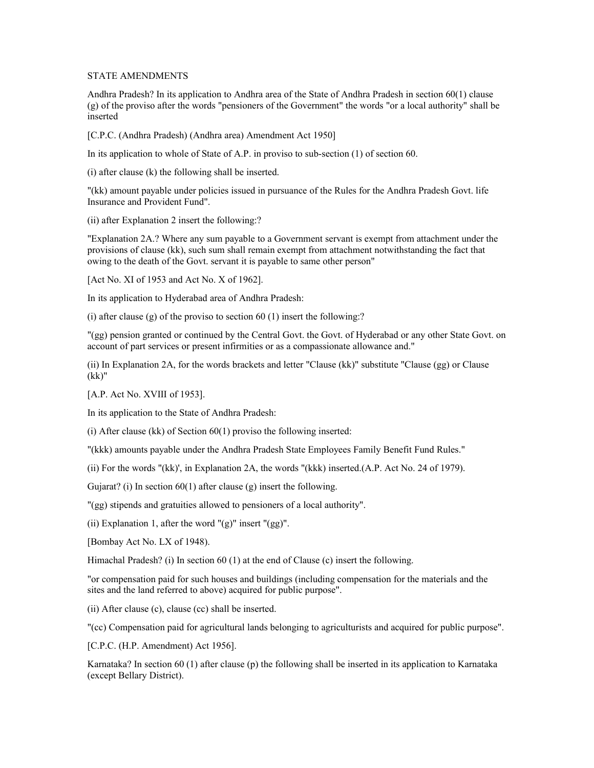STATE AMENDMENTS

Andhra Pradesh? In its application to Andhra area of the State of Andhra Pradesh in section 60(1) clause (g) of the proviso after the words "pensioners of the Government" the words "or a local authority" shall be inserted

[C.P.C. (Andhra Pradesh) (Andhra area) Amendment Act 1950]

In its application to whole of State of A.P. in proviso to sub-section (1) of section 60.

(i) after clause (k) the following shall be inserted.

"(kk) amount payable under policies issued in pursuance of the Rules for the Andhra Pradesh Govt. life Insurance and Provident Fund".

(ii) after Explanation 2 insert the following:?

"Explanation 2A.? Where any sum payable to a Government servant is exempt from attachment under the provisions of clause (kk), such sum shall remain exempt from attachment notwithstanding the fact that owing to the death of the Govt. servant it is payable to same other person"

[Act No. XI of 1953 and Act No. X of 1962].

In its application to Hyderabad area of Andhra Pradesh:

(i) after clause (g) of the proviso to section 60 (1) insert the following:?

"(gg) pension granted or continued by the Central Govt. the Govt. of Hyderabad or any other State Govt. on account of part services or present infirmities or as a compassionate allowance and."

(ii) In Explanation 2A, for the words brackets and letter "Clause (kk)" substitute "Clause (gg) or Clause (kk)"

[A.P. Act No. XVIII of 1953].

In its application to the State of Andhra Pradesh:

(i) After clause (kk) of Section 60(1) proviso the following inserted:

"(kkk) amounts payable under the Andhra Pradesh State Employees Family Benefit Fund Rules."

(ii) For the words "(kk)', in Explanation 2A, the words "(kkk) inserted.(A.P. Act No. 24 of 1979).

Gujarat? (i) In section 60(1) after clause (g) insert the following.

"(gg) stipends and gratuities allowed to pensioners of a local authority".

(ii) Explanation 1, after the word "(g)" insert "(gg)".

[Bombay Act No. LX of 1948).

Himachal Pradesh? (i) In section 60 (1) at the end of Clause (c) insert the following.

"or compensation paid for such houses and buildings (including compensation for the materials and the sites and the land referred to above) acquired for public purpose".

(ii) After clause (c), clause (cc) shall be inserted.

"(cc) Compensation paid for agricultural lands belonging to agriculturists and acquired for public purpose".

[C.P.C. (H.P. Amendment) Act 1956].

Karnataka? In section 60 (1) after clause (p) the following shall be inserted in its application to Karnataka (except Bellary District).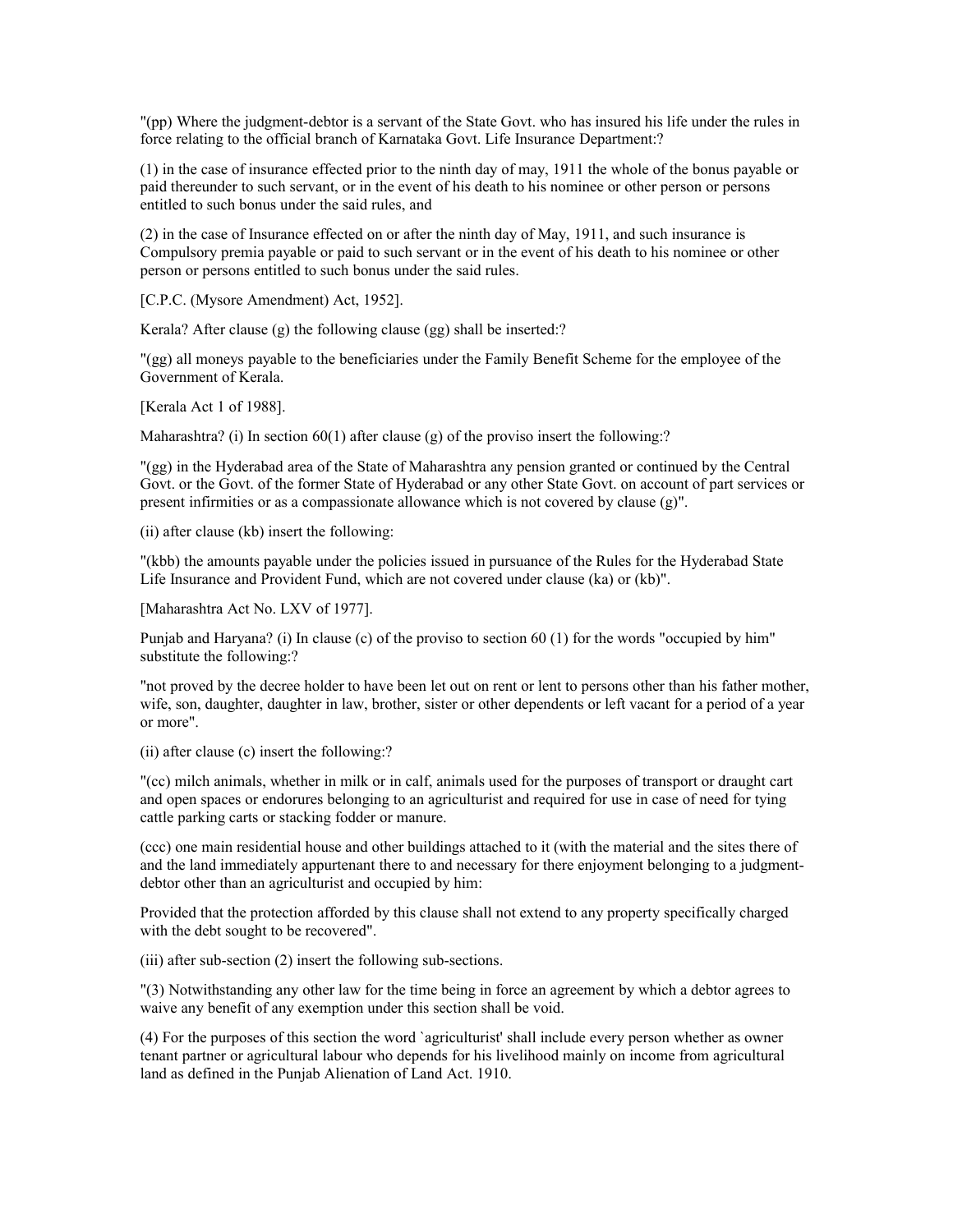"(pp) Where the judgment-debtor is a servant of the State Govt. who has insured his life under the rules in force relating to the official branch of Karnataka Govt. Life Insurance Department:?

(1) in the case of insurance effected prior to the ninth day of may, 1911 the whole of the bonus payable or paid thereunder to such servant, or in the event of his death to his nominee or other person or persons entitled to such bonus under the said rules, and

(2) in the case of Insurance effected on or after the ninth day of May, 1911, and such insurance is Compulsory premia payable or paid to such servant or in the event of his death to his nominee or other person or persons entitled to such bonus under the said rules.

[C.P.C. (Mysore Amendment) Act, 1952].

Kerala? After clause (g) the following clause (gg) shall be inserted:?

"(gg) all moneys payable to the beneficiaries under the Family Benefit Scheme for the employee of the Government of Kerala.

[Kerala Act 1 of 1988].

Maharashtra? (i) In section 60(1) after clause (g) of the proviso insert the following:?

"(gg) in the Hyderabad area of the State of Maharashtra any pension granted or continued by the Central Govt. or the Govt. of the former State of Hyderabad or any other State Govt. on account of part services or present infirmities or as a compassionate allowance which is not covered by clause (g)".

(ii) after clause (kb) insert the following:

"(kbb) the amounts payable under the policies issued in pursuance of the Rules for the Hyderabad State Life Insurance and Provident Fund, which are not covered under clause (ka) or (kb)".

[Maharashtra Act No. LXV of 1977].

Punjab and Haryana? (i) In clause (c) of the proviso to section 60 (1) for the words "occupied by him" substitute the following:?

"not proved by the decree holder to have been let out on rent or lent to persons other than his father mother, wife, son, daughter, daughter in law, brother, sister or other dependents or left vacant for a period of a year or more".

(ii) after clause (c) insert the following:?

"(cc) milch animals, whether in milk or in calf, animals used for the purposes of transport or draught cart and open spaces or endorures belonging to an agriculturist and required for use in case of need for tying cattle parking carts or stacking fodder or manure.

(ccc) one main residential house and other buildings attached to it (with the material and the sites there of and the land immediately appurtenant there to and necessary for there enjoyment belonging to a judgment-debtor other than an agriculturist and occupied by him:

Provided that the protection afforded by this clause shall not extend to any property specifically charged with the debt sought to be recovered".

(iii) after sub-section (2) insert the following sub-sections.

"(3) Notwithstanding any other law for the time being in force an agreement by which a debtor agrees to waive any benefit of any exemption under this section shall be void.

(4) For the purposes of this section the word `agriculturist' shall include every person whether as owner tenant partner or agricultural labour who depends for his livelihood mainly on income from agricultural land as defined in the Punjab Alienation of Land Act. 1910.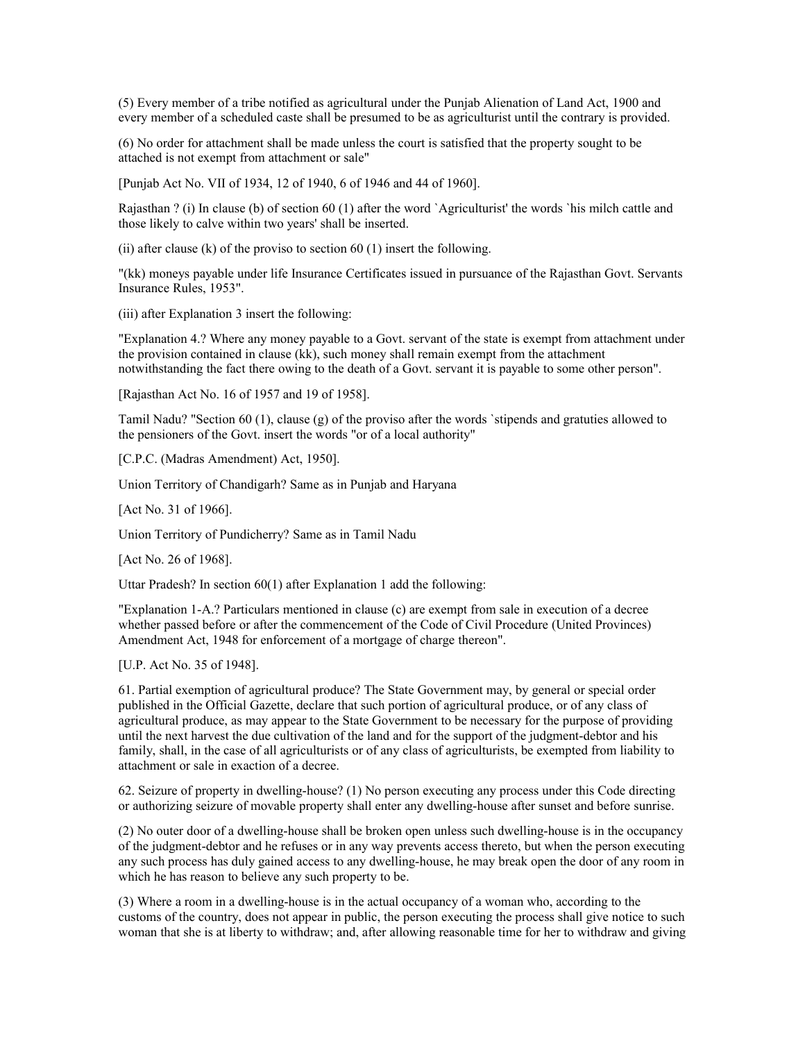(5) Every member of a tribe notified as agricultural under the Punjab Alienation of Land Act, 1900 and every member of a scheduled caste shall be presumed to be as agriculturist until the contrary is provided.

(6) No order for attachment shall be made unless the court is satisfied that the property sought to be attached is not exempt from attachment or sale"

[Punjab Act No. VII of 1934, 12 of 1940, 6 of 1946 and 44 of 1960].

Rajasthan ? (i) In clause (b) of section 60 (1) after the word `Agriculturist' the words `his milch cattle and those likely to calve within two years' shall be inserted.

(ii) after clause (k) of the proviso to section 60 (1) insert the following.

"(kk) moneys payable under life Insurance Certificates issued in pursuance of the Rajasthan Govt. Servants Insurance Rules, 1953".

(iii) after Explanation 3 insert the following:

"Explanation 4.? Where any money payable to a Govt. servant of the state is exempt from attachment under the provision contained in clause (kk), such money shall remain exempt from the attachment notwithstanding the fact there owing to the death of a Govt. servant it is payable to some other person".

[Rajasthan Act No. 16 of 1957 and 19 of 1958].

Tamil Nadu? "Section 60 (1), clause (g) of the proviso after the words `stipends and gratuties allowed to the pensioners of the Govt. insert the words "or of a local authority"

[C.P.C. (Madras Amendment) Act, 1950].

Union Territory of Chandigarh? Same as in Punjab and Haryana

[Act No. 31 of 1966].

Union Territory of Pundicherry? Same as in Tamil Nadu

[Act No. 26 of 1968].

Uttar Pradesh? In section 60(1) after Explanation 1 add the following:

"Explanation 1-A.? Particulars mentioned in clause (c) are exempt from sale in execution of a decree whether passed before or after the commencement of the Code of Civil Procedure (United Provinces) Amendment Act, 1948 for enforcement of a mortgage of charge thereon".

[U.P. Act No. 35 of 1948].

61. Partial exemption of agricultural produce? The State Government may, by general or special order published in the Official Gazette, declare that such portion of agricultural produce, or of any class of agricultural produce, as may appear to the State Government to be necessary for the purpose of providing until the next harvest the due cultivation of the land and for the support of the judgment-debtor and his family, shall, in the case of all agriculturists or of any class of agriculturists, be exempted from liability to attachment or sale in exaction of a decree.

62. Seizure of property in dwelling-house? (1) No person executing any process under this Code directing or authorizing seizure of movable property shall enter any dwelling-house after sunset and before sunrise.

(2) No outer door of a dwelling-house shall be broken open unless such dwelling-house is in the occupancy of the judgment-debtor and he refuses or in any way prevents access thereto, but when the person executing any such process has duly gained access to any dwelling-house, he may break open the door of any room in which he has reason to believe any such property to be.

(3) Where a room in a dwelling-house is in the actual occupancy of a woman who, according to the customs of the country, does not appear in public, the person executing the process shall give notice to such woman that she is at liberty to withdraw; and, after allowing reasonable time for her to withdraw and giving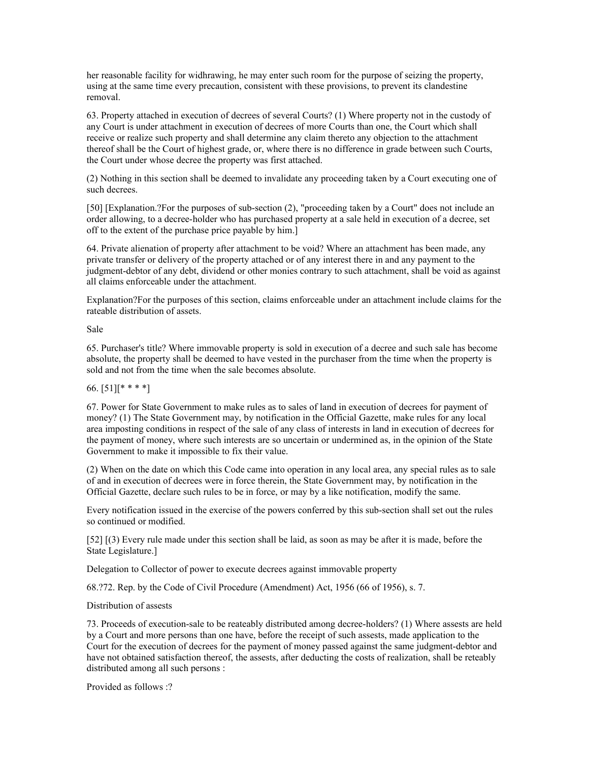her reasonable facility for widhrawing, he may enter such room for the purpose of seizing the property, using at the same time every precaution, consistent with these provisions, to prevent its clandestine removal.

63. Property attached in execution of decrees of several Courts? (1) Where property not in the custody of any Court is under attachment in execution of decrees of more Courts than one, the Court which shall receive or realize such property and shall determine any claim thereto any objection to the attachment thereof shall be the Court of highest grade, or, where there is no difference in grade between such Courts, the Court under whose decree the property was first attached.

(2) Nothing in this section shall be deemed to invalidate any proceeding taken by a Court executing one of such decrees.

[50] [Explanation.?For the purposes of sub-section (2), "proceeding taken by a Court" does not include an order allowing, to a decree-holder who has purchased property at a sale held in execution of a decree, set off to the extent of the purchase price payable by him.]

64. Private alienation of property after attachment to be void? Where an attachment has been made, any private transfer or delivery of the property attached or of any interest there in and any payment to the judgment-debtor of any debt, dividend or other monies contrary to such attachment, shall be void as against all claims enforceable under the attachment.

Explanation?For the purposes of this section, claims enforceable under an attachment include claims for the rateable distribution of assets.

Sale

65. Purchaser's title? Where immovable property is sold in execution of a decree and such sale has become absolute, the property shall be deemed to have vested in the purchaser from the time when the property is sold and not from the time when the sale becomes absolute.

66. [51][* * * *]

67. Power for State Government to make rules as to sales of land in execution of decrees for payment of money? (1) The State Government may, by notification in the Official Gazette, make rules for any local area imposting conditions in respect of the sale of any class of interests in land in execution of decrees for the payment of money, where such interests are so uncertain or undermined as, in the opinion of the State Government to make it impossible to fix their value.

(2) When on the date on which this Code came into operation in any local area, any special rules as to sale of and in execution of decrees were in force therein, the State Government may, by notification in the Official Gazette, declare such rules to be in force, or may by a like notification, modify the same.

Every notification issued in the exercise of the powers conferred by this sub-section shall set out the rules so continued or modified.

[52] [(3) Every rule made under this section shall be laid, as soon as may be after it is made, before the State Legislature.]

Delegation to Collector of power to execute decrees against immovable property

68.?72. Rep. by the Code of Civil Procedure (Amendment) Act, 1956 (66 of 1956), s. 7.

Distribution of assests

73. Proceeds of execution-sale to be reateably distributed among decree-holders? (1) Where assests are held by a Court and more persons than one have, before the receipt of such assests, made application to the Court for the execution of decrees for the payment of money passed against the same judgment-debtor and have not obtained satisfaction thereof, the assets, after deducting the costs of realization, shall be reteably distributed among all such persons :

Provided as follows :?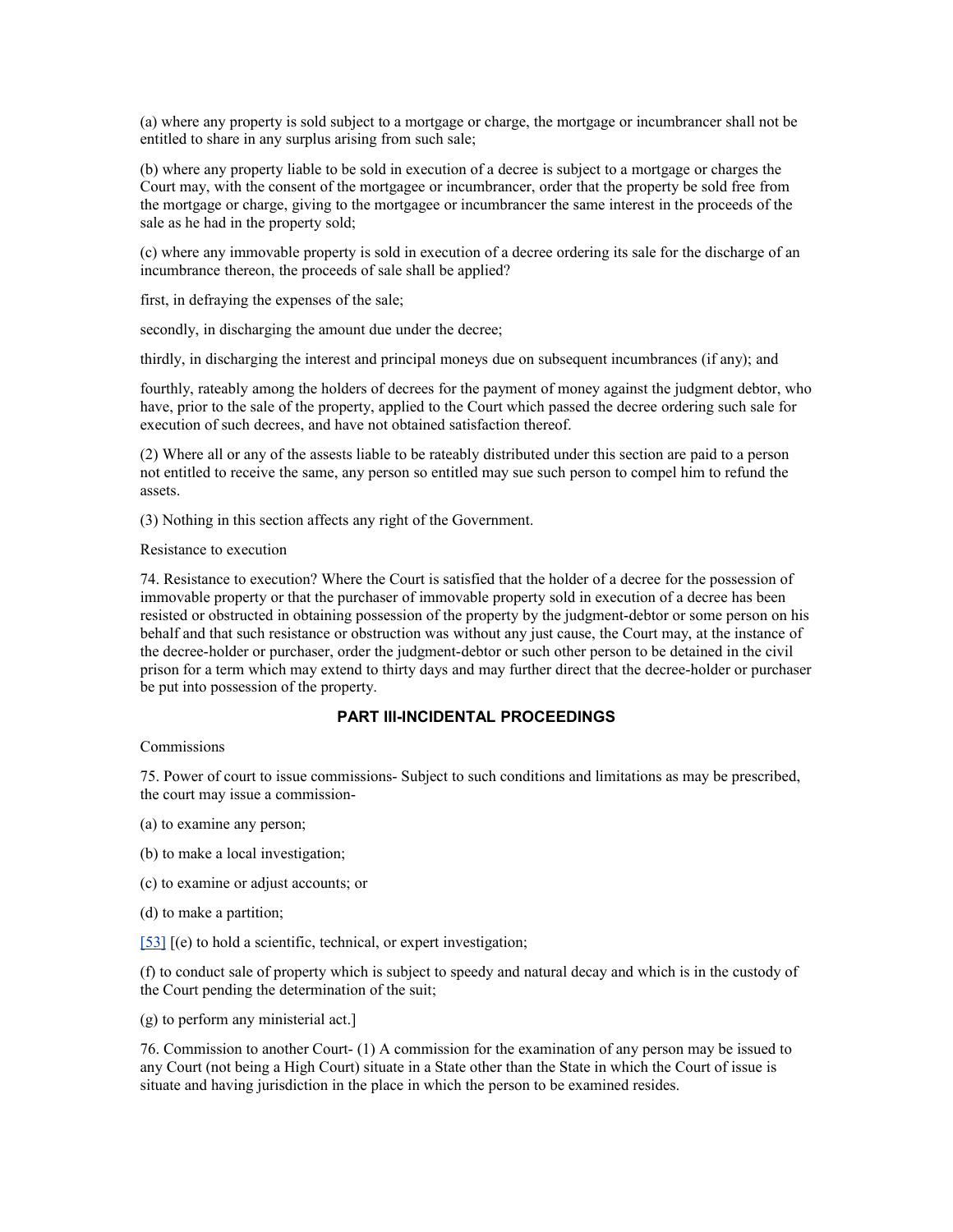(a) where any property is sold subject to a mortgage or charge, the mortgage or incumbrancer shall not be entitled to share in any surplus arising from such sale;

(b) where any property liable to be sold in execution of a decree is subject to a mortgage or charges the Court may, with the consent of the mortgagee or incumbrancer, order that the property be sold free from the mortgage or charge, giving to the mortgagee or incumbrancer the same interest in the proceeds of the sale as he had in the property sold;

(c) where any immovable property is sold in execution of a decree ordering its sale for the discharge of an incumbrance thereon, the proceeds of sale shall be applied?

first, in defraying the expenses of the sale;

secondly, in discharging the amount due under the decree;

thirdly, in discharging the interest and principal moneys due on subsequent incumbrances (if any); and

fourthly, rateably among the holders of decrees for the payment of money against the judgment debtor, who have, prior to the sale of the property, applied to the Court which passed the decree ordering such sale for execution of such decrees, and have not obtained satisfaction thereof.

(2) Where all or any of the assests liable to be rateably distributed under this section are paid to a person not entitled to receive the same, any person so entitled may sue such person to compel him to refund the assets.

(3) Nothing in this section affects any right of the Government.

Resistance to execution

74. Resistance to execution? Where the Court is satisfied that the holder of a decree for the possession of immovable property or that the purchaser of immovable property sold in execution of a decree has been resisted or obstructed in obtaining possession of the property by the judgment-debtor or some person on his behalf and that such resistance or obstruction was without any just cause, the Court may, at the instance of the decree-holder or purchaser, order the judgment-debtor or such other person to be detained in the civil prison for a term which may extend to thirty days and may further direct that the decree-holder or purchaser be put into possession of the property.

## PART III-INCIDENTAL PROCEEDINGS

Commissions

75. Power of court to issue commissions- Subject to such conditions and limitations as may be prescribed, the court may issue a commission-

(a) to examine any person;

(b) to make a local investigation;

(c) to examine or adjust accounts; or

(d) to make a partition;

[53] [(e) to hold a scientific, technical, or expert investigation;

(f) to conduct sale of property which is subject to speedy and natural decay and which is in the custody of the Court pending the determination of the suit;

(g) to perform any ministerial act.]

76. Commission to another Court- (1) A commission for the examination of any person may be issued to any Court (not being a High Court) situate in a State other than the State in which the Court of issue is situate and having jurisdiction in the place in which the person to be examined resides.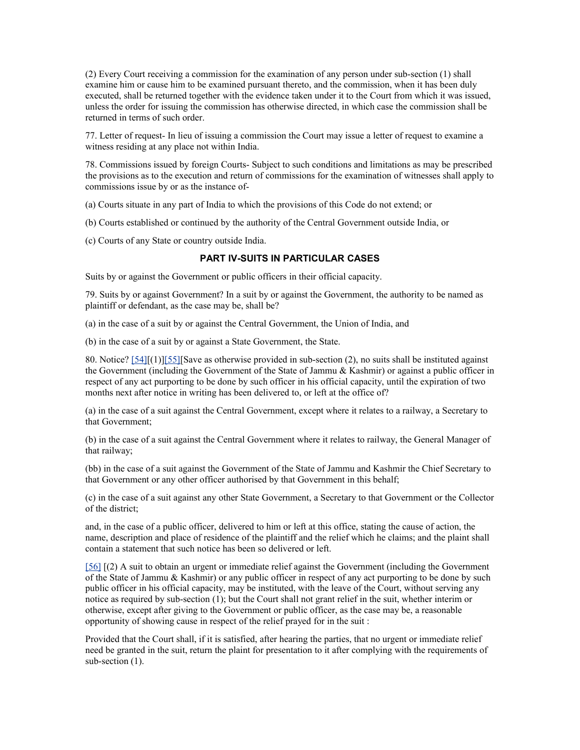(2) Every Court receiving a commission for the examination of any person under sub-section (1) shall examine him or cause him to be examined pursuant thereto, and the commission, when it has been duly executed, shall be returned together with the evidence taken under it to the Court from which it was issued, unless the order for issuing the commission has otherwise directed, in which case the commission shall be returned in terms of such order.

77. Letter of request- In lieu of issuing a commission the Court may issue a letter of request to examine a witness residing at any place not within India.

78. Commissions issued by foreign Courts- Subject to such conditions and limitations as may be prescribed the provisions as to the execution and return of commissions for the examination of witnesses shall apply to commissions issue by or as the instance of-

(a) Courts situate in any part of India to which the provisions of this Code do not extend; or

(b) Courts established or continued by the authority of the Central Government outside India, or

(c) Courts of any State or country outside India.

## PART IV-SUITS IN PARTICULAR CASES

Suits by or against the Government or public officers in their official capacity.

79. Suits by or against Government? In a suit by or against the Government, the authority to be named as plaintiff or defendant, as the case may be, shall be?

(a) in the case of a suit by or against the Central Government, the Union of India, and

(b) in the case of a suit by or against a State Government, the State.

80. Notice? [54][(1)][55][Save as otherwise provided in sub-section (2), no suits shall be instituted against the Government (including the Government of the State of Jammu & Kashmir) or against a public officer in respect of any act purporting to be done by such officer in his official capacity, until the expiration of two months next after notice in writing has been delivered to, or left at the office of?

(a) in the case of a suit against the Central Government, except where it relates to a railway, a Secretary to that Government;

(b) in the case of a suit against the Central Government where it relates to railway, the General Manager of that railway;

(bb) in the case of a suit against the Government of the State of Jammu and Kashmir the Chief Secretary to that Government or any other officer authorised by that Government in this behalf;

(c) in the case of a suit against any other State Government, a Secretary to that Government or the Collector of the district;

and, in the case of a public officer, delivered to him or left at this office, stating the cause of action, the name, description and place of residence of the plaintiff and the relief which he claims; and the plaint shall contain a statement that such notice has been so delivered or left.

[56] [(2) A suit to obtain an urgent or immediate relief against the Government (including the Government of the State of Jammu & Kashmir) or any public officer in respect of any act purporting to be done by such public officer in his official capacity, may be instituted, with the leave of the Court, without serving any notice as required by sub-section (1); but the Court shall not grant relief in the suit, whether interim or otherwise, except after giving to the Government or public officer, as the case may be, a reasonable opportunity of showing cause in respect of the relief prayed for in the suit :

Provided that the Court shall, if it is satisfied, after hearing the parties, that no urgent or immediate relief need be granted in the suit, return the plaint for presentation to it after complying with the requirements of sub-section (1).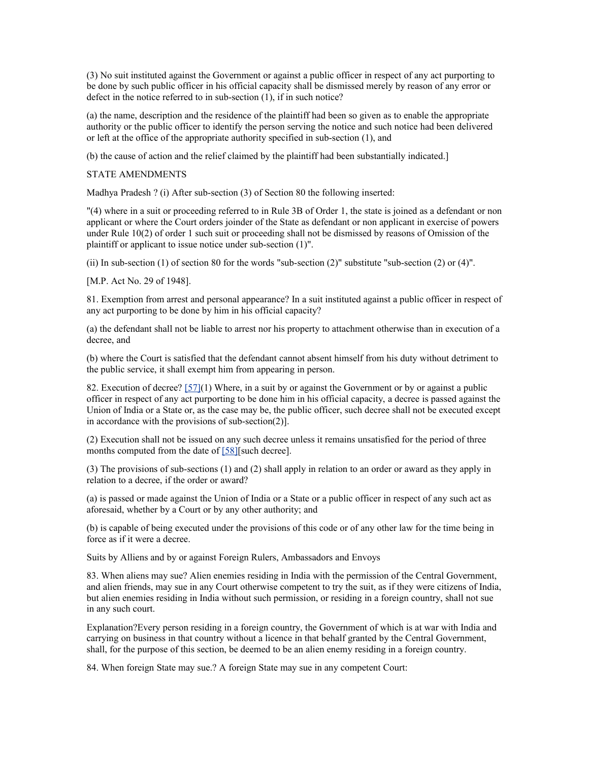(3) No suit instituted against the Government or against a public officer in respect of any act purporting to be done by such public officer in his official capacity shall be dismissed merely by reason of any error or defect in the notice referred to in sub-section (1), if in such notice?

(a) the name, description and the residence of the plaintiff had been so given as to enable the appropriate authority or the public officer to identify the person serving the notice and such notice had been delivered or left at the office of the appropriate authority specified in sub-section (1), and

(b) the cause of action and the relief claimed by the plaintiff had been substantially indicated.]

STATE AMENDMENTS

Madhya Pradesh ? (i) After sub-section (3) of Section 80 the following inserted:

"(4) where in a suit or proceeding referred to in Rule 3B of Order 1, the state is joined as a defendant or non applicant or where the Court orders joinder of the State as defendant or non applicant in exercise of powers under Rule 10(2) of order 1 such suit or proceeding shall not be dismissed by reasons of Omission of the plaintiff or applicant to issue notice under sub-section (1)".

(ii) In sub-section (1) of section 80 for the words "sub-section (2)" substitute "sub-section (2) or (4)".

[M.P. Act No. 29 of 1948].

81. Exemption from arrest and personal appearance? In a suit instituted against a public officer in respect of any act purporting to be done by him in his official capacity?

(a) the defendant shall not be liable to arrest nor his property to attachment otherwise than in execution of a decree, and

(b) where the Court is satisfied that the defendant cannot absent himself from his duty without detriment to the public service, it shall exempt him from appearing in person.

82. Execution of decree? [57](1) Where, in a suit by or against the Government or by or against a public officer in respect of any act purporting to be done him in his official capacity, a decree is passed against the Union of India or a State or, as the case may be, the public officer, such decree shall not be executed except in accordance with the provisions of sub-section(2)].

(2) Execution shall not be issued on any such decree unless it remains unsatisfied for the period of three months computed from the date of [58][such decree].

(3) The provisions of sub-sections (1) and (2) shall apply in relation to an order or award as they apply in relation to a decree, if the order or award?

(a) is passed or made against the Union of India or a State or a public officer in respect of any such act as aforesaid, whether by a Court or by any other authority; and

(b) is capable of being executed under the provisions of this code or of any other law for the time being in force as if it were a decree.

Suits by Alliens and by or against Foreign Rulers, Ambassadors and Envoys

83. When aliens may sue? Alien enemies residing in India with the permission of the Central Government, and alien friends, may sue in any Court otherwise competent to try the suit, as if they were citizens of India, but alien enemies residing in India without such permission, or residing in a foreign country, shall not sue in any such court.

Explanation?Every person residing in a foreign country, the Government of which is at war with India and carrying on business in that country without a licence in that behalf granted by the Central Government, shall, for the purpose of this section, be deemed to be an alien enemy residing in a foreign country.

84. When foreign State may sue.? A foreign State may sue in any competent Court: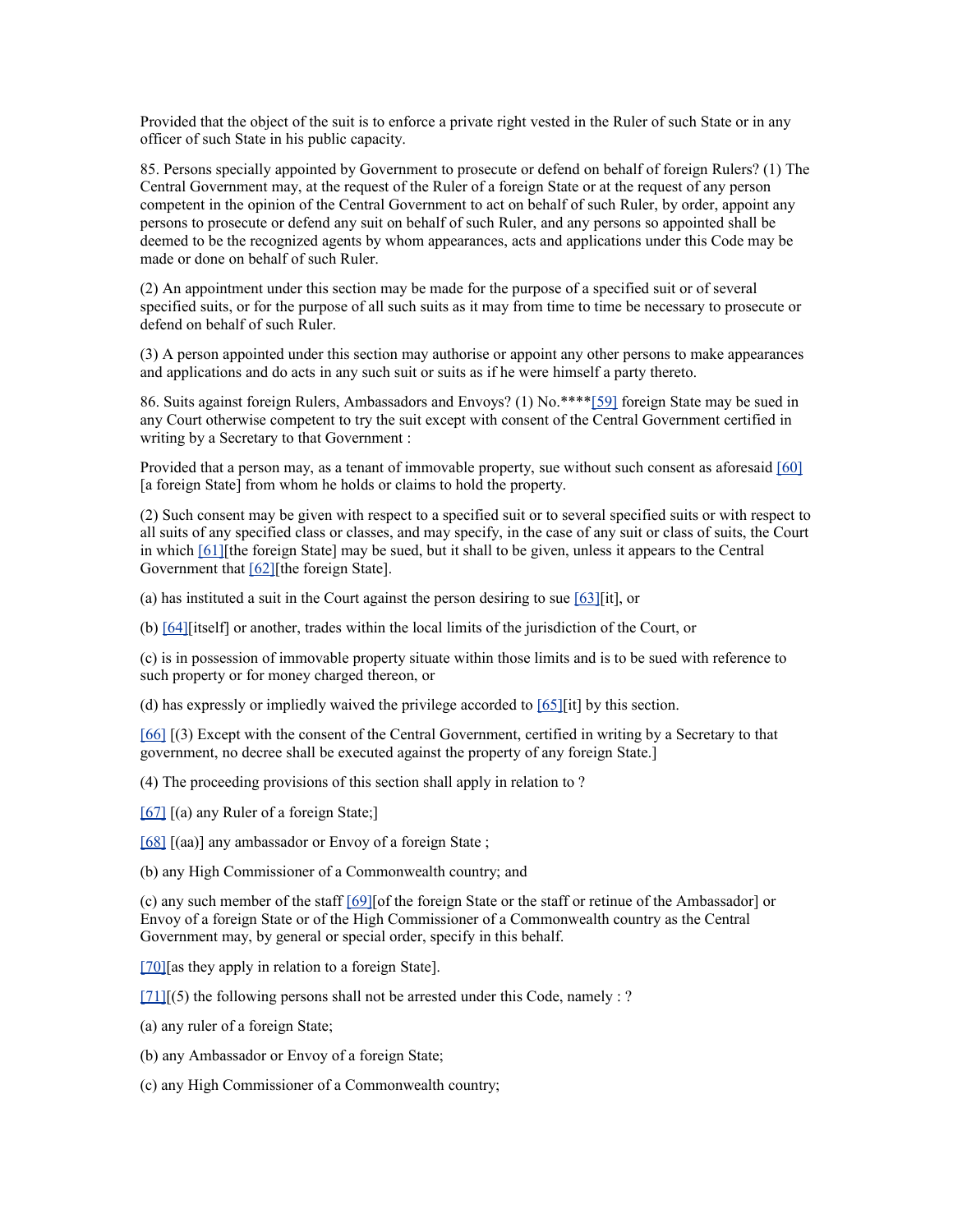Provided that the object of the suit is to enforce a private right vested in the Ruler of such State or in any officer of such State in his public capacity.

85. Persons specially appointed by Government to prosecute or defend on behalf of foreign Rulers? (1) The Central Government may, at the request of the Ruler of a foreign State or at the request of any person competent in the opinion of the Central Government to act on behalf of such Ruler, by order, appoint any persons to prosecute or defend any suit on behalf of such Ruler, and any persons so appointed shall be deemed to be the recognized agents by whom appearances, acts and applications under this Code may be made or done on behalf of such Ruler.

(2) An appointment under this section may be made for the purpose of a specified suit or of several specified suits, or for the purpose of all such suits as it may from time to time be necessary to prosecute or defend on behalf of such Ruler.

(3) A person appointed under this section may authorise or appoint any other persons to make appearances and applications and do acts in any such suit or suits as if he were himself a party thereto.

86. Suits against foreign Rulers, Ambassadors and Envoys? (1) No.****[59] foreign State may be sued in any Court otherwise competent to try the suit except with consent of the Central Government certified in writing by a Secretary to that Government :

Provided that a person may, as a tenant of immovable property, sue without such consent as aforesaid [60] [a foreign State] from whom he holds or claims to hold the property.

(2) Such consent may be given with respect to a specified suit or to several specified suits or with respect to all suits of any specified class or classes, and may specify, in the case of any suit or class of suits, the Court in which [61][the foreign State] may be sued, but it shall to be given, unless it appears to the Central Government that [62][the foreign State].

(a) has instituted a suit in the Court against the person desiring to sue [63][it], or

(b) [64][itself] or another, trades within the local limits of the jurisdiction of the Court, or

(c) is in possession of immovable property situate within those limits and is to be sued with reference to such property or for money charged thereon, or

(d) has expressly or impliedly waived the privilege accorded to [65][it] by this section.

[66] [(3) Except with the consent of the Central Government, certified in writing by a Secretary to that government, no decree shall be executed against the property of any foreign State.]

(4) The proceeding provisions of this section shall apply in relation to ?

[67] [(a) any Ruler of a foreign State;]

[68] [(aa)] any ambassador or Envoy of a foreign State ;

(b) any High Commissioner of a Commonwealth country; and

(c) any such member of the staff [69][of the foreign State or the staff or retinue of the Ambassador] or Envoy of a foreign State or of the High Commissioner of a Commonwealth country as the Central Government may, by general or special order, specify in this behalf.

[70][as they apply in relation to a foreign State].

[71][(5) the following persons shall not be arrested under this Code, namely : ?

(a) any ruler of a foreign State;

(b) any Ambassador or Envoy of a foreign State;

(c) any High Commissioner of a Commonwealth country;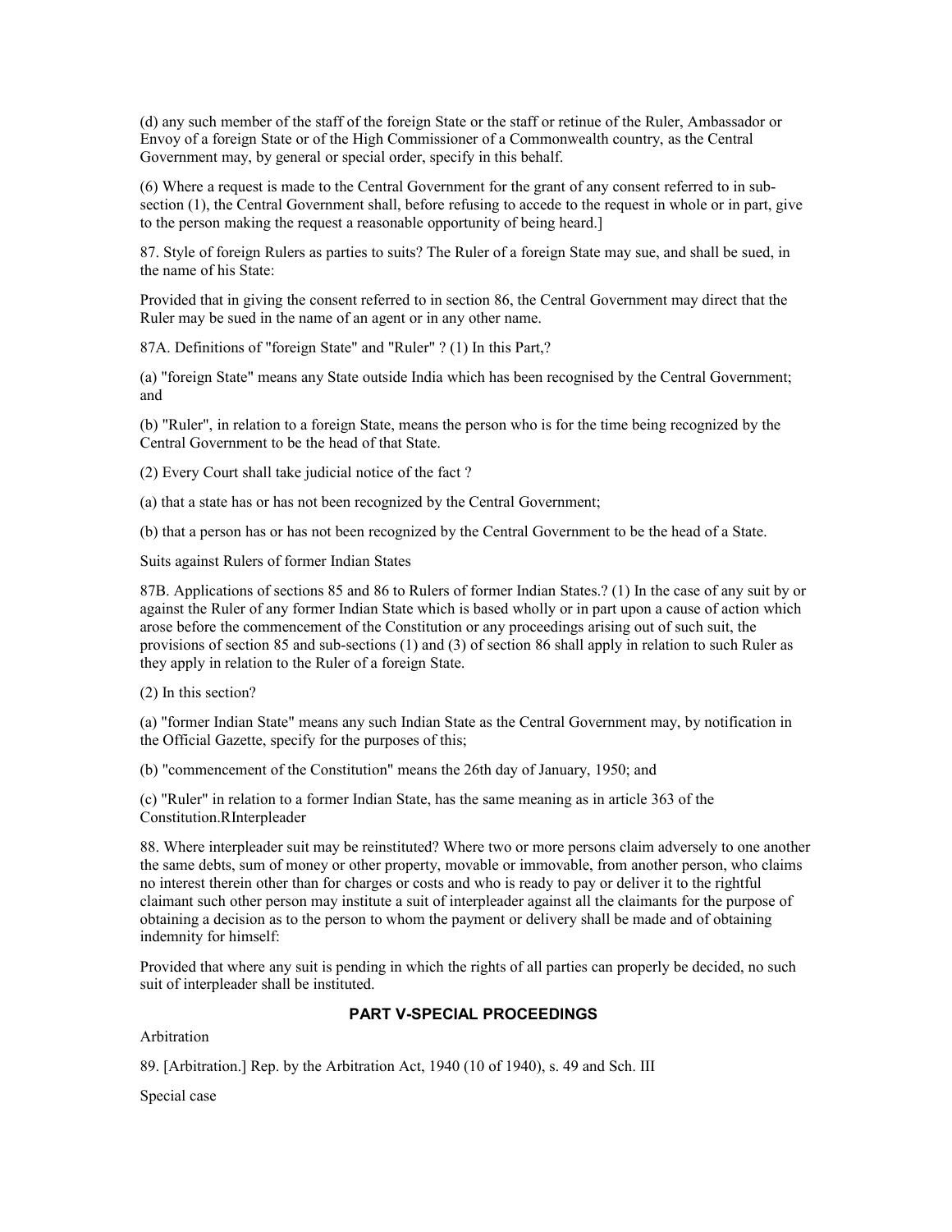(d) any such member of the staff of the foreign State or the staff or retinue of the Ruler, Ambassador or Envoy of a foreign State or of the High Commissioner of a Commonwealth country, as the Central Government may, by general or special order, specify in this behalf.

(6) Where a request is made to the Central Government for the grant of any consent referred to in sub-section (1), the Central Government shall, before refusing to accede to the request in whole or in part, give to the person making the request a reasonable opportunity of being heard.]

87. Style of foreign Rulers as parties to suits? The Ruler of a foreign State may sue, and shall be sued, in the name of his State:

Provided that in giving the consent referred to in section 86, the Central Government may direct that the Ruler may be sued in the name of an agent or in any other name.

87A. Definitions of "foreign State" and "Ruler" ? (1) In this Part,?

(a) "foreign State" means any State outside India which has been recognised by the Central Government; and

(b) "Ruler", in relation to a foreign State, means the person who is for the time being recognized by the Central Government to be the head of that State.

(2) Every Court shall take judicial notice of the fact ?

(a) that a state has or has not been recognized by the Central Government;

(b) that a person has or has not been recognized by the Central Government to be the head of a State.

Suits against Rulers of former Indian States

87B. Applications of sections 85 and 86 to Rulers of former Indian States.? (1) In the case of any suit by or against the Ruler of any former Indian State which is based wholly or in part upon a cause of action which arose before the commencement of the Constitution or any proceedings arising out of such suit, the provisions of section 85 and sub-sections (1) and (3) of section 86 shall apply in relation to such Ruler as they apply in relation to the Ruler of a foreign State.

(2) In this section?

(a) "former Indian State" means any such Indian State as the Central Government may, by notification in the Official Gazette, specify for the purposes of this;

(b) "commencement of the Constitution" means the 26th day of January, 1950; and

(c) "Ruler" in relation to a former Indian State, has the same meaning as in article 363 of the Constitution.RInterpleader

88. Where interpleader suit may be reinstituted? Where two or more persons claim adversely to one another the same debts, sum of money or other property, movable or immovable, from another person, who claims no interest therein other than for charges or costs and who is ready to pay or deliver it to the rightful claimant such other person may institute a suit of interpleader against all the claimants for the purpose of obtaining a decision as to the person to whom the payment or delivery shall be made and of obtaining indemnity for himself:

Provided that where any suit is pending in which the rights of all parties can properly be decided, no such suit of interpleader shall be instituted.

## PART V-SPECIAL PROCEEDINGS

Arbitration

89. [Arbitration.] Rep. by the Arbitration Act, 1940 (10 of 1940), s. 49 and Sch. III

Special case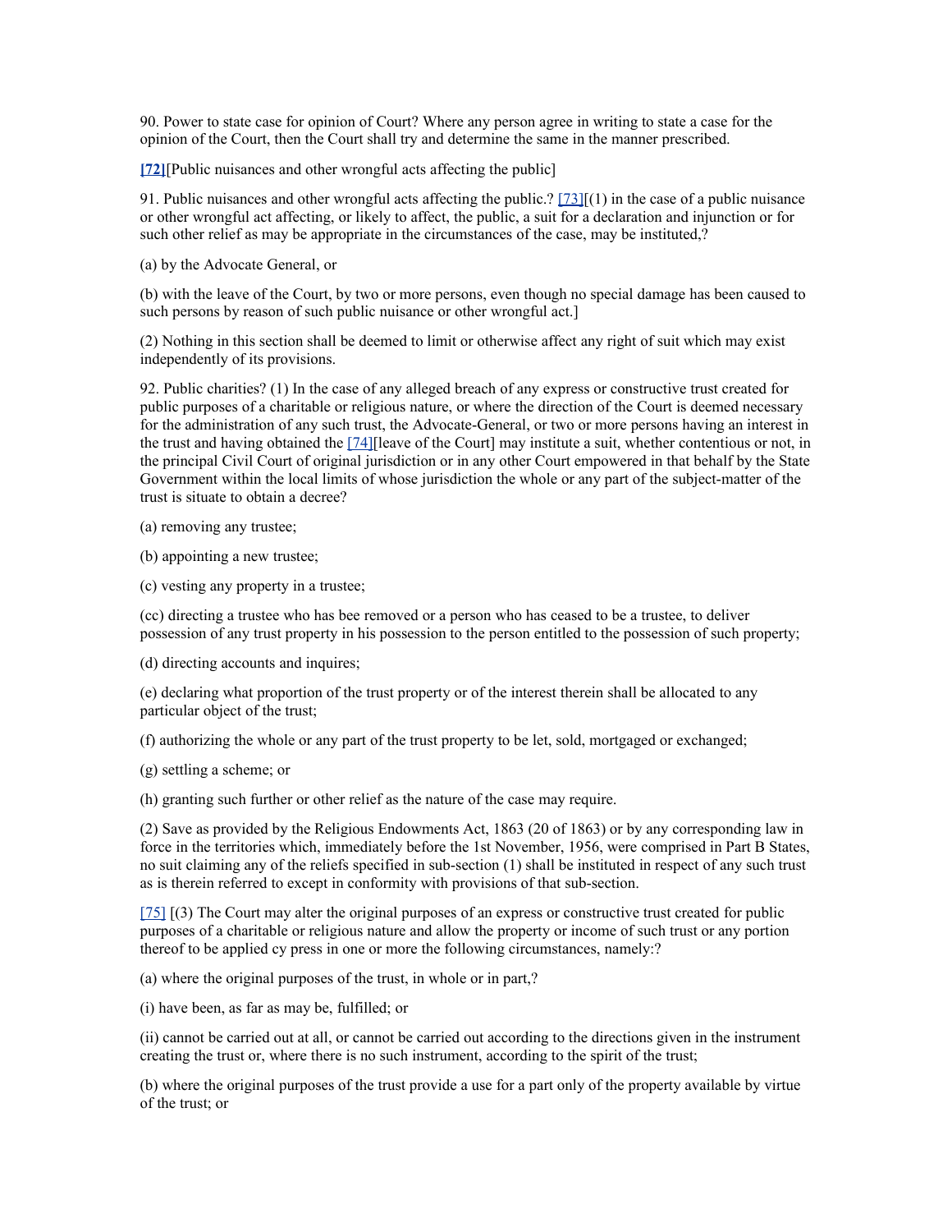90. Power to state case for opinion of Court? Where any person agree in writing to state a case for the opinion of the Court, then the Court shall try and determine the same in the manner prescribed.

**[72]**[Public nuisances and other wrongful acts affecting the public]

91. Public nuisances and other wrongful acts affecting the public.? [73][(1) in the case of a public nuisance or other wrongful act affecting, or likely to affect, the public, a suit for a declaration and injunction or for such other relief as may be appropriate in the circumstances of the case, may be instituted,?

(a) by the Advocate General, or

(b) with the leave of the Court, by two or more persons, even though no special damage has been caused to such persons by reason of such public nuisance or other wrongful act.]

(2) Nothing in this section shall be deemed to limit or otherwise affect any right of suit which may exist independently of its provisions.

92. Public charities? (1) In the case of any alleged breach of any express or constructive trust created for public purposes of a charitable or religious nature, or where the direction of the Court is deemed necessary for the administration of any such trust, the Advocate-General, or two or more persons having an interest in the trust and having obtained the [74][leave of the Court] may institute a suit, whether contentious or not, in the principal Civil Court of original jurisdiction or in any other Court empowered in that behalf by the State Government within the local limits of whose jurisdiction the whole or any part of the subject-matter of the trust is situate to obtain a decree?

(a) removing any trustee;

(b) appointing a new trustee;

(c) vesting any property in a trustee;

(cc) directing a trustee who has bee removed or a person who has ceased to be a trustee, to deliver possession of any trust property in his possession to the person entitled to the possession of such property;

(d) directing accounts and inquires;

(e) declaring what proportion of the trust property or of the interest therein shall be allocated to any particular object of the trust;

(f) authorizing the whole or any part of the trust property to be let, sold, mortgaged or exchanged;

(g) settling a scheme; or

(h) granting such further or other relief as the nature of the case may require.

(2) Save as provided by the Religious Endowments Act, 1863 (20 of 1863) or by any corresponding law in force in the territories which, immediately before the 1st November, 1956, were comprised in Part B States, no suit claiming any of the reliefs specified in sub-section (1) shall be instituted in respect of any such trust as is therein referred to except in conformity with provisions of that sub-section.

[75] [(3) The Court may alter the original purposes of an express or constructive trust created for public purposes of a charitable or religious nature and allow the property or income of such trust or any portion thereof to be applied cy press in one or more the following circumstances, namely:?

(a) where the original purposes of the trust, in whole or in part,?

(i) have been, as far as may be, fulfilled; or

(ii) cannot be carried out at all, or cannot be carried out according to the directions given in the instrument creating the trust or, where there is no such instrument, according to the spirit of the trust;

(b) where the original purposes of the trust provide a use for a part only of the property available by virtue of the trust; or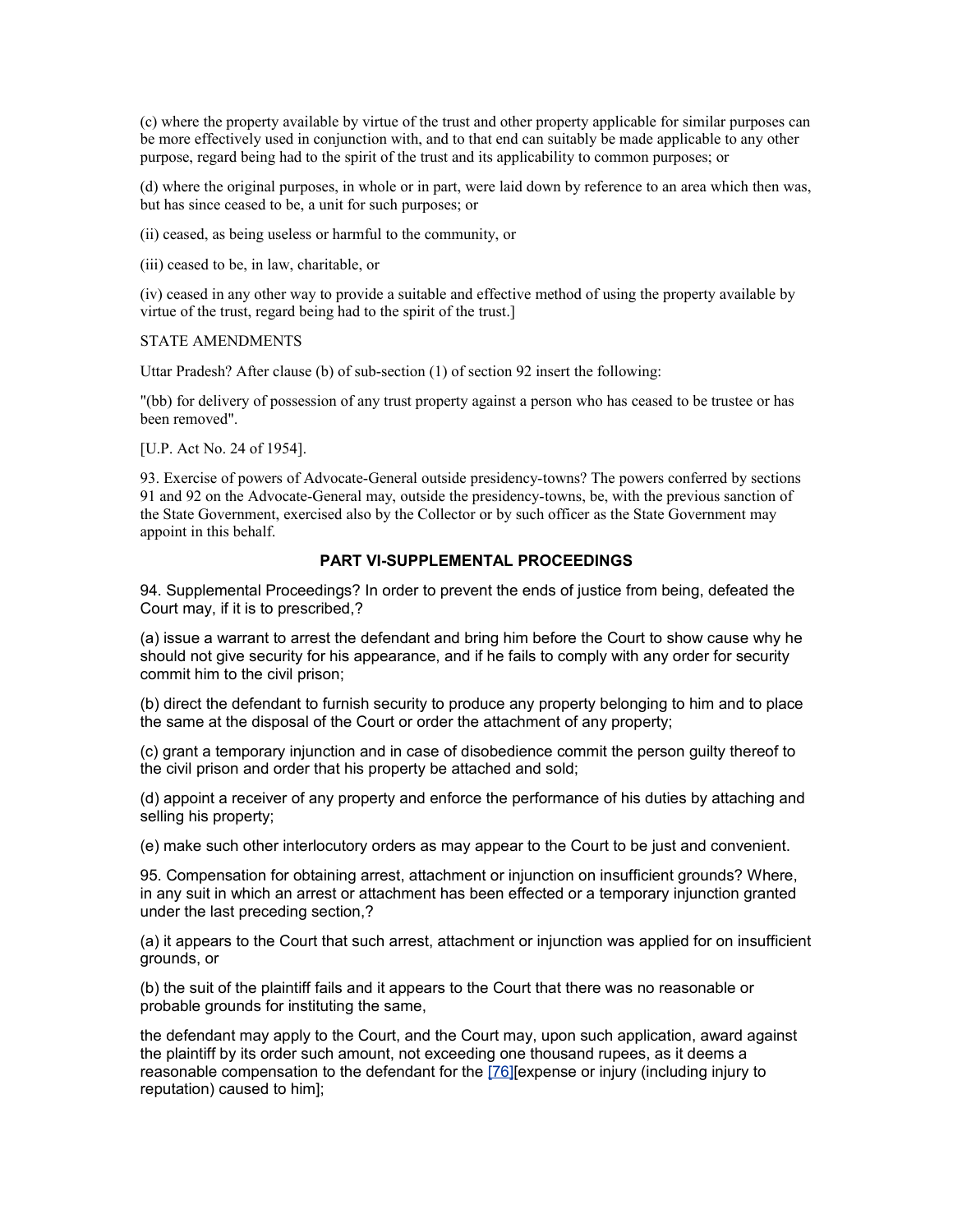(c) where the property available by virtue of the trust and other property applicable for similar purposes can be more effectively used in conjunction with, and to that end can suitably be made applicable to any other purpose, regard being had to the spirit of the trust and its applicability to common purposes; or

(d) where the original purposes, in whole or in part, were laid down by reference to an area which then was, but has since ceased to be, a unit for such purposes; or

(ii) ceased, as being useless or harmful to the community, or

(iii) ceased to be, in law, charitable, or

(iv) ceased in any other way to provide a suitable and effective method of using the property available by virtue of the trust, regard being had to the spirit of the trust.]

STATE AMENDMENTS

Uttar Pradesh? After clause (b) of sub-section (1) of section 92 insert the following:

"(bb) for delivery of possession of any trust property against a person who has ceased to be trustee or has been removed".

[U.P. Act No. 24 of 1954].

93. Exercise of powers of Advocate-General outside presidency-towns? The powers conferred by sections 91 and 92 on the Advocate-General may, outside the presidency-towns, be, with the previous sanction of the State Government, exercised also by the Collector or by such officer as the State Government may appoint in this behalf.

## PART VI-SUPPLEMENTAL PROCEEDINGS

94. Supplemental Proceedings? In order to prevent the ends of justice from being, defeated the Court may, if it is to prescribed,?

(a) issue a warrant to arrest the defendant and bring him before the Court to show cause why he should not give security for his appearance, and if he fails to comply with any order for security commit him to the civil prison;

(b) direct the defendant to furnish security to produce any property belonging to him and to place the same at the disposal of the Court or order the attachment of any property;

(c) grant a temporary injunction and in case of disobedience commit the person guilty thereof to the civil prison and order that his property be attached and sold;

(d) appoint a receiver of any property and enforce the performance of his duties by attaching and selling his property;

(e) make such other interlocutory orders as may appear to the Court to be just and convenient.

95. Compensation for obtaining arrest, attachment or injunction on insufficient grounds? Where, in any suit in which an arrest or attachment has been effected or a temporary injunction granted under the last preceding section,?

(a) it appears to the Court that such arrest, attachment or injunction was applied for on insufficient grounds, or

(b) the suit of the plaintiff fails and it appears to the Court that there was no reasonable or probable grounds for instituting the same,

the defendant may apply to the Court, and the Court may, upon such application, award against the plaintiff by its order such amount, not exceeding one thousand rupees, as it deems a reasonable compensation to the defendant for the [76][expense or injury (including injury to reputation) caused to him];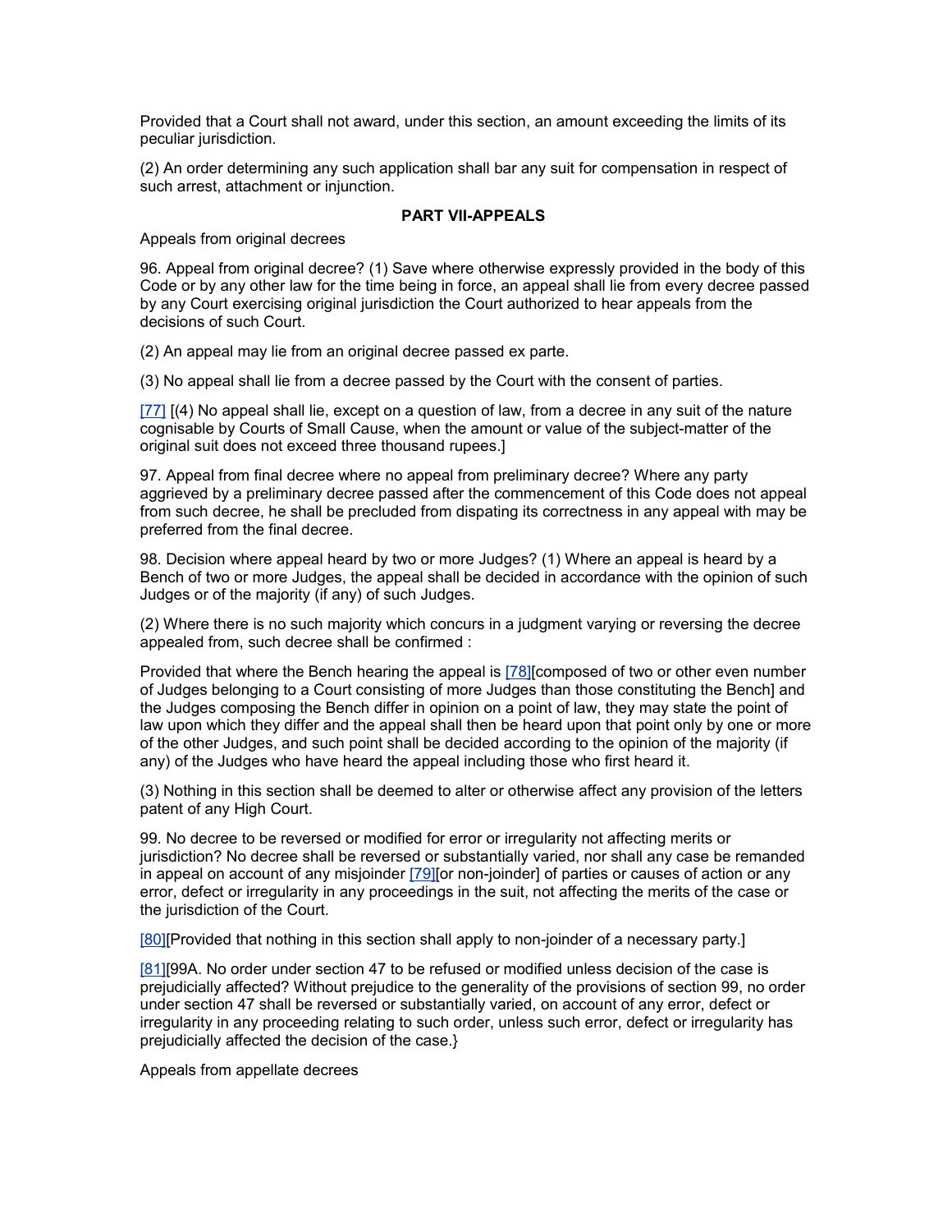Provided that a Court shall not award, under this section, an amount exceeding the limits of its peculiar jurisdiction.

(2) An order determining any such application shall bar any suit for compensation in respect of such arrest, attachment or injunction.

## PART VII-APPEALS

Appeals from original decrees

96. Appeal from original decree? (1) Save where otherwise expressly provided in the body of this Code or by any other law for the time being in force, an appeal shall lie from every decree passed by any Court exercising original jurisdiction the Court authorized to hear appeals from the decisions of such Court.

(2) An appeal may lie from an original decree passed ex parte.

(3) No appeal shall lie from a decree passed by the Court with the consent of parties.

[77] [(4) No appeal shall lie, except on a question of law, from a decree in any suit of the nature cognisable by Courts of Small Cause, when the amount or value of the subject-matter of the original suit does not exceed three thousand rupees.]

97. Appeal from final decree where no appeal from preliminary decree? Where any party aggrieved by a preliminary decree passed after the commencement of this Code does not appeal from such decree, he shall be precluded from dispating its correctness in any appeal with may be preferred from the final decree.

98. Decision where appeal heard by two or more Judges? (1) Where an appeal is heard by a Bench of two or more Judges, the appeal shall be decided in accordance with the opinion of such Judges or of the majority (if any) of such Judges.

(2) Where there is no such majority which concurs in a judgment varying or reversing the decree appealed from, such decree shall be confirmed :

Provided that where the Bench hearing the appeal is [78][composed of two or other even number of Judges belonging to a Court consisting of more Judges than those constituting the Bench] and the Judges composing the Bench differ in opinion on a point of law, they may state the point of law upon which they differ and the appeal shall then be heard upon that point only by one or more of the other Judges, and such point shall be decided according to the opinion of the majority (if any) of the Judges who have heard the appeal including those who first heard it.

(3) Nothing in this section shall be deemed to alter or otherwise affect any provision of the letters patent of any High Court.

99. No decree to be reversed or modified for error or irregularity not affecting merits or jurisdiction? No decree shall be reversed or substantially varied, nor shall any case be remanded in appeal on account of any misjoinder [79][or non-joinder] of parties or causes of action or any error, defect or irregularity in any proceedings in the suit, not affecting the merits of the case or the jurisdiction of the Court.

[80][Provided that nothing in this section shall apply to non-joinder of a necessary party.]

[81][99A. No order under section 47 to be refused or modified unless decision of the case is prejudicially affected? Without prejudice to the generality of the provisions of section 99, no order under section 47 shall be reversed or substantially varied, on account of any error, defect or irregularity in any proceeding relating to such order, unless such error, defect or irregularity has prejudicially affected the decision of the case.}

Appeals from appellate decrees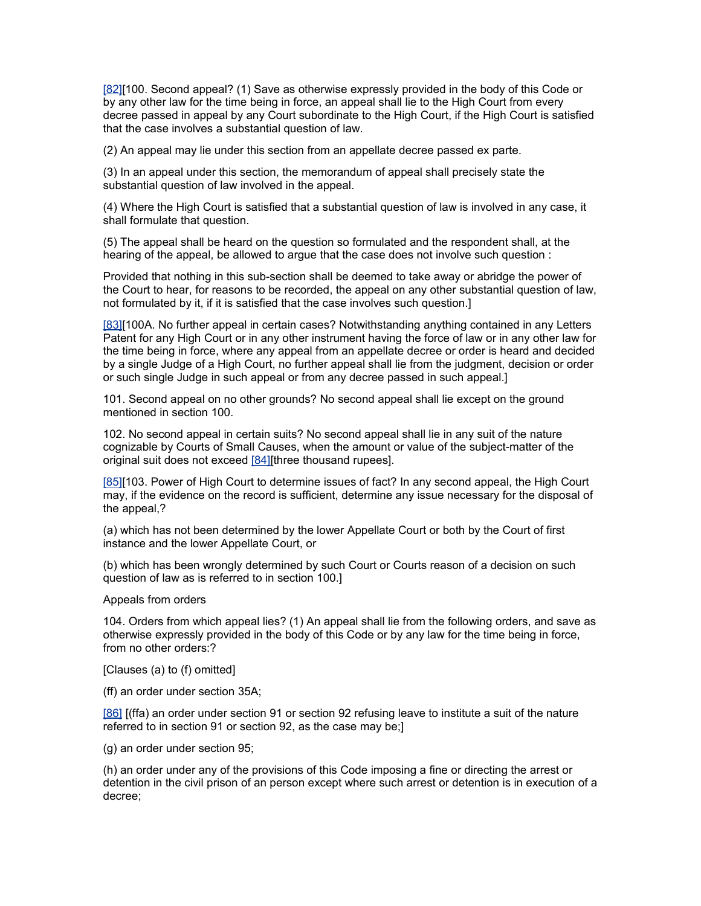[82][100. Second appeal? (1) Save as otherwise expressly provided in the body of this Code or by any other law for the time being in force, an appeal shall lie to the High Court from every decree passed in appeal by any Court subordinate to the High Court, if the High Court is satisfied that the case involves a substantial question of law.

(2) An appeal may lie under this section from an appellate decree passed ex parte.

(3) In an appeal under this section, the memorandum of appeal shall precisely state the substantial question of law involved in the appeal.

(4) Where the High Court is satisfied that a substantial question of law is involved in any case, it shall formulate that question.

(5) The appeal shall be heard on the question so formulated and the respondent shall, at the hearing of the appeal, be allowed to argue that the case does not involve such question :

Provided that nothing in this sub-section shall be deemed to take away or abridge the power of the Court to hear, for reasons to be recorded, the appeal on any other substantial question of law, not formulated by it, if it is satisfied that the case involves such question.]

[83][100A. No further appeal in certain cases? Notwithstanding anything contained in any Letters Patent for any High Court or in any other instrument having the force of law or in any other law for the time being in force, where any appeal from an appellate decree or order is heard and decided by a single Judge of a High Court, no further appeal shall lie from the judgment, decision or order or such single Judge in such appeal or from any decree passed in such appeal.]

101. Second appeal on no other grounds? No second appeal shall lie except on the ground mentioned in section 100.

102. No second appeal in certain suits? No second appeal shall lie in any suit of the nature cognizable by Courts of Small Causes, when the amount or value of the subject-matter of the original suit does not exceed [84][three thousand rupees].

[85][103. Power of High Court to determine issues of fact? In any second appeal, the High Court may, if the evidence on the record is sufficient, determine any issue necessary for the disposal of the appeal,?

(a) which has not been determined by the lower Appellate Court or both by the Court of first instance and the lower Appellate Court, or

(b) which has been wrongly determined by such Court or Courts reason of a decision on such question of law as is referred to in section 100.]

Appeals from orders

104. Orders from which appeal lies? (1) An appeal shall lie from the following orders, and save as otherwise expressly provided in the body of this Code or by any law for the time being in force, from no other orders:?

[Clauses (a) to (f) omitted]

(ff) an order under section 35A;

[86] [(ffa) an order under section 91 or section 92 refusing leave to institute a suit of the nature referred to in section 91 or section 92, as the case may be;]

(g) an order under section 95;

(h) an order under any of the provisions of this Code imposing a fine or directing the arrest or detention in the civil prison of an person except where such arrest or detention is in execution of a decree;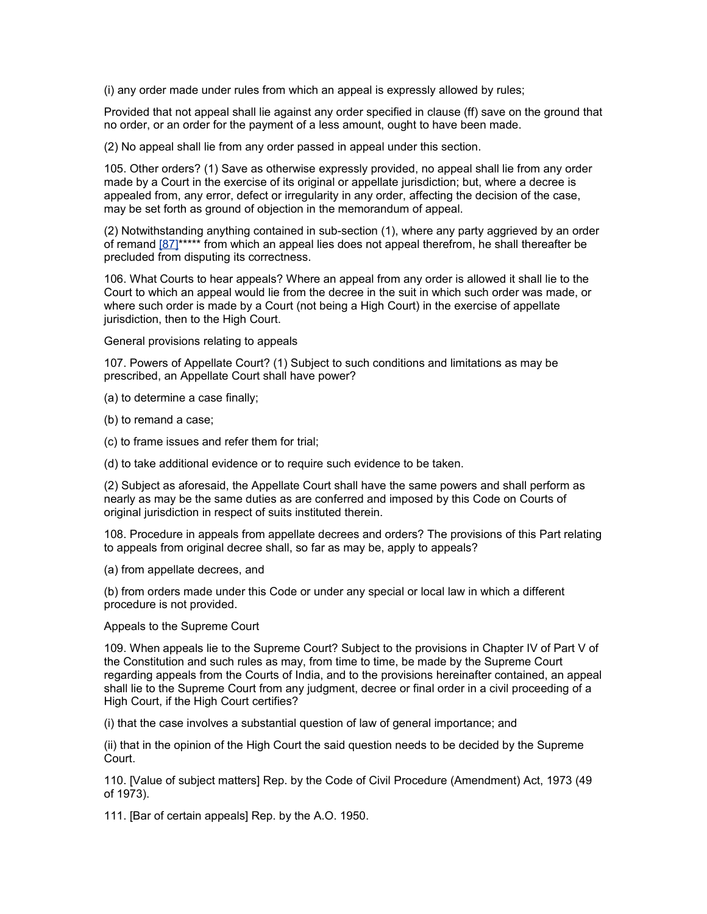(i) any order made under rules from which an appeal is expressly allowed by rules;

Provided that not appeal shall lie against any order specified in clause (ff) save on the ground that no order, or an order for the payment of a less amount, ought to have been made.

(2) No appeal shall lie from any order passed in appeal under this section.

105. Other orders? (1) Save as otherwise expressly provided, no appeal shall lie from any order made by a Court in the exercise of its original or appellate jurisdiction; but, where a decree is appealed from, any error, defect or irregularity in any order, affecting the decision of the case, may be set forth as ground of objection in the memorandum of appeal.

(2) Notwithstanding anything contained in sub-section (1), where any party aggrieved by an order of remand [87]***** from which an appeal lies does not appeal therefrom, he shall thereafter be precluded from disputing its correctness.

106. What Courts to hear appeals? Where an appeal from any order is allowed it shall lie to the Court to which an appeal would lie from the decree in the suit in which such order was made, or where such order is made by a Court (not being a High Court) in the exercise of appellate jurisdiction, then to the High Court.

General provisions relating to appeals

107. Powers of Appellate Court? (1) Subject to such conditions and limitations as may be prescribed, an Appellate Court shall have power?

(a) to determine a case finally;

(b) to remand a case;

(c) to frame issues and refer them for trial;

(d) to take additional evidence or to require such evidence to be taken.

(2) Subject as aforesaid, the Appellate Court shall have the same powers and shall perform as nearly as may be the same duties as are conferred and imposed by this Code on Courts of original jurisdiction in respect of suits instituted therein.

108. Procedure in appeals from appellate decrees and orders? The provisions of this Part relating to appeals from original decree shall, so far as may be, apply to appeals?

(a) from appellate decrees, and

(b) from orders made under this Code or under any special or local law in which a different procedure is not provided.

Appeals to the Supreme Court

109. When appeals lie to the Supreme Court? Subject to the provisions in Chapter IV of Part V of the Constitution and such rules as may, from time to time, be made by the Supreme Court regarding appeals from the Courts of India, and to the provisions hereinafter contained, an appeal shall lie to the Supreme Court from any judgment, decree or final order in a civil proceeding of a High Court, if the High Court certifies?

(i) that the case involves a substantial question of law of general importance; and

(ii) that in the opinion of the High Court the said question needs to be decided by the Supreme Court.

110. [Value of subject matters] Rep. by the Code of Civil Procedure (Amendment) Act, 1973 (49 of 1973).

111. [Bar of certain appeals] Rep. by the A.O. 1950.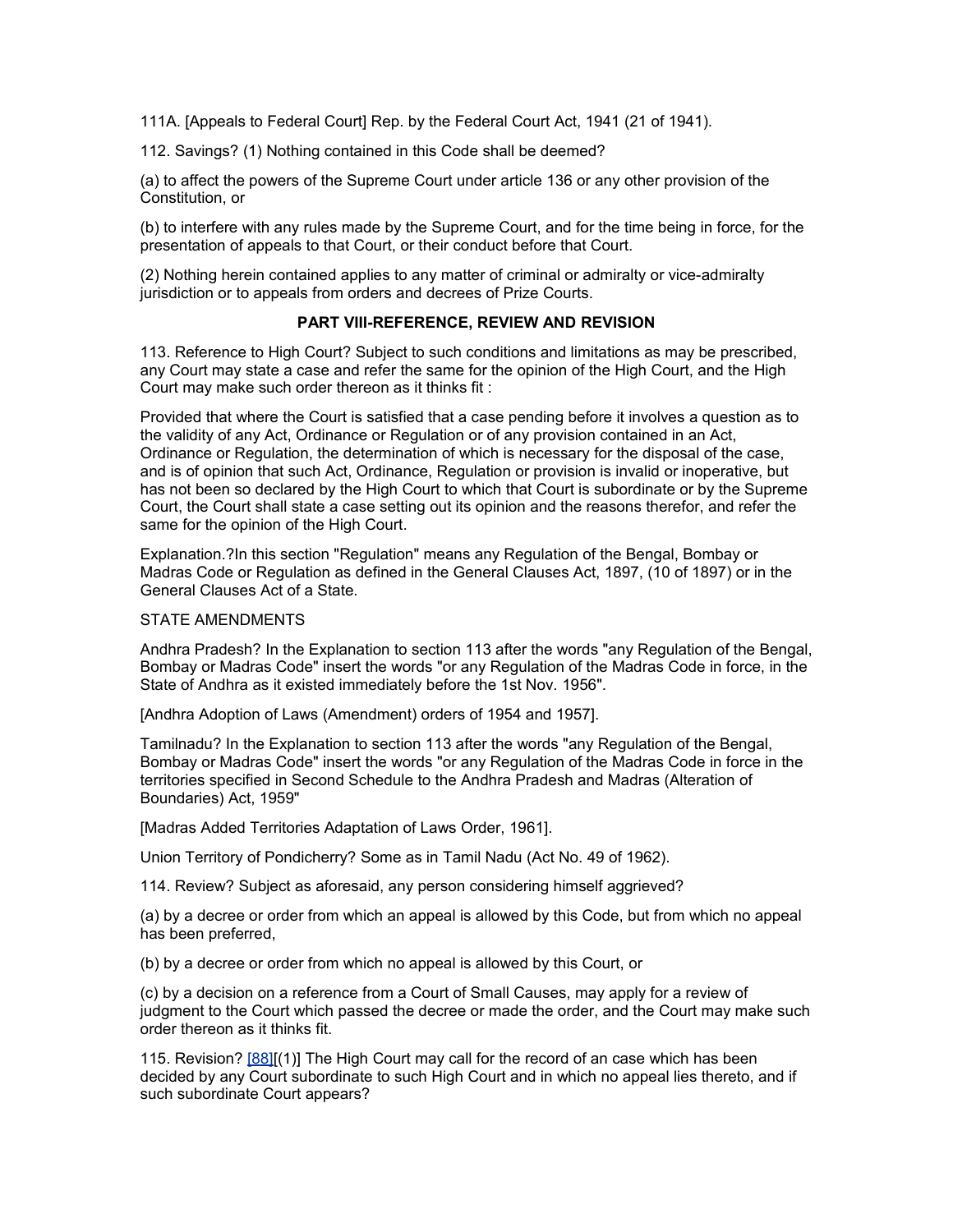111A. [Appeals to Federal Court] Rep. by the Federal Court Act, 1941 (21 of 1941).

112. Savings? (1) Nothing contained in this Code shall be deemed?

(a) to affect the powers of the Supreme Court under article 136 or any other provision of the Constitution, or

(b) to interfere with any rules made by the Supreme Court, and for the time being in force, for the presentation of appeals to that Court, or their conduct before that Court.

(2) Nothing herein contained applies to any matter of criminal or admiralty or vice-admiralty jurisdiction or to appeals from orders and decrees of Prize Courts.

## PART VIII-REFERENCE, REVIEW AND REVISION

113. Reference to High Court? Subject to such conditions and limitations as may be prescribed, any Court may state a case and refer the same for the opinion of the High Court, and the High Court may make such order thereon as it thinks fit :

Provided that where the Court is satisfied that a case pending before it involves a question as to the validity of any Act, Ordinance or Regulation or of any provision contained in an Act, Ordinance or Regulation, the determination of which is necessary for the disposal of the case, and is of opinion that such Act, Ordinance, Regulation or provision is invalid or inoperative, but has not been so declared by the High Court to which that Court is subordinate or by the Supreme Court, the Court shall state a case setting out its opinion and the reasons therefor, and refer the same for the opinion of the High Court.

Explanation.?In this section "Regulation" means any Regulation of the Bengal, Bombay or Madras Code or Regulation as defined in the General Clauses Act, 1897, (10 of 1897) or in the General Clauses Act of a State.

STATE AMENDMENTS

Andhra Pradesh? In the Explanation to section 113 after the words "any Regulation of the Bengal, Bombay or Madras Code" insert the words "or any Regulation of the Madras Code in force, in the State of Andhra as it existed immediately before the 1st Nov. 1956".

[Andhra Adoption of Laws (Amendment) orders of 1954 and 1957].

Tamilnadu? In the Explanation to section 113 after the words "any Regulation of the Bengal, Bombay or Madras Code" insert the words "or any Regulation of the Madras Code in force in the territories specified in Second Schedule to the Andhra Pradesh and Madras (Alteration of Boundaries) Act, 1959"

[Madras Added Territories Adaptation of Laws Order, 1961].

Union Territory of Pondicherry? Some as in Tamil Nadu (Act No. 49 of 1962).

114. Review? Subject as aforesaid, any person considering himself aggrieved?

(a) by a decree or order from which an appeal is allowed by this Code, but from which no appeal has been preferred,

(b) by a decree or order from which no appeal is allowed by this Court, or

(c) by a decision on a reference from a Court of Small Causes, may apply for a review of judgment to the Court which passed the decree or made the order, and the Court may make such order thereon as it thinks fit.

115. Revision? [88][(1)] The High Court may call for the record of an case which has been decided by any Court subordinate to such High Court and in which no appeal lies thereto, and if such subordinate Court appears?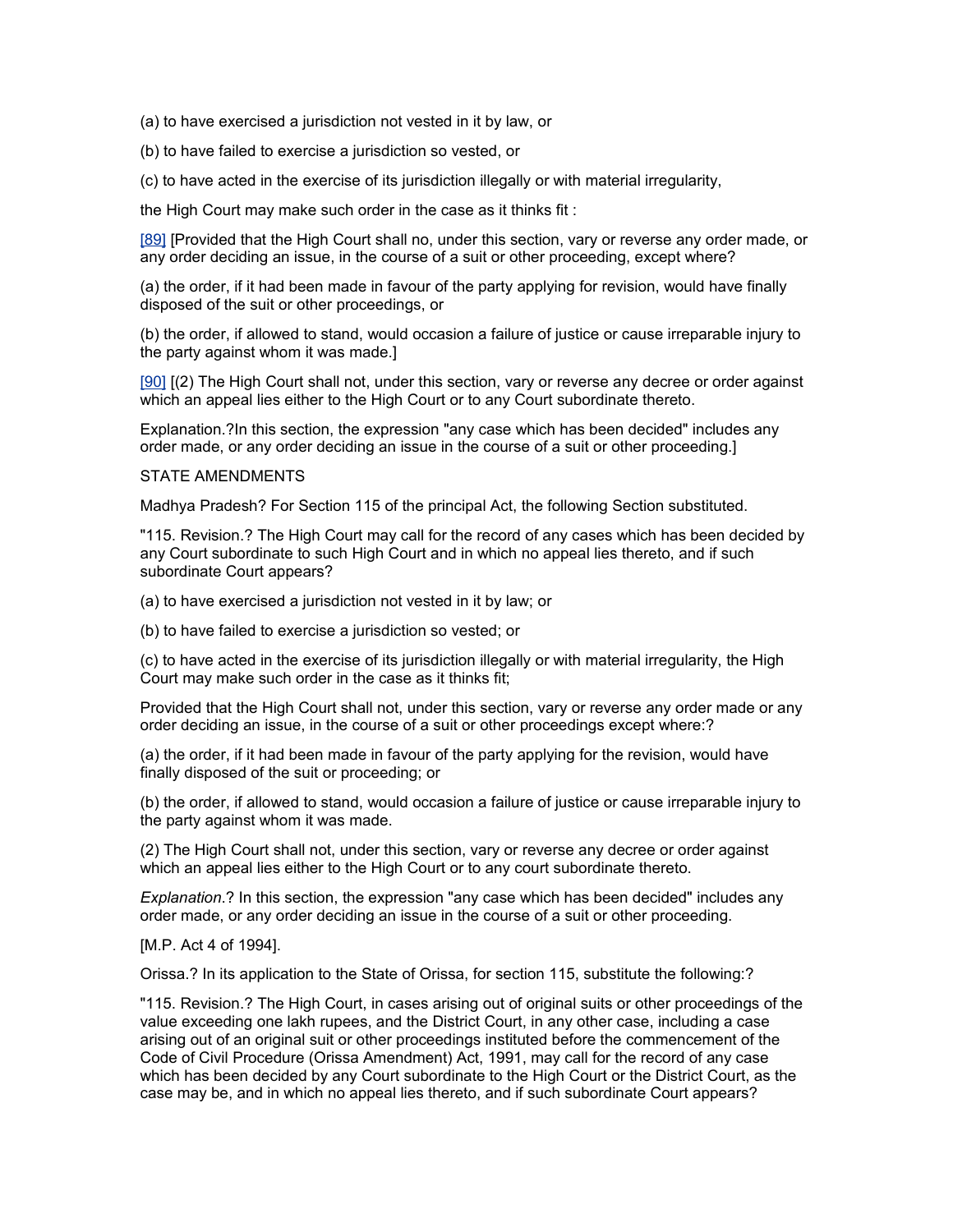(a) to have exercised a jurisdiction not vested in it by law, or

(b) to have failed to exercise a jurisdiction so vested, or

(c) to have acted in the exercise of its jurisdiction illegally or with material irregularity,

the High Court may make such order in the case as it thinks fit :

[89] [Provided that the High Court shall no, under this section, vary or reverse any order made, or any order deciding an issue, in the course of a suit or other proceeding, except where?

(a) the order, if it had been made in favour of the party applying for revision, would have finally disposed of the suit or other proceedings, or

(b) the order, if allowed to stand, would occasion a failure of justice or cause irreparable injury to the party against whom it was made.]

[90] [(2) The High Court shall not, under this section, vary or reverse any decree or order against which an appeal lies either to the High Court or to any Court subordinate thereto.

Explanation.?In this section, the expression "any case which has been decided" includes any order made, or any order deciding an issue in the course of a suit or other proceeding.]

STATE AMENDMENTS

Madhya Pradesh? For Section 115 of the principal Act, the following Section substituted.

"115. Revision.? The High Court may call for the record of any cases which has been decided by any Court subordinate to such High Court and in which no appeal lies thereto, and if such subordinate Court appears?

(a) to have exercised a jurisdiction not vested in it by law; or

(b) to have failed to exercise a jurisdiction so vested; or

(c) to have acted in the exercise of its jurisdiction illegally or with material irregularity, the High Court may make such order in the case as it thinks fit;

Provided that the High Court shall not, under this section, vary or reverse any order made or any order deciding an issue, in the course of a suit or other proceedings except where:?

(a) the order, if it had been made in favour of the party applying for the revision, would have finally disposed of the suit or proceeding; or

(b) the order, if allowed to stand, would occasion a failure of justice or cause irreparable injury to the party against whom it was made.

(2) The High Court shall not, under this section, vary or reverse any decree or order against which an appeal lies either to the High Court or to any court subordinate thereto.

*Explanation*.? In this section, the expression "any case which has been decided" includes any order made, or any order deciding an issue in the course of a suit or other proceeding.

[M.P. Act 4 of 1994].

Orissa.? In its application to the State of Orissa, for section 115, substitute the following:?

"115. Revision.? The High Court, in cases arising out of original suits or other proceedings of the value exceeding one lakh rupees, and the District Court, in any other case, including a case arising out of an original suit or other proceedings instituted before the commencement of the Code of Civil Procedure (Orissa Amendment) Act, 1991, may call for the record of any case which has been decided by any Court subordinate to the High Court or the District Court, as the case may be, and in which no appeal lies thereto, and if such subordinate Court appears?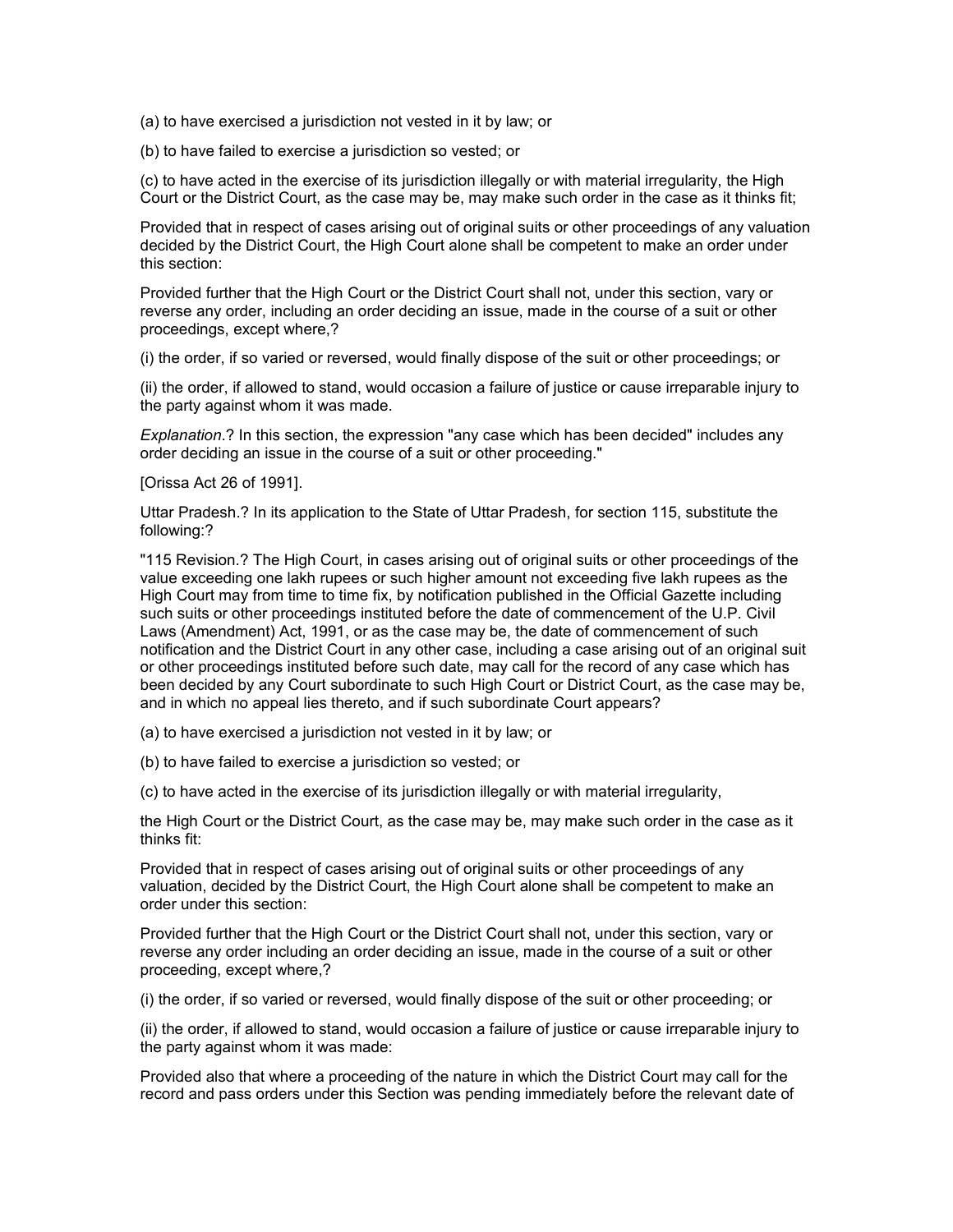(a) to have exercised a jurisdiction not vested in it by law; or

(b) to have failed to exercise a jurisdiction so vested; or

(c) to have acted in the exercise of its jurisdiction illegally or with material irregularity, the High Court or the District Court, as the case may be, may make such order in the case as it thinks fit;

Provided that in respect of cases arising out of original suits or other proceedings of any valuation decided by the District Court, the High Court alone shall be competent to make an order under this section:

Provided further that the High Court or the District Court shall not, under this section, vary or reverse any order, including an order deciding an issue, made in the course of a suit or other proceedings, except where,?

(i) the order, if so varied or reversed, would finally dispose of the suit or other proceedings; or

(ii) the order, if allowed to stand, would occasion a failure of justice or cause irreparable injury to the party against whom it was made.

*Explanation*.? In this section, the expression "any case which has been decided" includes any order deciding an issue in the course of a suit or other proceeding."

[Orissa Act 26 of 1991].

Uttar Pradesh.? In its application to the State of Uttar Pradesh, for section 115, substitute the following:?

"115 Revision.? The High Court, in cases arising out of original suits or other proceedings of the value exceeding one lakh rupees or such higher amount not exceeding five lakh rupees as the High Court may from time to time fix, by notification published in the Official Gazette including such suits or other proceedings instituted before the date of commencement of the U.P. Civil Laws (Amendment) Act, 1991, or as the case may be, the date of commencement of such notification and the District Court in any other case, including a case arising out of an original suit or other proceedings instituted before such date, may call for the record of any case which has been decided by any Court subordinate to such High Court or District Court, as the case may be, and in which no appeal lies thereto, and if such subordinate Court appears?

(a) to have exercised a jurisdiction not vested in it by law; or

(b) to have failed to exercise a jurisdiction so vested; or

(c) to have acted in the exercise of its jurisdiction illegally or with material irregularity,

the High Court or the District Court, as the case may be, may make such order in the case as it thinks fit:

Provided that in respect of cases arising out of original suits or other proceedings of any valuation, decided by the District Court, the High Court alone shall be competent to make an order under this section:

Provided further that the High Court or the District Court shall not, under this section, vary or reverse any order including an order deciding an issue, made in the course of a suit or other proceeding, except where,?

(i) the order, if so varied or reversed, would finally dispose of the suit or other proceeding; or

(ii) the order, if allowed to stand, would occasion a failure of justice or cause irreparable injury to the party against whom it was made:

Provided also that where a proceeding of the nature in which the District Court may call for the record and pass orders under this Section was pending immediately before the relevant date of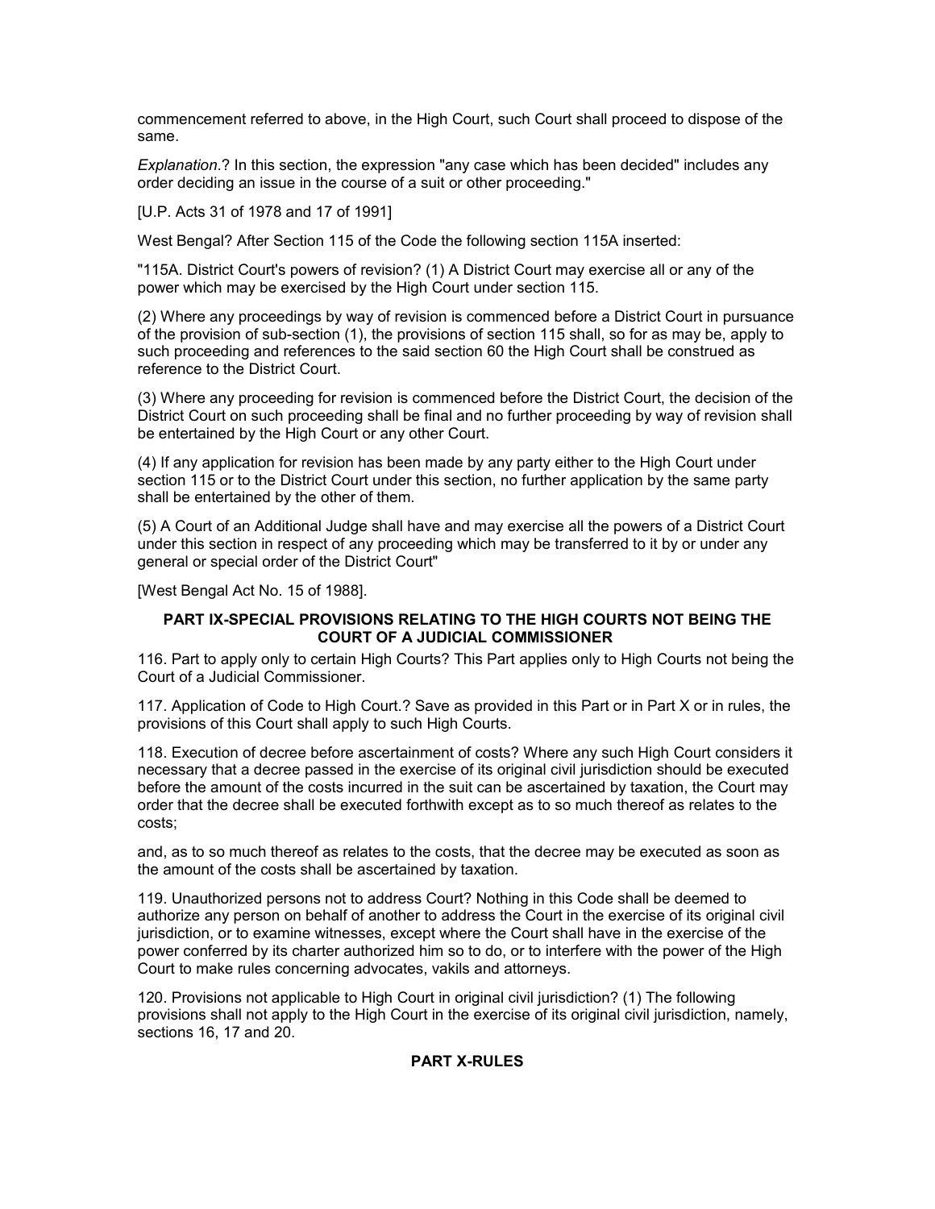commencement referred to above, in the High Court, such Court shall proceed to dispose of the same.

*Explanation*.? In this section, the expression "any case which has been decided" includes any order deciding an issue in the course of a suit or other proceeding."

[U.P. Acts 31 of 1978 and 17 of 1991]

West Bengal? After Section 115 of the Code the following section 115A inserted:

"115A. District Court's powers of revision? (1) A District Court may exercise all or any of the power which may be exercised by the High Court under section 115.

(2) Where any proceedings by way of revision is commenced before a District Court in pursuance of the provision of sub-section (1), the provisions of section 115 shall, so for as may be, apply to such proceeding and references to the said section 60 the High Court shall be construed as reference to the District Court.

(3) Where any proceeding for revision is commenced before the District Court, the decision of the District Court on such proceeding shall be final and no further proceeding by way of revision shall be entertained by the High Court or any other Court.

(4) If any application for revision has been made by any party either to the High Court under section 115 or to the District Court under this section, no further application by the same party shall be entertained by the other of them.

(5) A Court of an Additional Judge shall have and may exercise all the powers of a District Court under this section in respect of any proceeding which may be transferred to it by or under any general or special order of the District Court"

[West Bengal Act No. 15 of 1988].

## PART IX-SPECIAL PROVISIONS RELATING TO THE HIGH COURTS NOT BEING THE COURT OF A JUDICIAL COMMISSIONER

116. Part to apply only to certain High Courts? This Part applies only to High Courts not being the Court of a Judicial Commissioner.

117. Application of Code to High Court.? Save as provided in this Part or in Part X or in rules, the provisions of this Court shall apply to such High Courts.

118. Execution of decree before ascertainment of costs? Where any such High Court considers it necessary that a decree passed in the exercise of its original civil jurisdiction should be executed before the amount of the costs incurred in the suit can be ascertained by taxation, the Court may order that the decree shall be executed forthwith except as to so much thereof as relates to the costs;

and, as to so much thereof as relates to the costs, that the decree may be executed as soon as the amount of the costs shall be ascertained by taxation.

119. Unauthorized persons not to address Court? Nothing in this Code shall be deemed to authorize any person on behalf of another to address the Court in the exercise of its original civil jurisdiction, or to examine witnesses, except where the Court shall have in the exercise of the power conferred by its charter authorized him so to do, or to interfere with the power of the High Court to make rules concerning advocates, vakils and attorneys.

120. Provisions not applicable to High Court in original civil jurisdiction? (1) The following provisions shall not apply to the High Court in the exercise of its original civil jurisdiction, namely, sections 16, 17 and 20.

## PART X-RULES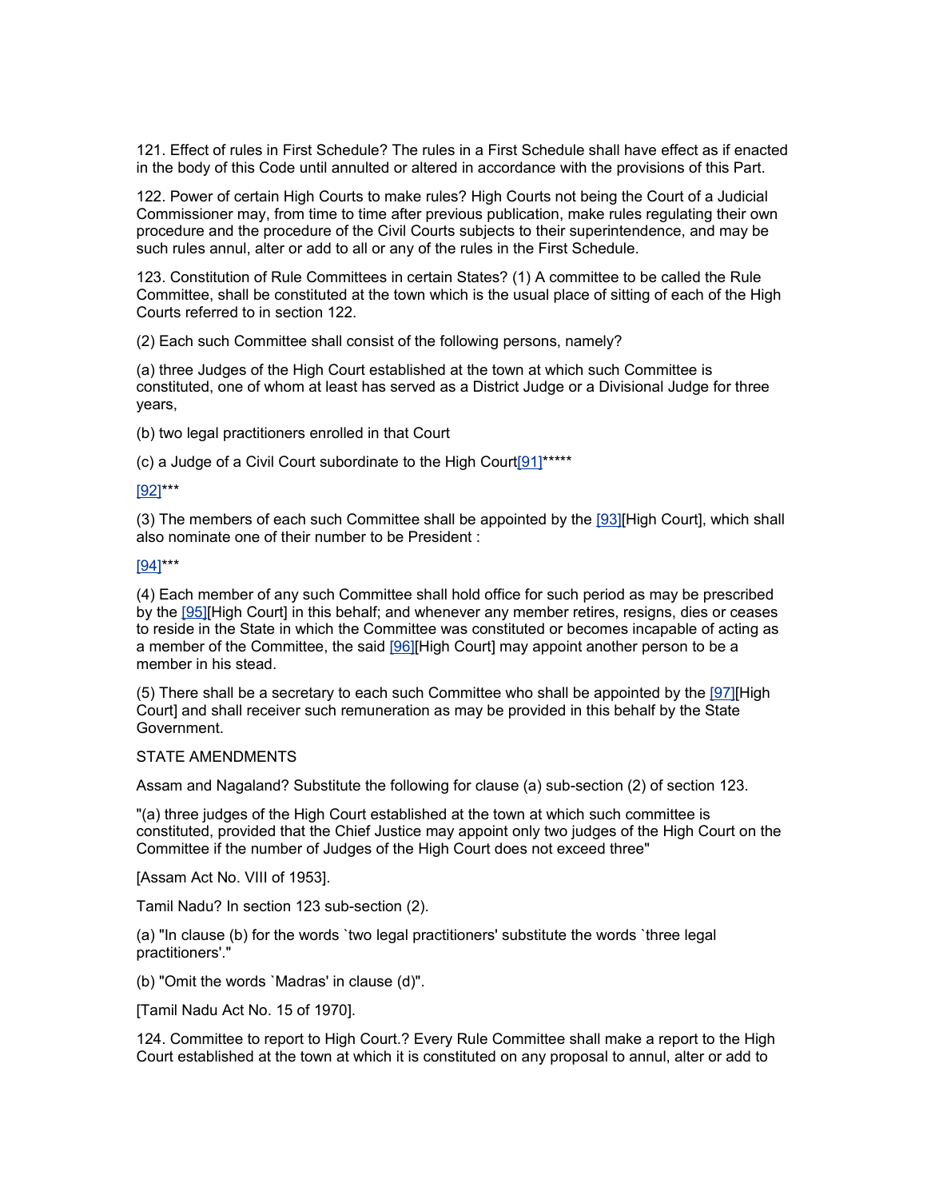121. Effect of rules in First Schedule? The rules in a First Schedule shall have effect as if enacted in the body of this Code until annulled or altered in accordance with the provisions of this Part.

122. Power of certain High Courts to make rules? High Courts not being the Court of a Judicial Commissioner may, from time to time after previous publication, make rules regulating their own procedure and the procedure of the Civil Courts subjects to their superintendence, and may be such rules annul, alter or add to all or any of the rules in the First Schedule.

123. Constitution of Rule Committees in certain States? (1) A committee to be called the Rule Committee, shall be constituted at the town which is the usual place of sitting of each of the High Courts referred to in section 122.

(2) Each such Committee shall consist of the following persons, namely?

(a) three Judges of the High Court established at the town at which such Committee is constituted, one of whom at least has served as a District Judge or a Divisional Judge for three years,

(b) two legal practitioners enrolled in that Court

(c) a Judge of a Civil Court subordinate to the High Court[91]*****

[92]***

(3) The members of each such Committee shall be appointed by the [93][High Court], which shall also nominate one of their number to be President :

[94]***

(4) Each member of any such Committee shall hold office for such period as may be prescribed by the [95][High Court] in this behalf; and whenever any member retires, resigns, dies or ceases to reside in the State in which the Committee was constituted or becomes incapable of acting as a member of the Committee, the said [96][High Court] may appoint another person to be a member in his stead.

(5) There shall be a secretary to each such Committee who shall be appointed by the [97][High Court] and shall receiver such remuneration as may be provided in this behalf by the State Government.

STATE AMENDMENTS

Assam and Nagaland? Substitute the following for clause (a) sub-section (2) of section 123.

"(a) three judges of the High Court established at the town at which such committee is constituted, provided that the Chief Justice may appoint only two judges of the High Court on the Committee if the number of Judges of the High Court does not exceed three"

[Assam Act No. VIII of 1953].

Tamil Nadu? In section 123 sub-section (2).

(a) "In clause (b) for the words `two legal practitioners' substitute the words `three legal practitioners'."

(b) "Omit the words `Madras' in clause (d)".

[Tamil Nadu Act No. 15 of 1970].

124. Committee to report to High Court.? Every Rule Committee shall make a report to the High Court established at the town at which it is constituted on any proposal to annul, alter or add to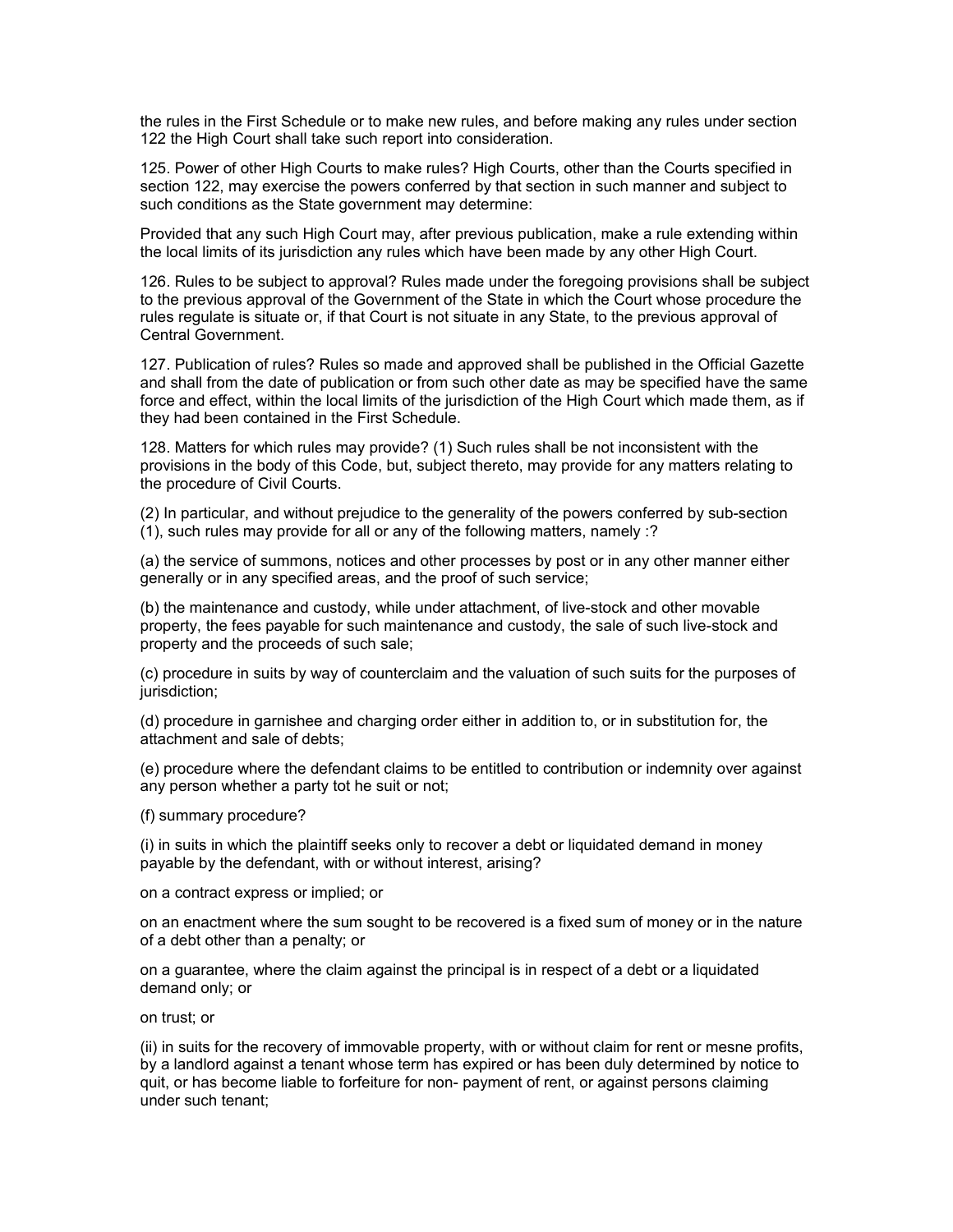the rules in the First Schedule or to make new rules, and before making any rules under section 122 the High Court shall take such report into consideration.

125. Power of other High Courts to make rules? High Courts, other than the Courts specified in section 122, may exercise the powers conferred by that section in such manner and subject to such conditions as the State government may determine:

Provided that any such High Court may, after previous publication, make a rule extending within the local limits of its jurisdiction any rules which have been made by any other High Court.

126. Rules to be subject to approval? Rules made under the foregoing provisions shall be subject to the previous approval of the Government of the State in which the Court whose procedure the rules regulate is situate or, if that Court is not situate in any State, to the previous approval of Central Government.

127. Publication of rules? Rules so made and approved shall be published in the Official Gazette and shall from the date of publication or from such other date as may be specified have the same force and effect, within the local limits of the jurisdiction of the High Court which made them, as if they had been contained in the First Schedule.

128. Matters for which rules may provide? (1) Such rules shall be not inconsistent with the provisions in the body of this Code, but, subject thereto, may provide for any matters relating to the procedure of Civil Courts.

(2) In particular, and without prejudice to the generality of the powers conferred by sub-section (1), such rules may provide for all or any of the following matters, namely :?

(a) the service of summons, notices and other processes by post or in any other manner either generally or in any specified areas, and the proof of such service;

(b) the maintenance and custody, while under attachment, of live-stock and other movable property, the fees payable for such maintenance and custody, the sale of such live-stock and property and the proceeds of such sale;

(c) procedure in suits by way of counterclaim and the valuation of such suits for the purposes of jurisdiction;

(d) procedure in garnishee and charging order either in addition to, or in substitution for, the attachment and sale of debts;

(e) procedure where the defendant claims to be entitled to contribution or indemnity over against any person whether a party tot he suit or not;

(f) summary procedure?

(i) in suits in which the plaintiff seeks only to recover a debt or liquidated demand in money payable by the defendant, with or without interest, arising?

on a contract express or implied; or

on an enactment where the sum sought to be recovered is a fixed sum of money or in the nature of a debt other than a penalty; or

on a guarantee, where the claim against the principal is in respect of a debt or a liquidated demand only; or

on trust; or

(ii) in suits for the recovery of immovable property, with or without claim for rent or mesne profits, by a landlord against a tenant whose term has expired or has been duly determined by notice to quit, or has become liable to forfeiture for non- payment of rent, or against persons claiming under such tenant;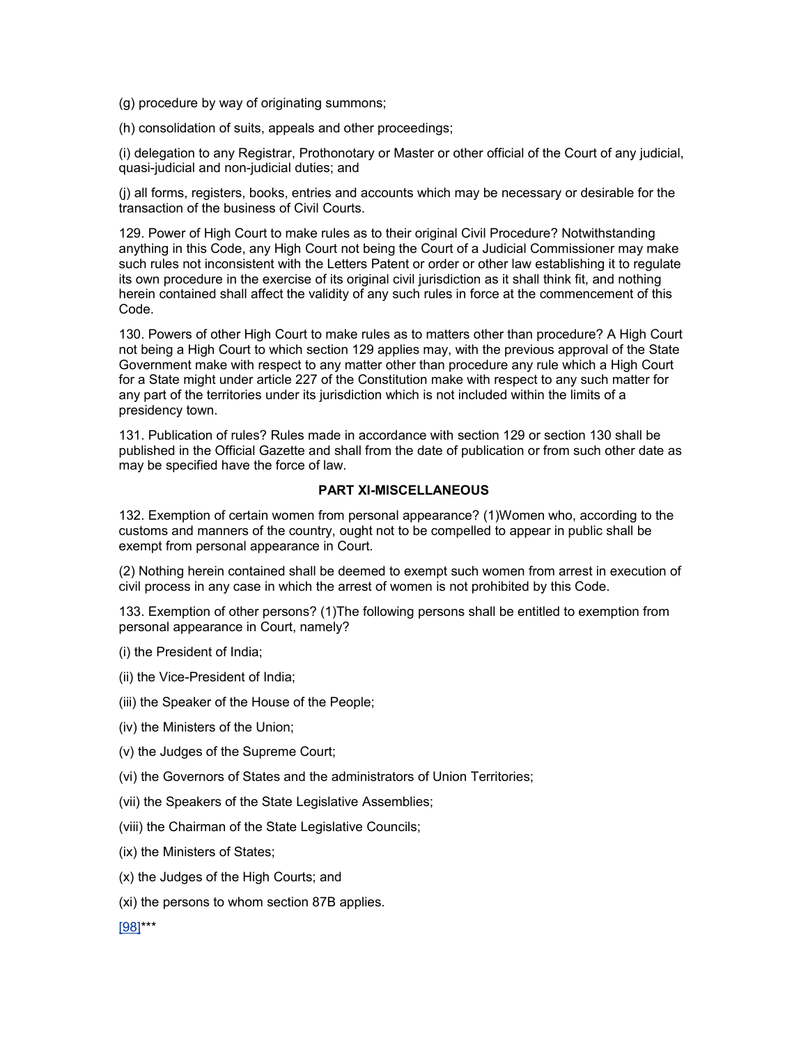(g) procedure by way of originating summons;

(h) consolidation of suits, appeals and other proceedings;

(i) delegation to any Registrar, Prothonotary or Master or other official of the Court of any judicial, quasi-judicial and non-judicial duties; and

(j) all forms, registers, books, entries and accounts which may be necessary or desirable for the transaction of the business of Civil Courts.

129. Power of High Court to make rules as to their original Civil Procedure? Notwithstanding anything in this Code, any High Court not being the Court of a Judicial Commissioner may make such rules not inconsistent with the Letters Patent or order or other law establishing it to regulate its own procedure in the exercise of its original civil jurisdiction as it shall think fit, and nothing herein contained shall affect the validity of any such rules in force at the commencement of this Code.

130. Powers of other High Court to make rules as to matters other than procedure? A High Court not being a High Court to which section 129 applies may, with the previous approval of the State Government make with respect to any matter other than procedure any rule which a High Court for a State might under article 227 of the Constitution make with respect to any such matter for any part of the territories under its jurisdiction which is not included within the limits of a presidency town.

131. Publication of rules? Rules made in accordance with section 129 or section 130 shall be published in the Official Gazette and shall from the date of publication or from such other date as may be specified have the force of law.

## PART XI-MISCELLANEOUS

132. Exemption of certain women from personal appearance? (1)Women who, according to the customs and manners of the country, ought not to be compelled to appear in public shall be exempt from personal appearance in Court.

(2) Nothing herein contained shall be deemed to exempt such women from arrest in execution of civil process in any case in which the arrest of women is not prohibited by this Code.

133. Exemption of other persons? (1)The following persons shall be entitled to exemption from personal appearance in Court, namely?

(i) the President of India;

(ii) the Vice-President of India;

(iii) the Speaker of the House of the People;

(iv) the Ministers of the Union;

(v) the Judges of the Supreme Court;

(vi) the Governors of States and the administrators of Union Territories;

(vii) the Speakers of the State Legislative Assemblies;

(viii) the Chairman of the State Legislative Councils;

(ix) the Ministers of States;

(x) the Judges of the High Courts; and

(xi) the persons to whom section 87B applies.

[98]***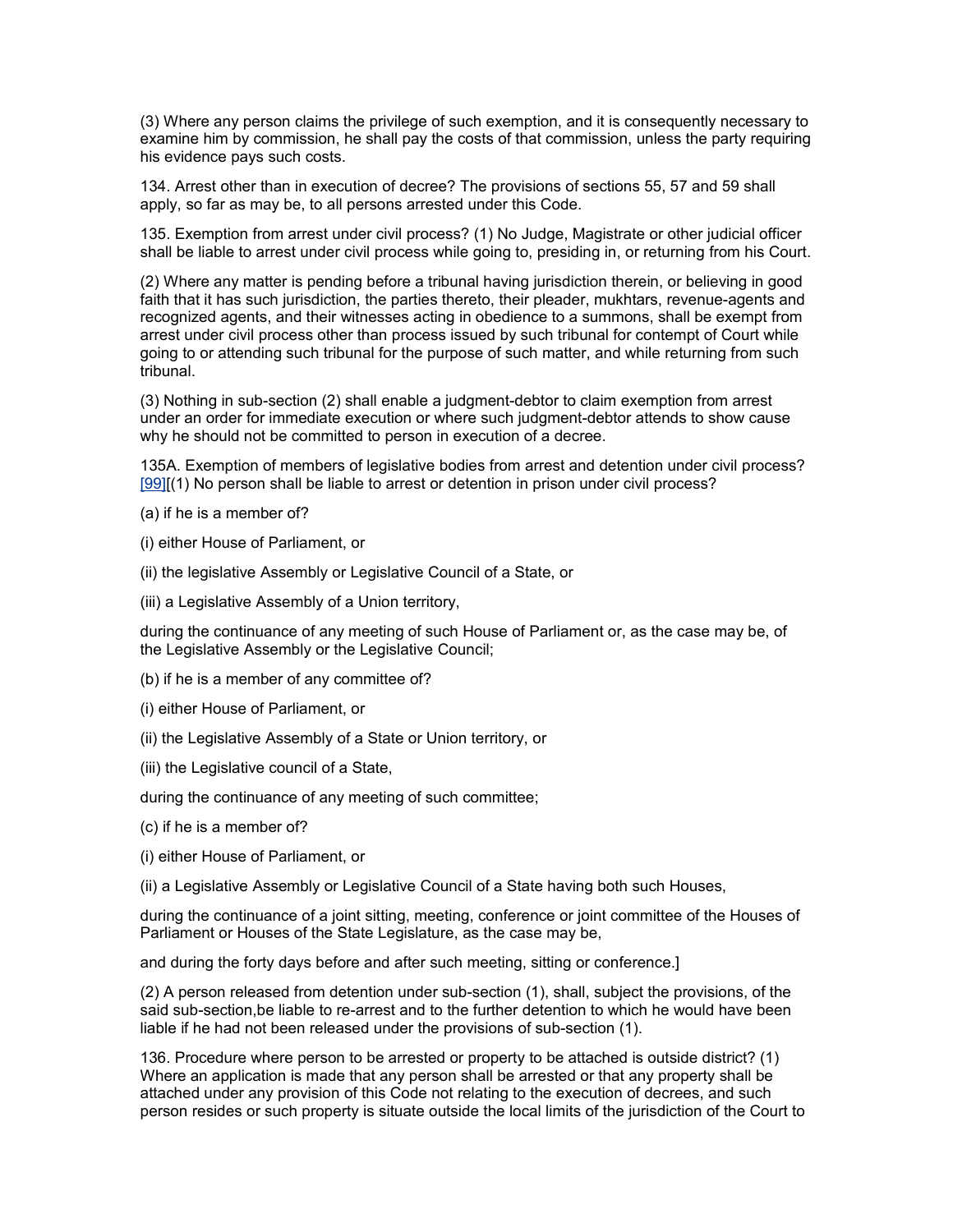(3) Where any person claims the privilege of such exemption, and it is consequently necessary to examine him by commission, he shall pay the costs of that commission, unless the party requiring his evidence pays such costs.

134. Arrest other than in execution of decree? The provisions of sections 55, 57 and 59 shall apply, so far as may be, to all persons arrested under this Code.

135. Exemption from arrest under civil process? (1) No Judge, Magistrate or other judicial officer shall be liable to arrest under civil process while going to, presiding in, or returning from his Court.

(2) Where any matter is pending before a tribunal having jurisdiction therein, or believing in good faith that it has such jurisdiction, the parties thereto, their pleader, mukhtars, revenue-agents and recognized agents, and their witnesses acting in obedience to a summons, shall be exempt from arrest under civil process other than process issued by such tribunal for contempt of Court while going to or attending such tribunal for the purpose of such matter, and while returning from such tribunal.

(3) Nothing in sub-section (2) shall enable a judgment-debtor to claim exemption from arrest under an order for immediate execution or where such judgment-debtor attends to show cause why he should not be committed to person in execution of a decree.

135A. Exemption of members of legislative bodies from arrest and detention under civil process? [99][(1) No person shall be liable to arrest or detention in prison under civil process?

(a) if he is a member of?

(i) either House of Parliament, or

(ii) the legislative Assembly or Legislative Council of a State, or

(iii) a Legislative Assembly of a Union territory,

during the continuance of any meeting of such House of Parliament or, as the case may be, of the Legislative Assembly or the Legislative Council;

(b) if he is a member of any committee of?

(i) either House of Parliament, or

(ii) the Legislative Assembly of a State or Union territory, or

(iii) the Legislative council of a State,

during the continuance of any meeting of such committee;

(c) if he is a member of?

(i) either House of Parliament, or

(ii) a Legislative Assembly or Legislative Council of a State having both such Houses,

during the continuance of a joint sitting, meeting, conference or joint committee of the Houses of Parliament or Houses of the State Legislature, as the case may be,

and during the forty days before and after such meeting, sitting or conference.]

(2) A person released from detention under sub-section (1), shall, subject the provisions, of the said sub-section,be liable to re-arrest and to the further detention to which he would have been liable if he had not been released under the provisions of sub-section (1).

136. Procedure where person to be arrested or property to be attached is outside district? (1) Where an application is made that any person shall be arrested or that any property shall be attached under any provision of this Code not relating to the execution of decrees, and such person resides or such property is situate outside the local limits of the jurisdiction of the Court to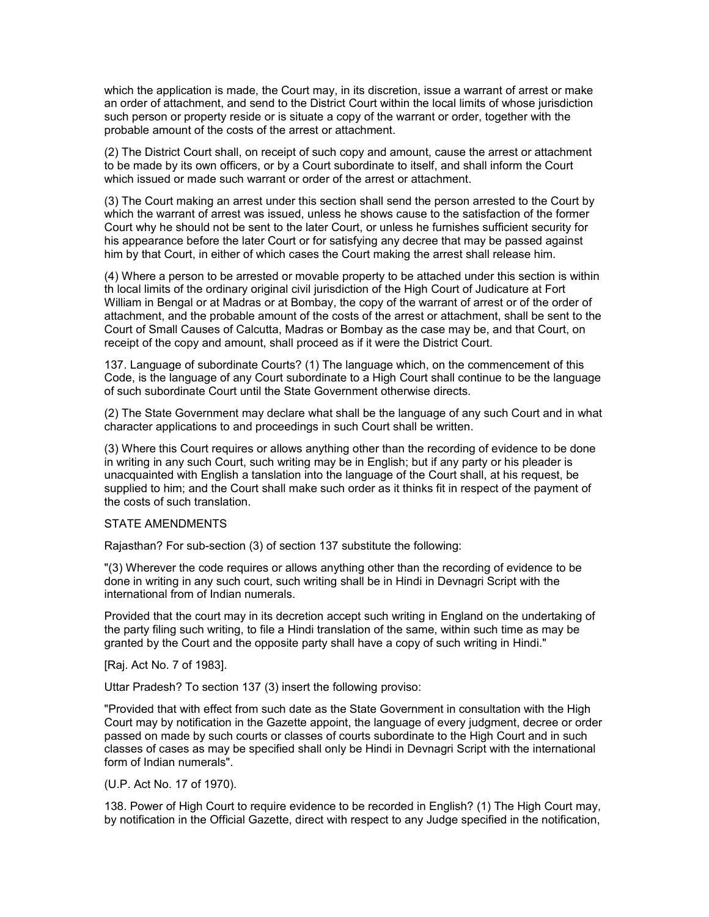which the application is made, the Court may, in its discretion, issue a warrant of arrest or make an order of attachment, and send to the District Court within the local limits of whose jurisdiction such person or property reside or is situate a copy of the warrant or order, together with the probable amount of the costs of the arrest or attachment.

(2) The District Court shall, on receipt of such copy and amount, cause the arrest or attachment to be made by its own officers, or by a Court subordinate to itself, and shall inform the Court which issued or made such warrant or order of the arrest or attachment.

(3) The Court making an arrest under this section shall send the person arrested to the Court by which the warrant of arrest was issued, unless he shows cause to the satisfaction of the former Court why he should not be sent to the later Court, or unless he furnishes sufficient security for his appearance before the later Court or for satisfying any decree that may be passed against him by that Court, in either of which cases the Court making the arrest shall release him.

(4) Where a person to be arrested or movable property to be attached under this section is within th local limits of the ordinary original civil jurisdiction of the High Court of Judicature at Fort William in Bengal or at Madras or at Bombay, the copy of the warrant of arrest or of the order of attachment, and the probable amount of the costs of the arrest or attachment, shall be sent to the Court of Small Causes of Calcutta, Madras or Bombay as the case may be, and that Court, on receipt of the copy and amount, shall proceed as if it were the District Court.

137. Language of subordinate Courts? (1) The language which, on the commencement of this Code, is the language of any Court subordinate to a High Court shall continue to be the language of such subordinate Court until the State Government otherwise directs.

(2) The State Government may declare what shall be the language of any such Court and in what character applications to and proceedings in such Court shall be written.

(3) Where this Court requires or allows anything other than the recording of evidence to be done in writing in any such Court, such writing may be in English; but if any party or his pleader is unacquainted with English a tanslation into the language of the Court shall, at his request, be supplied to him; and the Court shall make such order as it thinks fit in respect of the payment of the costs of such translation.

STATE AMENDMENTS

Rajasthan? For sub-section (3) of section 137 substitute the following:

"(3) Wherever the code requires or allows anything other than the recording of evidence to be done in writing in any such court, such writing shall be in Hindi in Devnagri Script with the international from of Indian numerals.

Provided that the court may in its decretion accept such writing in England on the undertaking of the party filing such writing, to file a Hindi translation of the same, within such time as may be granted by the Court and the opposite party shall have a copy of such writing in Hindi."

[Raj. Act No. 7 of 1983].

Uttar Pradesh? To section 137 (3) insert the following proviso:

"Provided that with effect from such date as the State Government in consultation with the High Court may by notification in the Gazette appoint, the language of every judgment, decree or order passed on made by such courts or classes of courts subordinate to the High Court and in such classes of cases as may be specified shall only be Hindi in Devnagri Script with the international form of Indian numerals".

(U.P. Act No. 17 of 1970).

138. Power of High Court to require evidence to be recorded in English? (1) The High Court may, by notification in the Official Gazette, direct with respect to any Judge specified in the notification,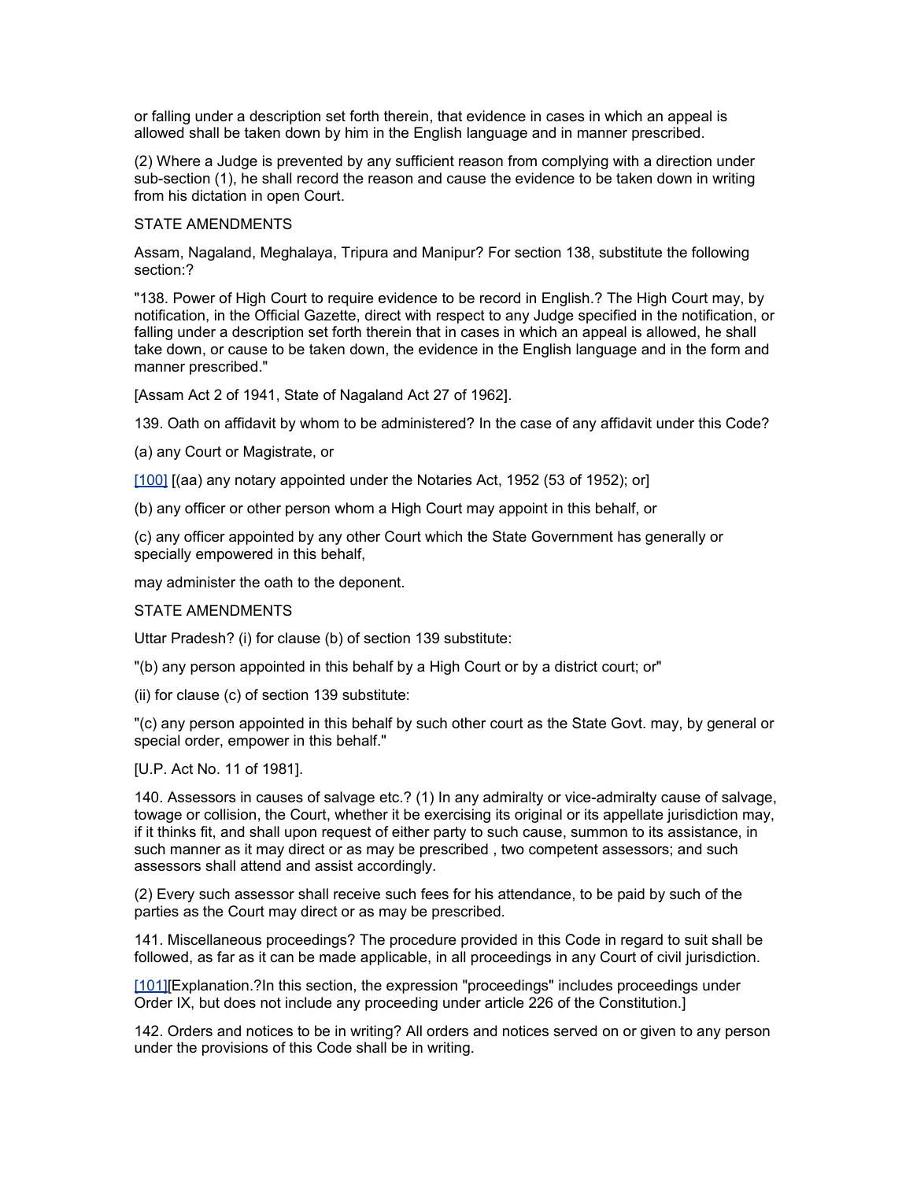or falling under a description set forth therein, that evidence in cases in which an appeal is allowed shall be taken down by him in the English language and in manner prescribed.

(2) Where a Judge is prevented by any sufficient reason from complying with a direction under sub-section (1), he shall record the reason and cause the evidence to be taken down in writing from his dictation in open Court.

STATE AMENDMENTS

Assam, Nagaland, Meghalaya, Tripura and Manipur? For section 138, substitute the following section:?

"138. Power of High Court to require evidence to be record in English.? The High Court may, by notification, in the Official Gazette, direct with respect to any Judge specified in the notification, or falling under a description set forth therein that in cases in which an appeal is allowed, he shall take down, or cause to be taken down, the evidence in the English language and in the form and manner prescribed."

[Assam Act 2 of 1941, State of Nagaland Act 27 of 1962].

139. Oath on affidavit by whom to be administered? In the case of any affidavit under this Code?

(a) any Court or Magistrate, or

[100] [(aa) any notary appointed under the Notaries Act, 1952 (53 of 1952); or]

(b) any officer or other person whom a High Court may appoint in this behalf, or

(c) any officer appointed by any other Court which the State Government has generally or specially empowered in this behalf,

may administer the oath to the deponent.

STATE AMENDMENTS

Uttar Pradesh? (i) for clause (b) of section 139 substitute:

"(b) any person appointed in this behalf by a High Court or by a district court; or"

(ii) for clause (c) of section 139 substitute:

"(c) any person appointed in this behalf by such other court as the State Govt. may, by general or special order, empower in this behalf."

[U.P. Act No. 11 of 1981].

140. Assessors in causes of salvage etc.? (1) In any admiralty or vice-admiralty cause of salvage, towage or collision, the Court, whether it be exercising its original or its appellate jurisdiction may, if it thinks fit, and shall upon request of either party to such cause, summon to its assistance, in such manner as it may direct or as may be prescribed , two competent assessors; and such assessors shall attend and assist accordingly.

(2) Every such assessor shall receive such fees for his attendance, to be paid by such of the parties as the Court may direct or as may be prescribed.

141. Miscellaneous proceedings? The procedure provided in this Code in regard to suit shall be followed, as far as it can be made applicable, in all proceedings in any Court of civil jurisdiction.

[101][Explanation.?In this section, the expression "proceedings" includes proceedings under Order IX, but does not include any proceeding under article 226 of the Constitution.]

142. Orders and notices to be in writing? All orders and notices served on or given to any person under the provisions of this Code shall be in writing.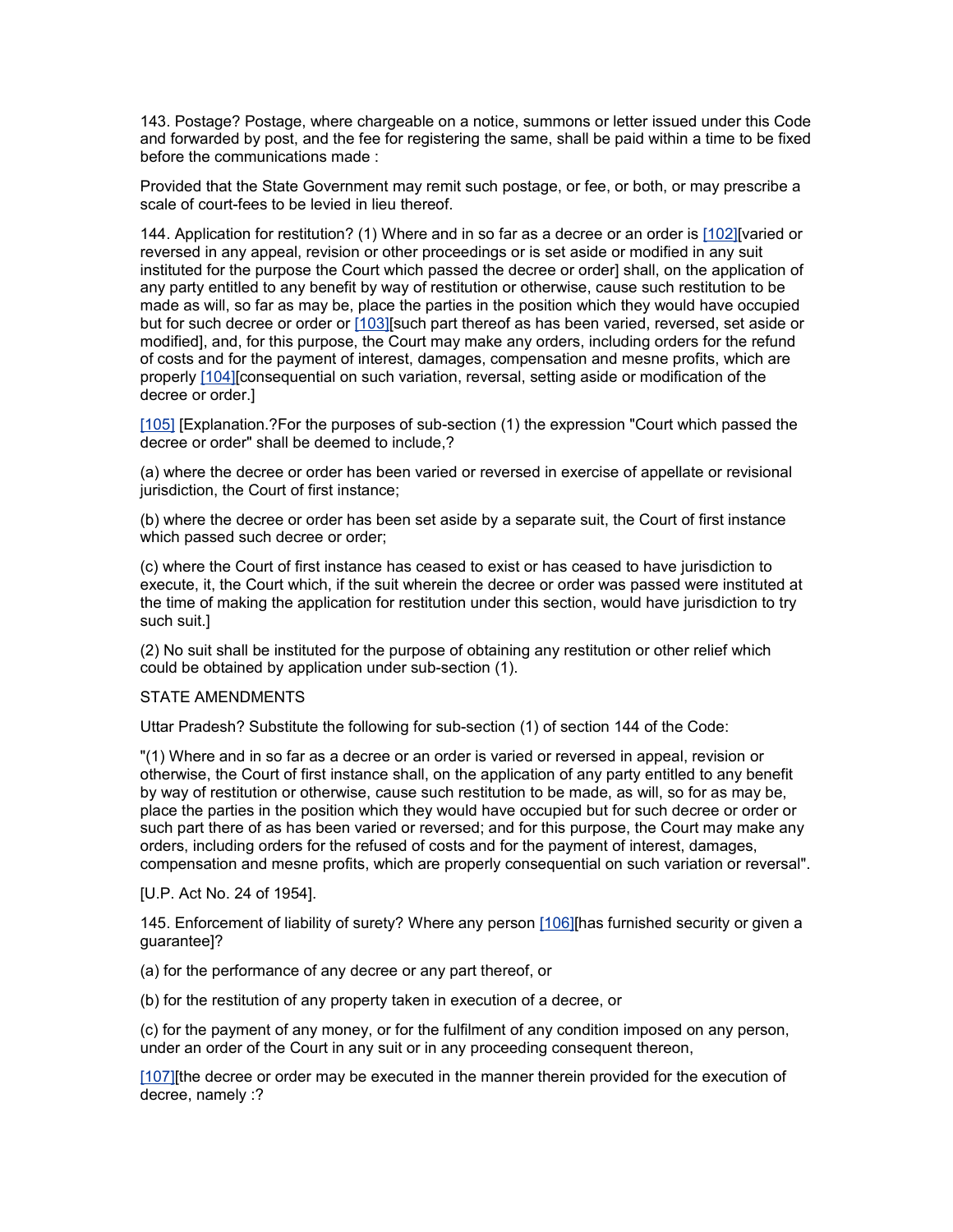143. Postage? Postage, where chargeable on a notice, summons or letter issued under this Code and forwarded by post, and the fee for registering the same, shall be paid within a time to be fixed before the communications made :

Provided that the State Government may remit such postage, or fee, or both, or may prescribe a scale of court-fees to be levied in lieu thereof.

144. Application for restitution? (1) Where and in so far as a decree or an order is [102][varied or reversed in any appeal, revision or other proceedings or is set aside or modified in any suit instituted for the purpose the Court which passed the decree or order] shall, on the application of any party entitled to any benefit by way of restitution or otherwise, cause such restitution to be made as will, so far as may be, place the parties in the position which they would have occupied but for such decree or order or [103][such part thereof as has been varied, reversed, set aside or modified], and, for this purpose, the Court may make any orders, including orders for the refund of costs and for the payment of interest, damages, compensation and mesne profits, which are properly [104][consequential on such variation, reversal, setting aside or modification of the decree or order.]

[105] [Explanation.?For the purposes of sub-section (1) the expression "Court which passed the decree or order" shall be deemed to include,?

(a) where the decree or order has been varied or reversed in exercise of appellate or revisional jurisdiction, the Court of first instance;

(b) where the decree or order has been set aside by a separate suit, the Court of first instance which passed such decree or order;

(c) where the Court of first instance has ceased to exist or has ceased to have jurisdiction to execute, it, the Court which, if the suit wherein the decree or order was passed were instituted at the time of making the application for restitution under this section, would have jurisdiction to try such suit.]

(2) No suit shall be instituted for the purpose of obtaining any restitution or other relief which could be obtained by application under sub-section (1).

STATE AMENDMENTS

Uttar Pradesh? Substitute the following for sub-section (1) of section 144 of the Code:

"(1) Where and in so far as a decree or an order is varied or reversed in appeal, revision or otherwise, the Court of first instance shall, on the application of any party entitled to any benefit by way of restitution or otherwise, cause such restitution to be made, as will, so for as may be, place the parties in the position which they would have occupied but for such decree or order or such part there of as has been varied or reversed; and for this purpose, the Court may make any orders, including orders for the refused of costs and for the payment of interest, damages, compensation and mesne profits, which are properly consequential on such variation or reversal".

[U.P. Act No. 24 of 1954].

145. Enforcement of liability of surety? Where any person [106][has furnished security or given a guarantee]?

(a) for the performance of any decree or any part thereof, or

(b) for the restitution of any property taken in execution of a decree, or

(c) for the payment of any money, or for the fulfilment of any condition imposed on any person, under an order of the Court in any suit or in any proceeding consequent thereon,

[107][the decree or order may be executed in the manner therein provided for the execution of decree, namely :?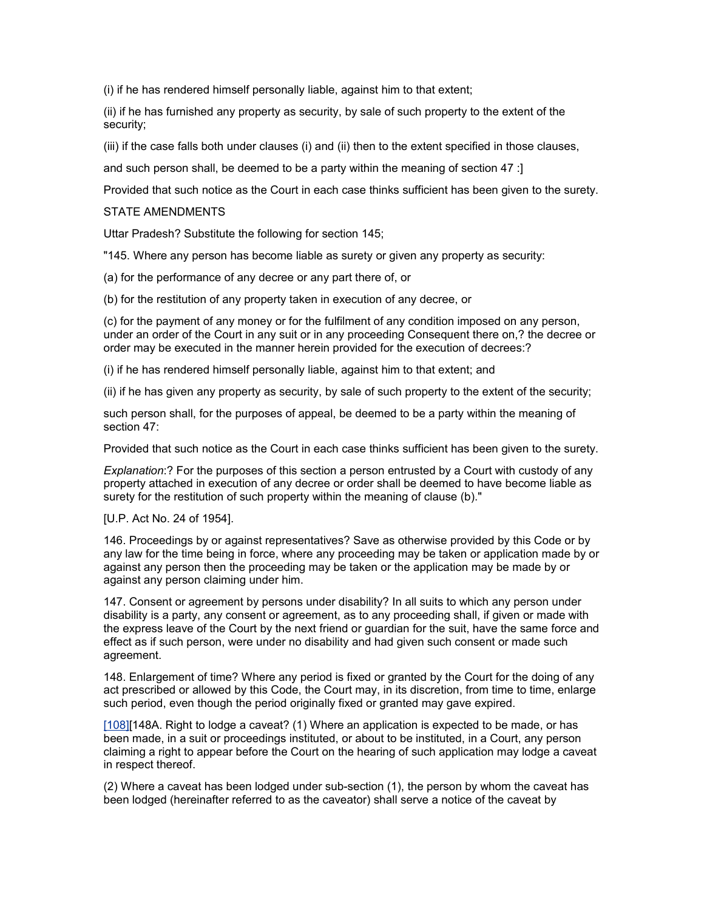(i) if he has rendered himself personally liable, against him to that extent;

(ii) if he has furnished any property as security, by sale of such property to the extent of the security;

(iii) if the case falls both under clauses (i) and (ii) then to the extent specified in those clauses,

and such person shall, be deemed to be a party within the meaning of section 47 :]

Provided that such notice as the Court in each case thinks sufficient has been given to the surety.

STATE AMENDMENTS

Uttar Pradesh? Substitute the following for section 145;

"145. Where any person has become liable as surety or given any property as security:

(a) for the performance of any decree or any part there of, or

(b) for the restitution of any property taken in execution of any decree, or

(c) for the payment of any money or for the fulfilment of any condition imposed on any person, under an order of the Court in any suit or in any proceeding Consequent there on,? the decree or order may be executed in the manner herein provided for the execution of decrees:?

(i) if he has rendered himself personally liable, against him to that extent; and

(ii) if he has given any property as security, by sale of such property to the extent of the security;

such person shall, for the purposes of appeal, be deemed to be a party within the meaning of section 47:

Provided that such notice as the Court in each case thinks sufficient has been given to the surety.

*Explanation*:? For the purposes of this section a person entrusted by a Court with custody of any property attached in execution of any decree or order shall be deemed to have become liable as surety for the restitution of such property within the meaning of clause (b)."

[U.P. Act No. 24 of 1954].

146. Proceedings by or against representatives? Save as otherwise provided by this Code or by any law for the time being in force, where any proceeding may be taken or application made by or against any person then the proceeding may be taken or the application may be made by or against any person claiming under him.

147. Consent or agreement by persons under disability? In all suits to which any person under disability is a party, any consent or agreement, as to any proceeding shall, if given or made with the express leave of the Court by the next friend or guardian for the suit, have the same force and effect as if such person, were under no disability and had given such consent or made such agreement.

148. Enlargement of time? Where any period is fixed or granted by the Court for the doing of any act prescribed or allowed by this Code, the Court may, in its discretion, from time to time, enlarge such period, even though the period originally fixed or granted may gave expired.

[108][148A. Right to lodge a caveat? (1) Where an application is expected to be made, or has been made, in a suit or proceedings instituted, or about to be instituted, in a Court, any person claiming a right to appear before the Court on the hearing of such application may lodge a caveat in respect thereof.

(2) Where a caveat has been lodged under sub-section (1), the person by whom the caveat has been lodged (hereinafter referred to as the caveator) shall serve a notice of the caveat by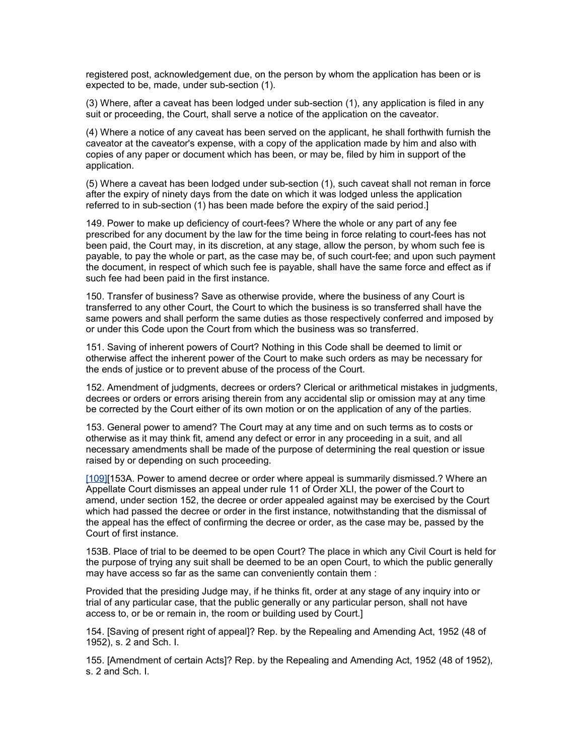registered post, acknowledgement due, on the person by whom the application has been or is expected to be, made, under sub-section (1).

(3) Where, after a caveat has been lodged under sub-section (1), any application is filed in any suit or proceeding, the Court, shall serve a notice of the application on the caveator.

(4) Where a notice of any caveat has been served on the applicant, he shall forthwith furnish the caveator at the caveator's expense, with a copy of the application made by him and also with copies of any paper or document which has been, or may be, filed by him in support of the application.

(5) Where a caveat has been lodged under sub-section (1), such caveat shall not reman in force after the expiry of ninety days from the date on which it was lodged unless the application referred to in sub-section (1) has been made before the expiry of the said period.]

149. Power to make up deficiency of court-fees? Where the whole or any part of any fee prescribed for any document by the law for the time being in force relating to court-fees has not been paid, the Court may, in its discretion, at any stage, allow the person, by whom such fee is payable, to pay the whole or part, as the case may be, of such court-fee; and upon such payment the document, in respect of which such fee is payable, shall have the same force and effect as if such fee had been paid in the first instance.

150. Transfer of business? Save as otherwise provide, where the business of any Court is transferred to any other Court, the Court to which the business is so transferred shall have the same powers and shall perform the same duties as those respectively conferred and imposed by or under this Code upon the Court from which the business was so transferred.

151. Saving of inherent powers of Court? Nothing in this Code shall be deemed to limit or otherwise affect the inherent power of the Court to make such orders as may be necessary for the ends of justice or to prevent abuse of the process of the Court.

152. Amendment of judgments, decrees or orders? Clerical or arithmetical mistakes in judgments, decrees or orders or errors arising therein from any accidental slip or omission may at any time be corrected by the Court either of its own motion or on the application of any of the parties.

153. General power to amend? The Court may at any time and on such terms as to costs or otherwise as it may think fit, amend any defect or error in any proceeding in a suit, and all necessary amendments shall be made of the purpose of determining the real question or issue raised by or depending on such proceeding.

[109][153A. Power to amend decree or order where appeal is summarily dismissed.? Where an Appellate Court dismisses an appeal under rule 11 of Order XLI, the power of the Court to amend, under section 152, the decree or order appealed against may be exercised by the Court which had passed the decree or order in the first instance, notwithstanding that the dismissal of the appeal has the effect of confirming the decree or order, as the case may be, passed by the Court of first instance.

153B. Place of trial to be deemed to be open Court? The place in which any Civil Court is held for the purpose of trying any suit shall be deemed to be an open Court, to which the public generally may have access so far as the same can conveniently contain them :

Provided that the presiding Judge may, if he thinks fit, order at any stage of any inquiry into or trial of any particular case, that the public generally or any particular person, shall not have access to, or be or remain in, the room or building used by Court.]

154. [Saving of present right of appeal]? Rep. by the Repealing and Amending Act, 1952 (48 of 1952), s. 2 and Sch. I.

155. [Amendment of certain Acts]? Rep. by the Repealing and Amending Act, 1952 (48 of 1952), s. 2 and Sch. I.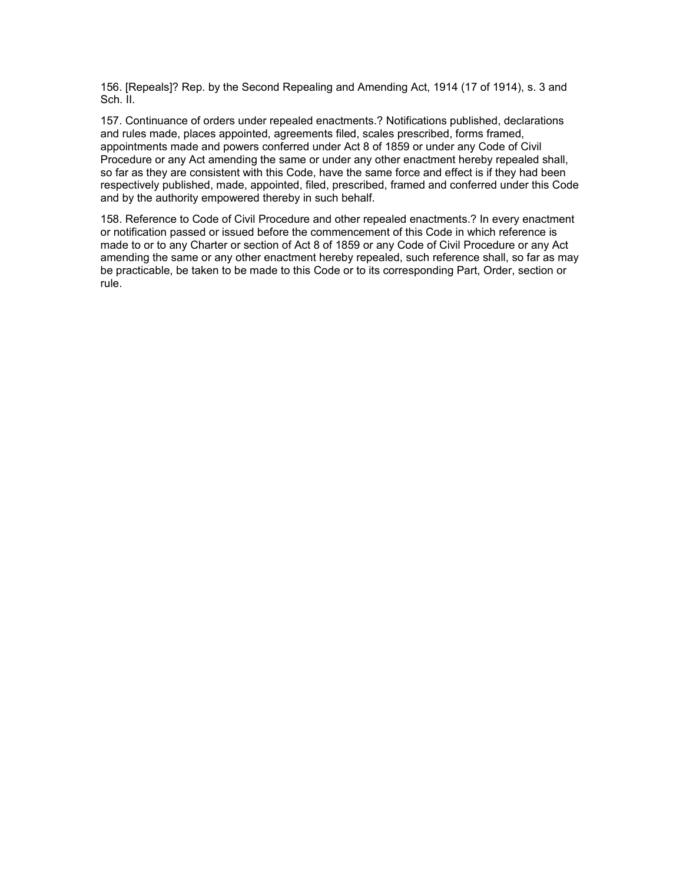156. [Repeals]? Rep. by the Second Repealing and Amending Act, 1914 (17 of 1914), s. 3 and Sch. II.

157. Continuance of orders under repealed enactments.? Notifications published, declarations and rules made, places appointed, agreements filed, scales prescribed, forms framed, appointments made and powers conferred under Act 8 of 1859 or under any Code of Civil Procedure or any Act amending the same or under any other enactment hereby repealed shall, so far as they are consistent with this Code, have the same force and effect is if they had been respectively published, made, appointed, filed, prescribed, framed and conferred under this Code and by the authority empowered thereby in such behalf.

158. Reference to Code of Civil Procedure and other repealed enactments.? In every enactment or notification passed or issued before the commencement of this Code in which reference is made to or to any Charter or section of Act 8 of 1859 or any Code of Civil Procedure or any Act amending the same or any other enactment hereby repealed, such reference shall, so far as may be practicable, be taken to be made to this Code or to its corresponding Part, Order, section or rule.